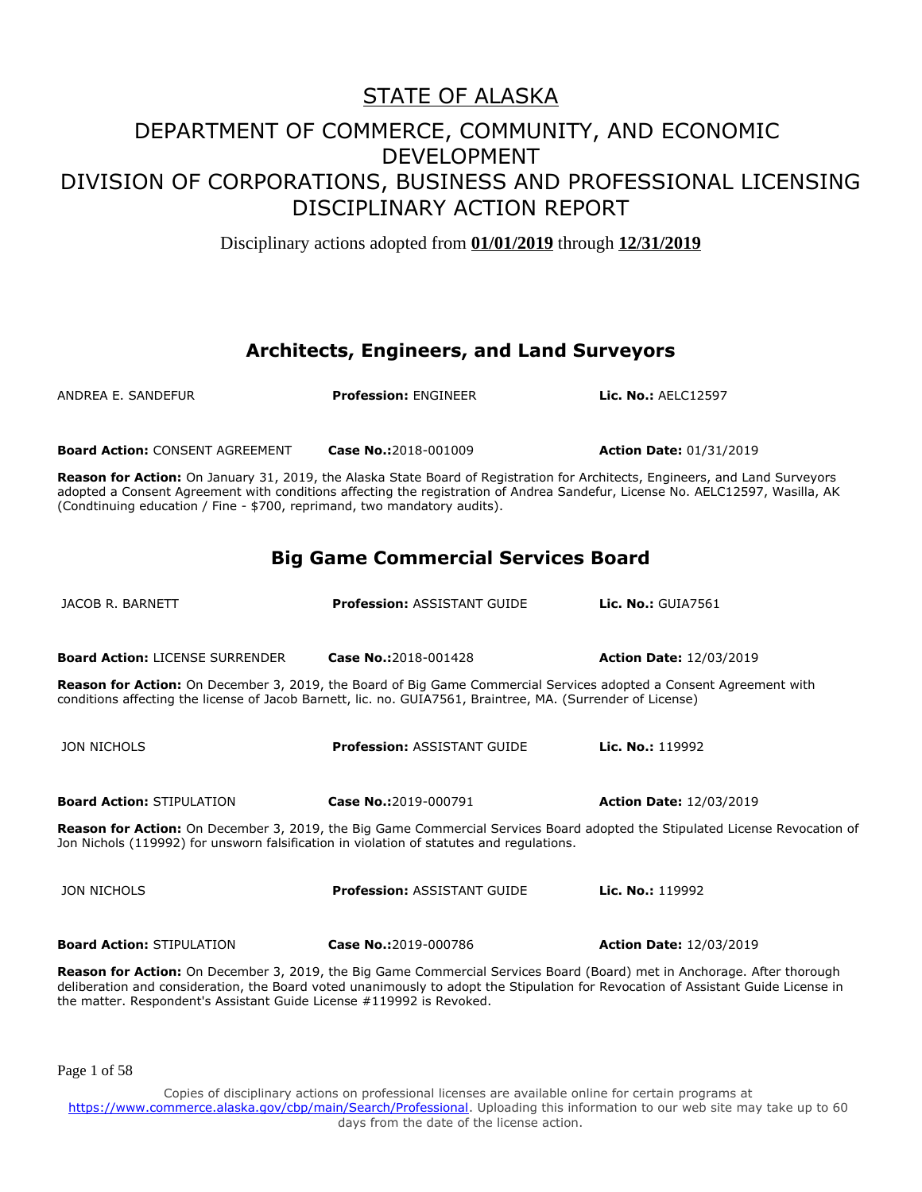# STATE OF ALASKA

## DEPARTMENT OF COMMERCE, COMMUNITY, AND ECONOMIC DEVELOPMENT
## DIVISION OF CORPORATIONS, BUSINESS AND PROFESSIONAL LICENSING
## DISCIPLINARY ACTION REPORT

Disciplinary actions adopted from **01/01/2019** through **12/31/2019**

### Architects, Engineers, and Land Surveyors

ANDREA E. SANDEFUR | **Profession:** ENGINEER | **Lic. No.:** AELC12597

**Board Action:** CONSENT AGREEMENT | **Case No.:**2018-001009 | **Action Date:** 01/31/2019

**Reason for Action:** On January 31, 2019, the Alaska State Board of Registration for Architects, Engineers, and Land Surveyors adopted a Consent Agreement with conditions affecting the registration of Andrea Sandefur, License No. AELC12597, Wasilla, AK (Condtinuing education / Fine - $700, reprimand, two mandatory audits).

### Big Game Commercial Services Board

JACOB R. BARNETT | **Profession:** ASSISTANT GUIDE | **Lic. No.:** GUIA7561

**Board Action:** LICENSE SURRENDER | **Case No.:**2018-001428 | **Action Date:** 12/03/2019

**Reason for Action:** On December 3, 2019, the Board of Big Game Commercial Services adopted a Consent Agreement with conditions affecting the license of Jacob Barnett, lic. no. GUIA7561, Braintree, MA. (Surrender of License)

JON NICHOLS | **Profession:** ASSISTANT GUIDE | **Lic. No.:** 119992

**Board Action:** STIPULATION | **Case No.:**2019-000791 | **Action Date:** 12/03/2019

**Reason for Action:** On December 3, 2019, the Big Game Commercial Services Board adopted the Stipulated License Revocation of Jon Nichols (119992) for unsworn falsification in violation of statutes and regulations.

JON NICHOLS | **Profession:** ASSISTANT GUIDE | **Lic. No.:** 119992

**Board Action:** STIPULATION | **Case No.:**2019-000786 | **Action Date:** 12/03/2019

**Reason for Action:** On December 3, 2019, the Big Game Commercial Services Board (Board) met in Anchorage. After thorough deliberation and consideration, the Board voted unanimously to adopt the Stipulation for Revocation of Assistant Guide License in the matter. Respondent's Assistant Guide License #119992 is Revoked.

Copies of disciplinary actions on professional licenses are available online for certain programs at https://www.commerce.alaska.gov/cbp/main/Search/Professional. Uploading this information to our web site may take up to 60 days from the date of the license action.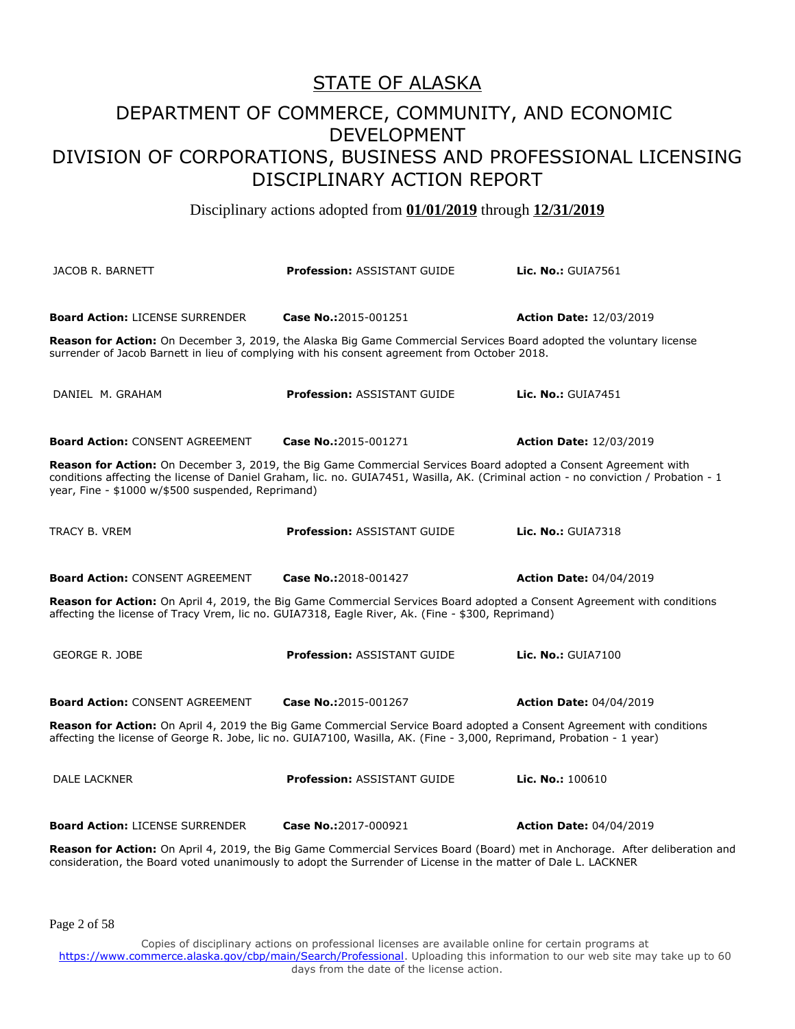# STATE OF ALASKA

## DEPARTMENT OF COMMERCE, COMMUNITY, AND ECONOMIC DEVELOPMENT
## DIVISION OF CORPORATIONS, BUSINESS AND PROFESSIONAL LICENSING
## DISCIPLINARY ACTION REPORT

Disciplinary actions adopted from **01/01/2019** through **12/31/2019**

JACOB R. BARNETT | **Profession:** ASSISTANT GUIDE | **Lic. No.:** GUIA7561

**Board Action:** LICENSE SURRENDER | **Case No.:** 2015-001251 | **Action Date:** 12/03/2019

**Reason for Action:** On December 3, 2019, the Alaska Big Game Commercial Services Board adopted the voluntary license surrender of Jacob Barnett in lieu of complying with his consent agreement from October 2018.

DANIEL M. GRAHAM | **Profession:** ASSISTANT GUIDE | **Lic. No.:** GUIA7451

**Board Action:** CONSENT AGREEMENT | **Case No.:** 2015-001271 | **Action Date:** 12/03/2019

**Reason for Action:** On December 3, 2019, the Big Game Commercial Services Board adopted a Consent Agreement with conditions affecting the license of Daniel Graham, lic. no. GUIA7451, Wasilla, AK. (Criminal action - no conviction / Probation - 1 year, Fine - $1000 w/$500 suspended, Reprimand)

TRACY B. VREM | **Profession:** ASSISTANT GUIDE | **Lic. No.:** GUIA7318

**Board Action:** CONSENT AGREEMENT | **Case No.:** 2018-001427 | **Action Date:** 04/04/2019

**Reason for Action:** On April 4, 2019, the Big Game Commercial Services Board adopted a Consent Agreement with conditions affecting the license of Tracy Vrem, lic no. GUIA7318, Eagle River, Ak. (Fine - $300, Reprimand)

GEORGE R. JOBE | **Profession:** ASSISTANT GUIDE | **Lic. No.:** GUIA7100

**Board Action:** CONSENT AGREEMENT | **Case No.:** 2015-001267 | **Action Date:** 04/04/2019

**Reason for Action:** On April 4, 2019 the Big Game Commercial Service Board adopted a Consent Agreement with conditions affecting the license of George R. Jobe, lic no. GUIA7100, Wasilla, AK. (Fine - 3,000, Reprimand, Probation - 1 year)

DALE LACKNER | **Profession:** ASSISTANT GUIDE | **Lic. No.:** 100610

**Board Action:** LICENSE SURRENDER | **Case No.:** 2017-000921 | **Action Date:** 04/04/2019

**Reason for Action:** On April 4, 2019, the Big Game Commercial Services Board (Board) met in Anchorage. After deliberation and consideration, the Board voted unanimously to adopt the Surrender of License in the matter of Dale L. LACKNER

Copies of disciplinary actions on professional licenses are available online for certain programs at https://www.commerce.alaska.gov/cbp/main/Search/Professional. Uploading this information to our web site may take up to 60 days from the date of the license action.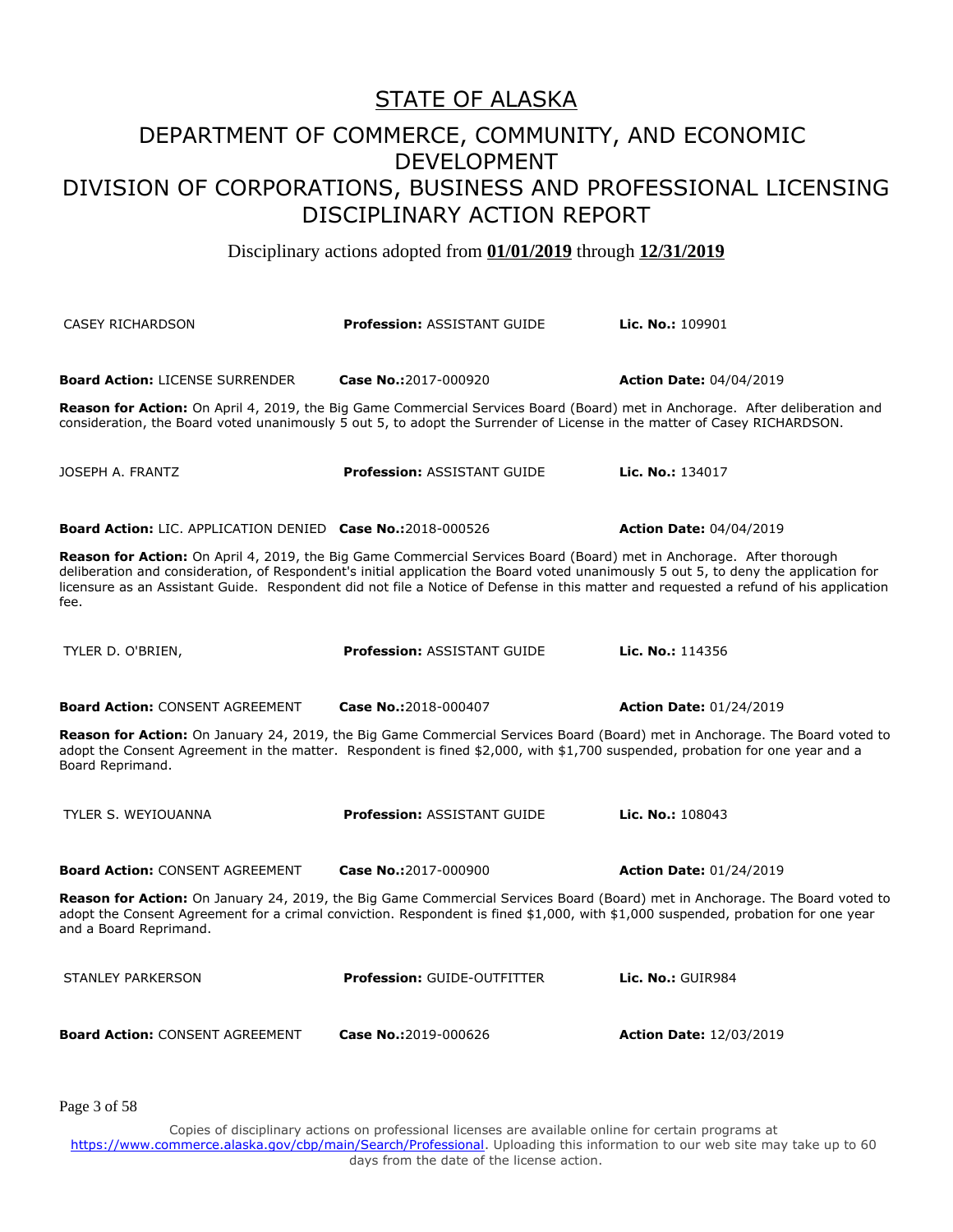# STATE OF ALASKA

## DEPARTMENT OF COMMERCE, COMMUNITY, AND ECONOMIC DEVELOPMENT

## DIVISION OF CORPORATIONS, BUSINESS AND PROFESSIONAL LICENSING DISCIPLINARY ACTION REPORT

Disciplinary actions adopted from **01/01/2019** through **12/31/2019**

CASEY RICHARDSON | **Profession:** ASSISTANT GUIDE | **Lic. No.:** 109901

**Board Action:** LICENSE SURRENDER | **Case No.:**2017-000920 | **Action Date:** 04/04/2019

**Reason for Action:** On April 4, 2019, the Big Game Commercial Services Board (Board) met in Anchorage. After deliberation and consideration, the Board voted unanimously 5 out 5, to adopt the Surrender of License in the matter of Casey RICHARDSON.

JOSEPH A. FRANTZ | **Profession:** ASSISTANT GUIDE | **Lic. No.:** 134017

**Board Action:** LIC. APPLICATION DENIED | **Case No.:**2018-000526 | **Action Date:** 04/04/2019

**Reason for Action:** On April 4, 2019, the Big Game Commercial Services Board (Board) met in Anchorage. After thorough deliberation and consideration, of Respondent's initial application the Board voted unanimously 5 out 5, to deny the application for licensure as an Assistant Guide. Respondent did not file a Notice of Defense in this matter and requested a refund of his application fee.

TYLER D. O'BRIEN, | **Profession:** ASSISTANT GUIDE | **Lic. No.:** 114356

**Board Action:** CONSENT AGREEMENT | **Case No.:**2018-000407 | **Action Date:** 01/24/2019

**Reason for Action:** On January 24, 2019, the Big Game Commercial Services Board (Board) met in Anchorage. The Board voted to adopt the Consent Agreement in the matter. Respondent is fined $2,000, with $1,700 suspended, probation for one year and a Board Reprimand.

TYLER S. WEYIOUANNA | **Profession:** ASSISTANT GUIDE | **Lic. No.:** 108043

**Board Action:** CONSENT AGREEMENT | **Case No.:**2017-000900 | **Action Date:** 01/24/2019

**Reason for Action:** On January 24, 2019, the Big Game Commercial Services Board (Board) met in Anchorage. The Board voted to adopt the Consent Agreement for a crimal conviction. Respondent is fined $1,000, with $1,000 suspended, probation for one year and a Board Reprimand.

STANLEY PARKERSON | **Profession:** GUIDE-OUTFITTER | **Lic. No.:** GUIR984

**Board Action:** CONSENT AGREEMENT | **Case No.:**2019-000626 | **Action Date:** 12/03/2019

Copies of disciplinary actions on professional licenses are available online for certain programs at https://www.commerce.alaska.gov/cbp/main/Search/Professional. Uploading this information to our web site may take up to 60 days from the date of the license action.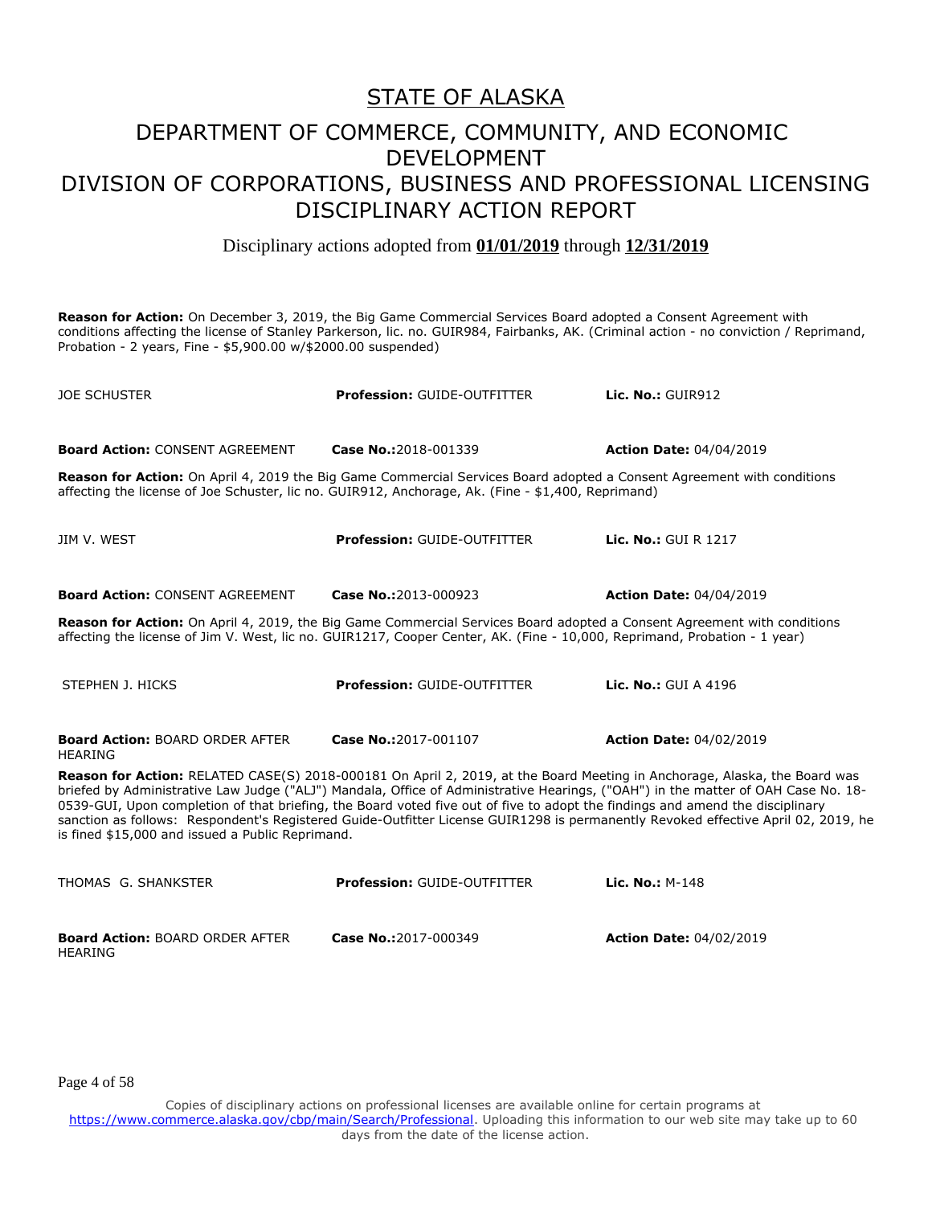# STATE OF ALASKA

## DEPARTMENT OF COMMERCE, COMMUNITY, AND ECONOMIC DEVELOPMENT

## DIVISION OF CORPORATIONS, BUSINESS AND PROFESSIONAL LICENSING DISCIPLINARY ACTION REPORT

Disciplinary actions adopted from **01/01/2019** through **12/31/2019**

**Reason for Action:** On December 3, 2019, the Big Game Commercial Services Board adopted a Consent Agreement with conditions affecting the license of Stanley Parkerson, lic. no. GUIR984, Fairbanks, AK. (Criminal action - no conviction / Reprimand, Probation - 2 years, Fine - $5,900.00 w/$2000.00 suspended)

| | | |
|---|---|---|
| JOE SCHUSTER | **Profession:** GUIDE-OUTFITTER | **Lic. No.:** GUIR912 |
| **Board Action:** CONSENT AGREEMENT | **Case No.:** 2018-001339 | **Action Date:** 04/04/2019 |

**Reason for Action:** On April 4, 2019 the Big Game Commercial Services Board adopted a Consent Agreement with conditions affecting the license of Joe Schuster, lic no. GUIR912, Anchorage, Ak. (Fine - $1,400, Reprimand)

| | | |
|---|---|---|
| JIM V. WEST | **Profession:** GUIDE-OUTFITTER | **Lic. No.:** GUI R 1217 |
| **Board Action:** CONSENT AGREEMENT | **Case No.:** 2013-000923 | **Action Date:** 04/04/2019 |

**Reason for Action:** On April 4, 2019, the Big Game Commercial Services Board adopted a Consent Agreement with conditions affecting the license of Jim V. West, lic no. GUIR1217, Cooper Center, AK. (Fine - 10,000, Reprimand, Probation - 1 year)

| | | |
|---|---|---|
| STEPHEN J. HICKS | **Profession:** GUIDE-OUTFITTER | **Lic. No.:** GUI A 4196 |
| **Board Action:** BOARD ORDER AFTER HEARING | **Case No.:** 2017-001107 | **Action Date:** 04/02/2019 |

**Reason for Action:** RELATED CASE(S) 2018-000181 On April 2, 2019, at the Board Meeting in Anchorage, Alaska, the Board was briefed by Administrative Law Judge ("ALJ") Mandala, Office of Administrative Hearings, ("OAH") in the matter of OAH Case No. 18-0539-GUI, Upon completion of that briefing, the Board voted five out of five to adopt the findings and amend the disciplinary sanction as follows: Respondent's Registered Guide-Outfitter License GUIR1298 is permanently Revoked effective April 02, 2019, he is fined $15,000 and issued a Public Reprimand.

| | | |
|---|---|---|
| THOMAS G. SHANKSTER | **Profession:** GUIDE-OUTFITTER | **Lic. No.:** M-148 |
| **Board Action:** BOARD ORDER AFTER HEARING | **Case No.:** 2017-000349 | **Action Date:** 04/02/2019 |

Copies of disciplinary actions on professional licenses are available online for certain programs at https://www.commerce.alaska.gov/cbp/main/Search/Professional. Uploading this information to our web site may take up to 60 days from the date of the license action.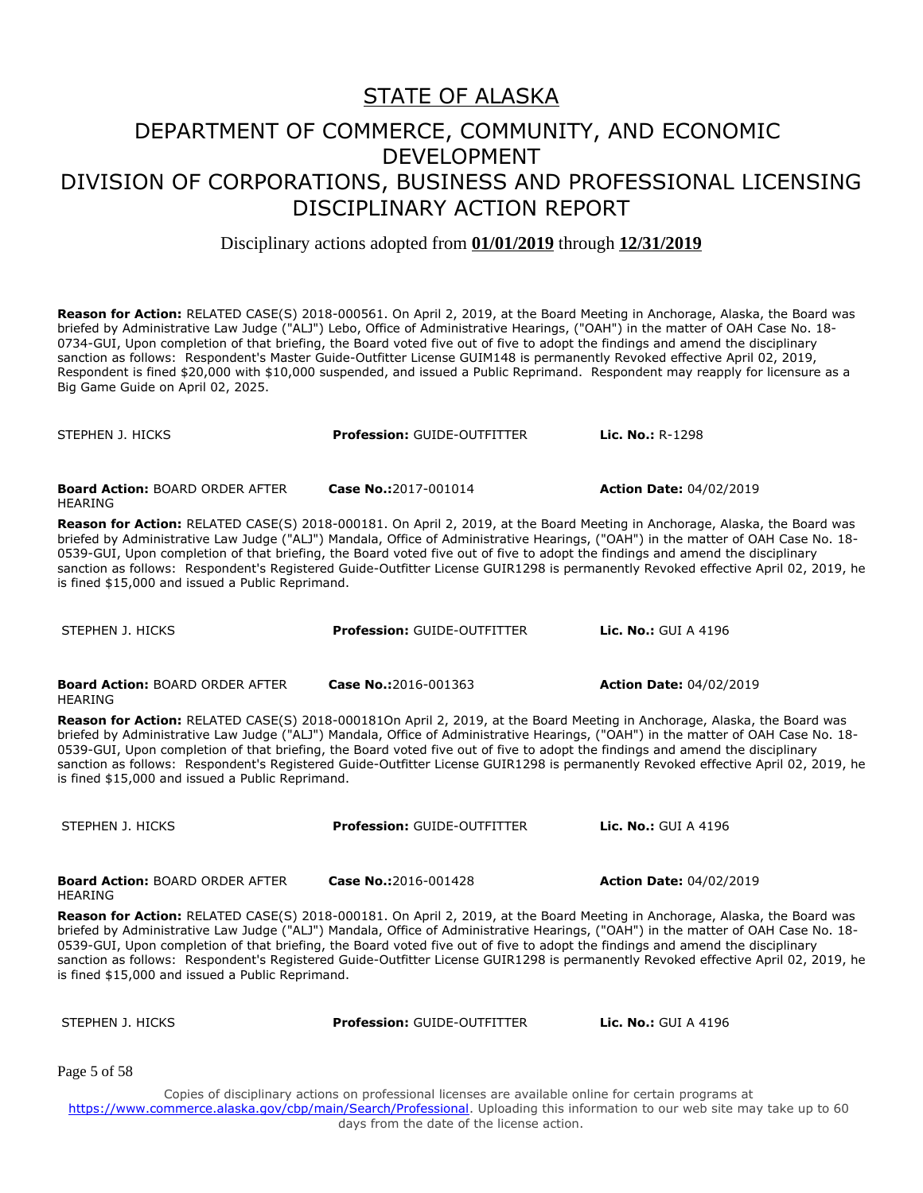# STATE OF ALASKA

## DEPARTMENT OF COMMERCE, COMMUNITY, AND ECONOMIC DEVELOPMENT

## DIVISION OF CORPORATIONS, BUSINESS AND PROFESSIONAL LICENSING DISCIPLINARY ACTION REPORT

Disciplinary actions adopted from **01/01/2019** through **12/31/2019**

**Reason for Action:** RELATED CASE(S) 2018-000561. On April 2, 2019, at the Board Meeting in Anchorage, Alaska, the Board was briefed by Administrative Law Judge ("ALJ") Lebo, Office of Administrative Hearings, ("OAH") in the matter of OAH Case No. 18-0734-GUI, Upon completion of that briefing, the Board voted five out of five to adopt the findings and amend the disciplinary sanction as follows: Respondent's Master Guide-Outfitter License GUIM148 is permanently Revoked effective April 02, 2019, Respondent is fined $20,000 with $10,000 suspended, and issued a Public Reprimand. Respondent may reapply for licensure as a Big Game Guide on April 02, 2025.

| | | |
|---|---|---|
| STEPHEN J. HICKS | **Profession:** GUIDE-OUTFITTER | **Lic. No.:** R-1298 |
| **Board Action:** BOARD ORDER AFTER HEARING | **Case No.:**2017-001014 | **Action Date:** 04/02/2019 |

**Reason for Action:** RELATED CASE(S) 2018-000181. On April 2, 2019, at the Board Meeting in Anchorage, Alaska, the Board was briefed by Administrative Law Judge ("ALJ") Mandala, Office of Administrative Hearings, ("OAH") in the matter of OAH Case No. 18-0539-GUI, Upon completion of that briefing, the Board voted five out of five to adopt the findings and amend the disciplinary sanction as follows: Respondent's Registered Guide-Outfitter License GUIR1298 is permanently Revoked effective April 02, 2019, he is fined $15,000 and issued a Public Reprimand.

| | | |
|---|---|---|
| STEPHEN J. HICKS | **Profession:** GUIDE-OUTFITTER | **Lic. No.:** GUI A 4196 |
| **Board Action:** BOARD ORDER AFTER HEARING | **Case No.:**2016-001363 | **Action Date:** 04/02/2019 |

**Reason for Action:** RELATED CASE(S) 2018-000181On April 2, 2019, at the Board Meeting in Anchorage, Alaska, the Board was briefed by Administrative Law Judge ("ALJ") Mandala, Office of Administrative Hearings, ("OAH") in the matter of OAH Case No. 18-0539-GUI, Upon completion of that briefing, the Board voted five out of five to adopt the findings and amend the disciplinary sanction as follows: Respondent's Registered Guide-Outfitter License GUIR1298 is permanently Revoked effective April 02, 2019, he is fined $15,000 and issued a Public Reprimand.

| | | |
|---|---|---|
| STEPHEN J. HICKS | **Profession:** GUIDE-OUTFITTER | **Lic. No.:** GUI A 4196 |
| **Board Action:** BOARD ORDER AFTER HEARING | **Case No.:**2016-001428 | **Action Date:** 04/02/2019 |

**Reason for Action:** RELATED CASE(S) 2018-000181. On April 2, 2019, at the Board Meeting in Anchorage, Alaska, the Board was briefed by Administrative Law Judge ("ALJ") Mandala, Office of Administrative Hearings, ("OAH") in the matter of OAH Case No. 18-0539-GUI, Upon completion of that briefing, the Board voted five out of five to adopt the findings and amend the disciplinary sanction as follows: Respondent's Registered Guide-Outfitter License GUIR1298 is permanently Revoked effective April 02, 2019, he is fined $15,000 and issued a Public Reprimand.

| | | |
|---|---|---|
| STEPHEN J. HICKS | **Profession:** GUIDE-OUTFITTER | **Lic. No.:** GUI A 4196 |

Copies of disciplinary actions on professional licenses are available online for certain programs at https://www.commerce.alaska.gov/cbp/main/Search/Professional. Uploading this information to our web site may take up to 60 days from the date of the license action.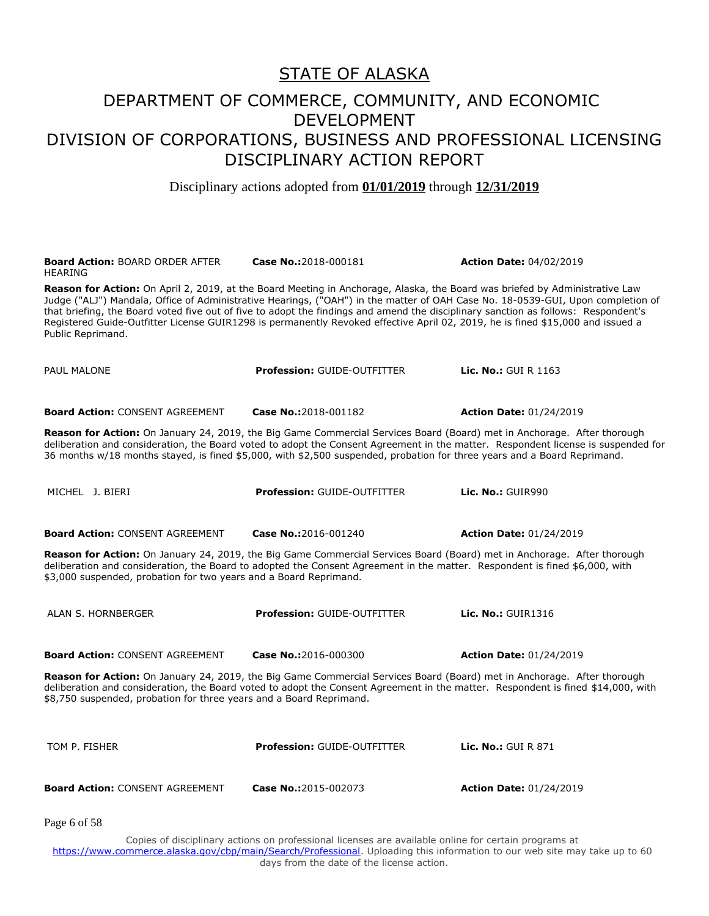# STATE OF ALASKA

## DEPARTMENT OF COMMERCE, COMMUNITY, AND ECONOMIC DEVELOPMENT
## DIVISION OF CORPORATIONS, BUSINESS AND PROFESSIONAL LICENSING
## DISCIPLINARY ACTION REPORT

Disciplinary actions adopted from **01/01/2019** through **12/31/2019**

**Board Action:** BOARD ORDER AFTER HEARING | **Case No.:** 2018-000181 | **Action Date:** 04/02/2019

**Reason for Action:** On April 2, 2019, at the Board Meeting in Anchorage, Alaska, the Board was briefed by Administrative Law Judge ("ALJ") Mandala, Office of Administrative Hearings, ("OAH") in the matter of OAH Case No. 18-0539-GUI, Upon completion of that briefing, the Board voted five out of five to adopt the findings and amend the disciplinary sanction as follows: Respondent's Registered Guide-Outfitter License GUIR1298 is permanently Revoked effective April 02, 2019, he is fined $15,000 and issued a Public Reprimand.

PAUL MALONE | **Profession:** GUIDE-OUTFITTER | **Lic. No.:** GUI R 1163

**Board Action:** CONSENT AGREEMENT | **Case No.:** 2018-001182 | **Action Date:** 01/24/2019

**Reason for Action:** On January 24, 2019, the Big Game Commercial Services Board (Board) met in Anchorage. After thorough deliberation and consideration, the Board voted to adopt the Consent Agreement in the matter. Respondent license is suspended for 36 months w/18 months stayed, is fined $5,000, with $2,500 suspended, probation for three years and a Board Reprimand.

MICHEL J. BIERI | **Profession:** GUIDE-OUTFITTER | **Lic. No.:** GUIR990

**Board Action:** CONSENT AGREEMENT | **Case No.:** 2016-001240 | **Action Date:** 01/24/2019

**Reason for Action:** On January 24, 2019, the Big Game Commercial Services Board (Board) met in Anchorage. After thorough deliberation and consideration, the Board to adopted the Consent Agreement in the matter. Respondent is fined $6,000, with $3,000 suspended, probation for two years and a Board Reprimand.

ALAN S. HORNBERGER | **Profession:** GUIDE-OUTFITTER | **Lic. No.:** GUIR1316

**Board Action:** CONSENT AGREEMENT | **Case No.:** 2016-000300 | **Action Date:** 01/24/2019

**Reason for Action:** On January 24, 2019, the Big Game Commercial Services Board (Board) met in Anchorage. After thorough deliberation and consideration, the Board voted to adopt the Consent Agreement in the matter. Respondent is fined $14,000, with $8,750 suspended, probation for three years and a Board Reprimand.

TOM P. FISHER | **Profession:** GUIDE-OUTFITTER | **Lic. No.:** GUI R 871

**Board Action:** CONSENT AGREEMENT | **Case No.:** 2015-002073 | **Action Date:** 01/24/2019

Copies of disciplinary actions on professional licenses are available online for certain programs at https://www.commerce.alaska.gov/cbp/main/Search/Professional. Uploading this information to our web site may take up to 60 days from the date of the license action.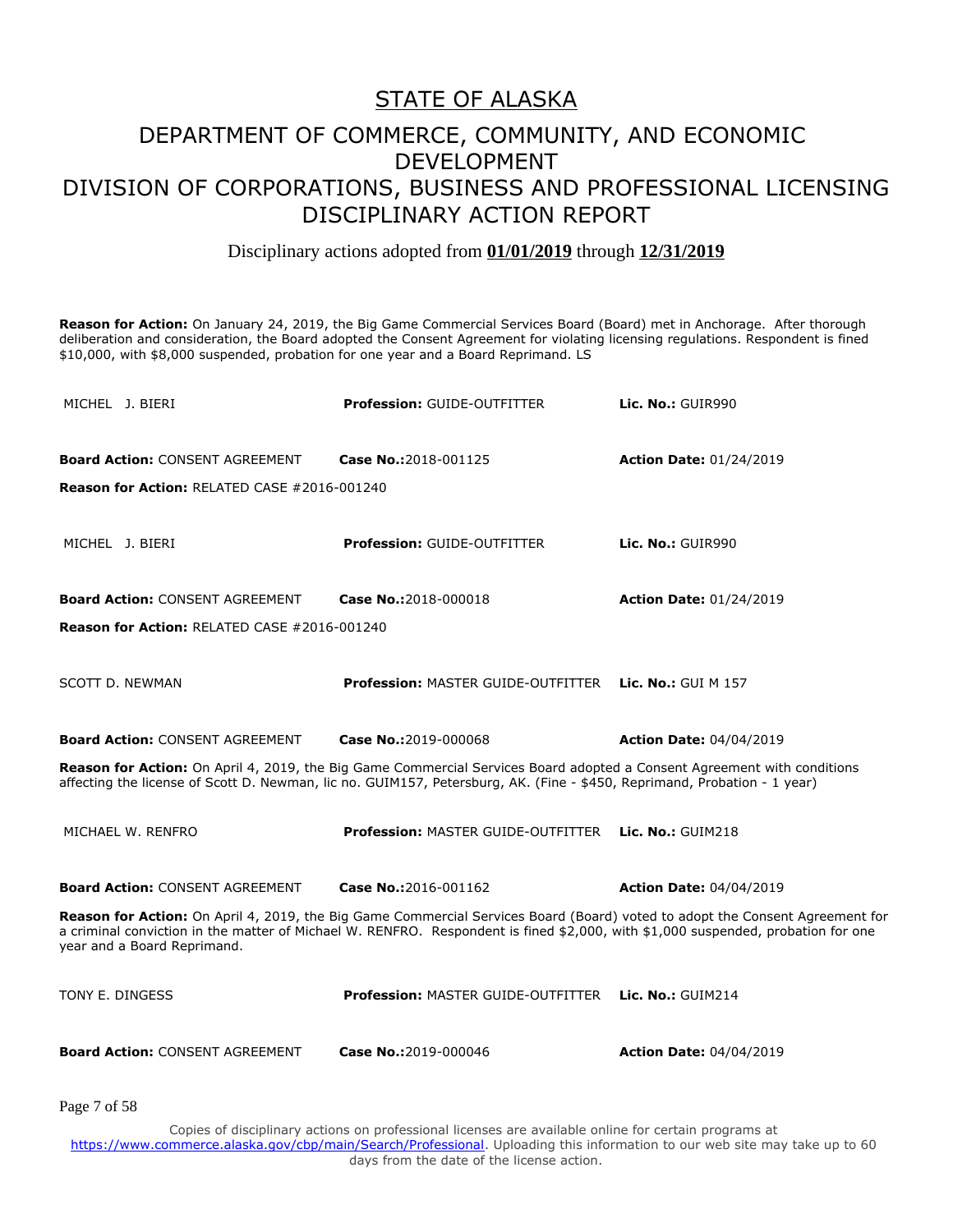# STATE OF ALASKA

## DEPARTMENT OF COMMERCE, COMMUNITY, AND ECONOMIC DEVELOPMENT

## DIVISION OF CORPORATIONS, BUSINESS AND PROFESSIONAL LICENSING

## DISCIPLINARY ACTION REPORT

Disciplinary actions adopted from **01/01/2019** through **12/31/2019**

**Reason for Action:** On January 24, 2019, the Big Game Commercial Services Board (Board) met in Anchorage. After thorough deliberation and consideration, the Board adopted the Consent Agreement for violating licensing regulations. Respondent is fined $10,000, with $8,000 suspended, probation for one year and a Board Reprimand. LS

MICHEL J. BIERI | **Profession:** GUIDE-OUTFITTER | **Lic. No.:** GUIR990

**Board Action:** CONSENT AGREEMENT | **Case No.:**2018-001125 | **Action Date:** 01/24/2019

**Reason for Action:** RELATED CASE #2016-001240

MICHEL J. BIERI | **Profession:** GUIDE-OUTFITTER | **Lic. No.:** GUIR990

**Board Action:** CONSENT AGREEMENT | **Case No.:**2018-000018 | **Action Date:** 01/24/2019

**Reason for Action:** RELATED CASE #2016-001240

SCOTT D. NEWMAN | **Profession:** MASTER GUIDE-OUTFITTER | **Lic. No.:** GUI M 157

**Board Action:** CONSENT AGREEMENT | **Case No.:**2019-000068 | **Action Date:** 04/04/2019

**Reason for Action:** On April 4, 2019, the Big Game Commercial Services Board adopted a Consent Agreement with conditions affecting the license of Scott D. Newman, lic no. GUIM157, Petersburg, AK. (Fine - $450, Reprimand, Probation - 1 year)

MICHAEL W. RENFRO | **Profession:** MASTER GUIDE-OUTFITTER | **Lic. No.:** GUIM218

**Board Action:** CONSENT AGREEMENT | **Case No.:**2016-001162 | **Action Date:** 04/04/2019

**Reason for Action:** On April 4, 2019, the Big Game Commercial Services Board (Board) voted to adopt the Consent Agreement for a criminal conviction in the matter of Michael W. RENFRO. Respondent is fined $2,000, with $1,000 suspended, probation for one year and a Board Reprimand.

TONY E. DINGESS | **Profession:** MASTER GUIDE-OUTFITTER | **Lic. No.:** GUIM214

**Board Action:** CONSENT AGREEMENT | **Case No.:**2019-000046 | **Action Date:** 04/04/2019

Copies of disciplinary actions on professional licenses are available online for certain programs at https://www.commerce.alaska.gov/cbp/main/Search/Professional. Uploading this information to our web site may take up to 60 days from the date of the license action.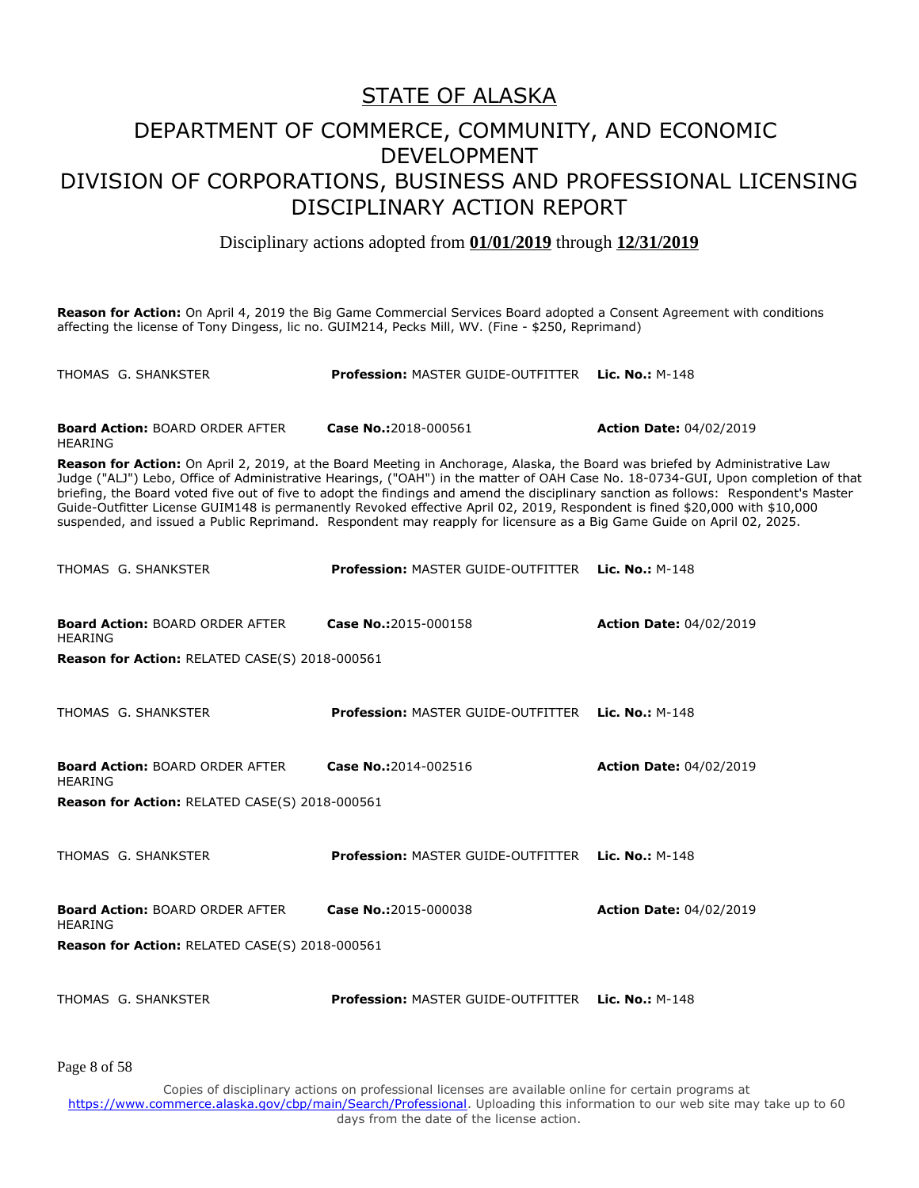# STATE OF ALASKA

## DEPARTMENT OF COMMERCE, COMMUNITY, AND ECONOMIC DEVELOPMENT
## DIVISION OF CORPORATIONS, BUSINESS AND PROFESSIONAL LICENSING
## DISCIPLINARY ACTION REPORT

Disciplinary actions adopted from **01/01/2019** through **12/31/2019**

**Reason for Action:** On April 4, 2019 the Big Game Commercial Services Board adopted a Consent Agreement with conditions affecting the license of Tony Dingess, lic no. GUIM214, Pecks Mill, WV. (Fine - $250, Reprimand)

THOMAS G. SHANKSTER | **Profession:** MASTER GUIDE-OUTFITTER | **Lic. No.:** M-148

**Board Action:** BOARD ORDER AFTER HEARING | **Case No.:** 2018-000561 | **Action Date:** 04/02/2019

**Reason for Action:** On April 2, 2019, at the Board Meeting in Anchorage, Alaska, the Board was briefed by Administrative Law Judge ("ALJ") Lebo, Office of Administrative Hearings, ("OAH") in the matter of OAH Case No. 18-0734-GUI, Upon completion of that briefing, the Board voted five out of five to adopt the findings and amend the disciplinary sanction as follows: Respondent's Master Guide-Outfitter License GUIM148 is permanently Revoked effective April 02, 2019, Respondent is fined $20,000 with $10,000 suspended, and issued a Public Reprimand. Respondent may reapply for licensure as a Big Game Guide on April 02, 2025.

THOMAS G. SHANKSTER | **Profession:** MASTER GUIDE-OUTFITTER | **Lic. No.:** M-148

**Board Action:** BOARD ORDER AFTER HEARING | **Case No.:** 2015-000158 | **Action Date:** 04/02/2019

**Reason for Action:** RELATED CASE(S) 2018-000561

THOMAS G. SHANKSTER | **Profession:** MASTER GUIDE-OUTFITTER | **Lic. No.:** M-148

**Board Action:** BOARD ORDER AFTER HEARING | **Case No.:** 2014-002516 | **Action Date:** 04/02/2019

**Reason for Action:** RELATED CASE(S) 2018-000561

THOMAS G. SHANKSTER | **Profession:** MASTER GUIDE-OUTFITTER | **Lic. No.:** M-148

**Board Action:** BOARD ORDER AFTER HEARING | **Case No.:** 2015-000038 | **Action Date:** 04/02/2019

**Reason for Action:** RELATED CASE(S) 2018-000561

THOMAS G. SHANKSTER | **Profession:** MASTER GUIDE-OUTFITTER | **Lic. No.:** M-148

Copies of disciplinary actions on professional licenses are available online for certain programs at https://www.commerce.alaska.gov/cbp/main/Search/Professional. Uploading this information to our web site may take up to 60 days from the date of the license action.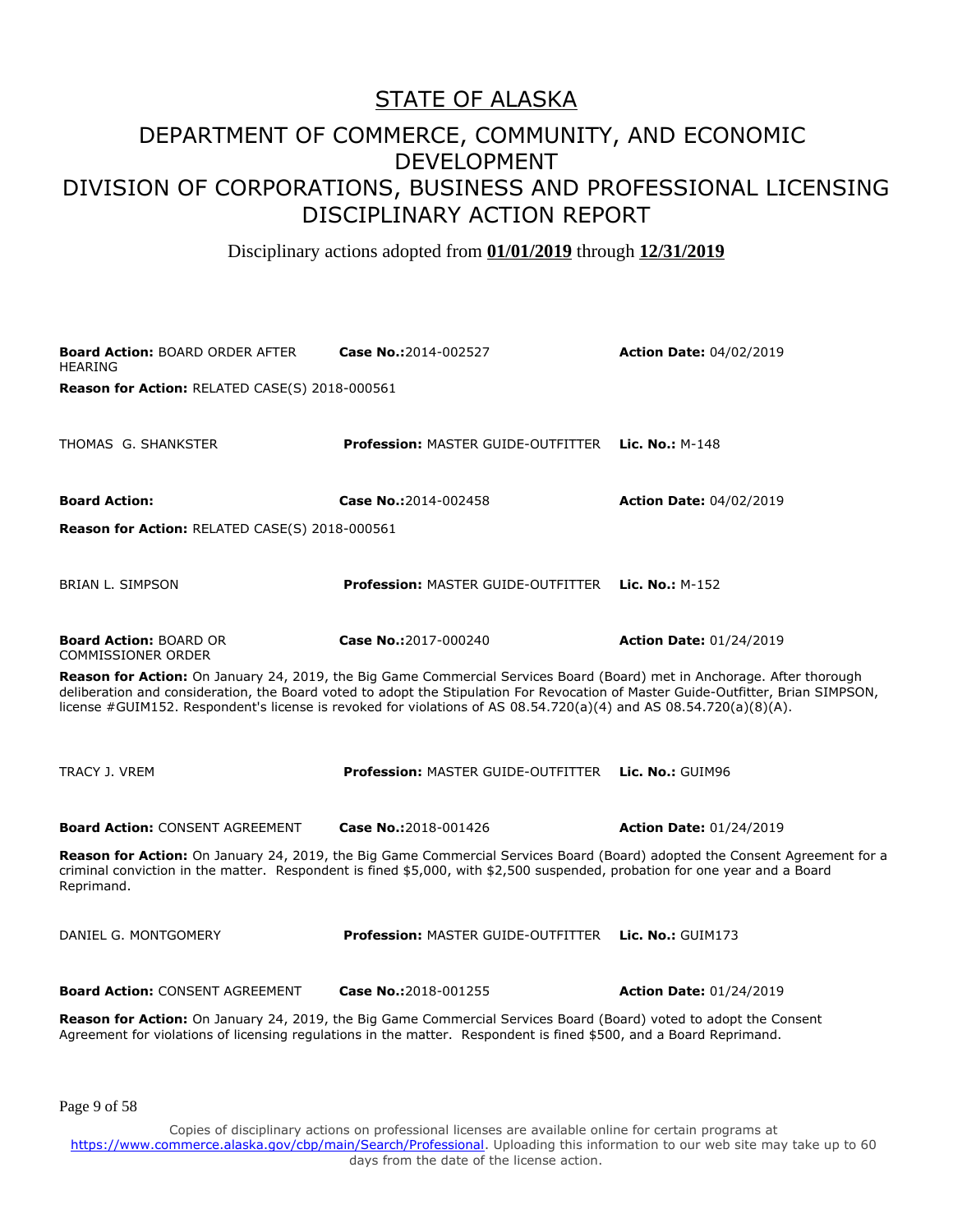# STATE OF ALASKA

## DEPARTMENT OF COMMERCE, COMMUNITY, AND ECONOMIC DEVELOPMENT

## DIVISION OF CORPORATIONS, BUSINESS AND PROFESSIONAL LICENSING

## DISCIPLINARY ACTION REPORT

Disciplinary actions adopted from **01/01/2019** through **12/31/2019**

**Board Action:** BOARD ORDER AFTER HEARING | **Case No.:** 2014-002527 | **Action Date:** 04/02/2019

**Reason for Action:** RELATED CASE(S) 2018-000561

THOMAS G. SHANKSTER | **Profession:** MASTER GUIDE-OUTFITTER | **Lic. No.:** M-148

**Board Action:** | **Case No.:** 2014-002458 | **Action Date:** 04/02/2019

**Reason for Action:** RELATED CASE(S) 2018-000561

BRIAN L. SIMPSON | **Profession:** MASTER GUIDE-OUTFITTER | **Lic. No.:** M-152

**Board Action:** BOARD OR COMMISSIONER ORDER | **Case No.:** 2017-000240 | **Action Date:** 01/24/2019

**Reason for Action:** On January 24, 2019, the Big Game Commercial Services Board (Board) met in Anchorage. After thorough deliberation and consideration, the Board voted to adopt the Stipulation For Revocation of Master Guide-Outfitter, Brian SIMPSON, license #GUIM152. Respondent's license is revoked for violations of AS 08.54.720(a)(4) and AS 08.54.720(a)(8)(A).

TRACY J. VREM | **Profession:** MASTER GUIDE-OUTFITTER | **Lic. No.:** GUIM96

**Board Action:** CONSENT AGREEMENT | **Case No.:** 2018-001426 | **Action Date:** 01/24/2019

**Reason for Action:** On January 24, 2019, the Big Game Commercial Services Board (Board) adopted the Consent Agreement for a criminal conviction in the matter. Respondent is fined $5,000, with $2,500 suspended, probation for one year and a Board Reprimand.

DANIEL G. MONTGOMERY | **Profession:** MASTER GUIDE-OUTFITTER | **Lic. No.:** GUIM173

**Board Action:** CONSENT AGREEMENT | **Case No.:** 2018-001255 | **Action Date:** 01/24/2019

**Reason for Action:** On January 24, 2019, the Big Game Commercial Services Board (Board) voted to adopt the Consent Agreement for violations of licensing regulations in the matter. Respondent is fined $500, and a Board Reprimand.

Copies of disciplinary actions on professional licenses are available online for certain programs at https://www.commerce.alaska.gov/cbp/main/Search/Professional. Uploading this information to our web site may take up to 60 days from the date of the license action.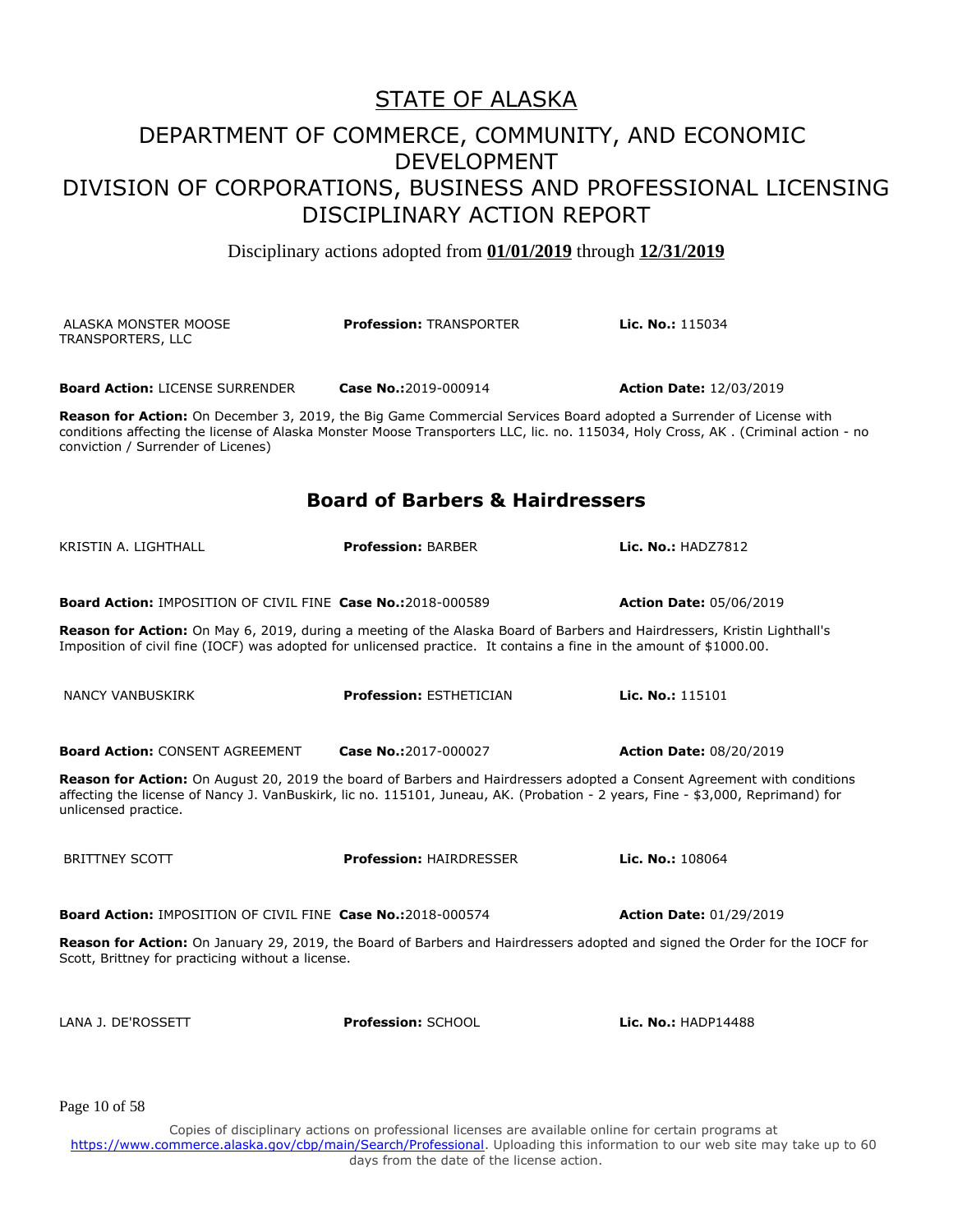# STATE OF ALASKA

## DEPARTMENT OF COMMERCE, COMMUNITY, AND ECONOMIC DEVELOPMENT
## DIVISION OF CORPORATIONS, BUSINESS AND PROFESSIONAL LICENSING
## DISCIPLINARY ACTION REPORT

Disciplinary actions adopted from **01/01/2019** through **12/31/2019**

ALASKA MONSTER MOOSE TRANSPORTERS, LLC | **Profession:** TRANSPORTER | **Lic. No.:** 115034

**Board Action:** LICENSE SURRENDER | **Case No.:**2019-000914 | **Action Date:** 12/03/2019

**Reason for Action:** On December 3, 2019, the Big Game Commercial Services Board adopted a Surrender of License with conditions affecting the license of Alaska Monster Moose Transporters LLC, lic. no. 115034, Holy Cross, AK . (Criminal action - no conviction / Surrender of Licenes)

### Board of Barbers & Hairdressers

KRISTIN A. LIGHTHALL | **Profession:** BARBER | **Lic. No.:** HADZ7812

**Board Action:** IMPOSITION OF CIVIL FINE | **Case No.:**2018-000589 | **Action Date:** 05/06/2019

**Reason for Action:** On May 6, 2019, during a meeting of the Alaska Board of Barbers and Hairdressers, Kristin Lighthall's Imposition of civil fine (IOCF) was adopted for unlicensed practice. It contains a fine in the amount of $1000.00.

NANCY VANBUSKIRK | **Profession:** ESTHETICIAN | **Lic. No.:** 115101

**Board Action:** CONSENT AGREEMENT | **Case No.:**2017-000027 | **Action Date:** 08/20/2019

**Reason for Action:** On August 20, 2019 the board of Barbers and Hairdressers adopted a Consent Agreement with conditions affecting the license of Nancy J. VanBuskirk, lic no. 115101, Juneau, AK. (Probation - 2 years, Fine - $3,000, Reprimand) for unlicensed practice.

BRITTNEY SCOTT | **Profession:** HAIRDRESSER | **Lic. No.:** 108064

**Board Action:** IMPOSITION OF CIVIL FINE | **Case No.:**2018-000574 | **Action Date:** 01/29/2019

**Reason for Action:** On January 29, 2019, the Board of Barbers and Hairdressers adopted and signed the Order for the IOCF for Scott, Brittney for practicing without a license.

LANA J. DE'ROSSETT | **Profession:** SCHOOL | **Lic. No.:** HADP14488

Copies of disciplinary actions on professional licenses are available online for certain programs at https://www.commerce.alaska.gov/cbp/main/Search/Professional. Uploading this information to our web site may take up to 60 days from the date of the license action.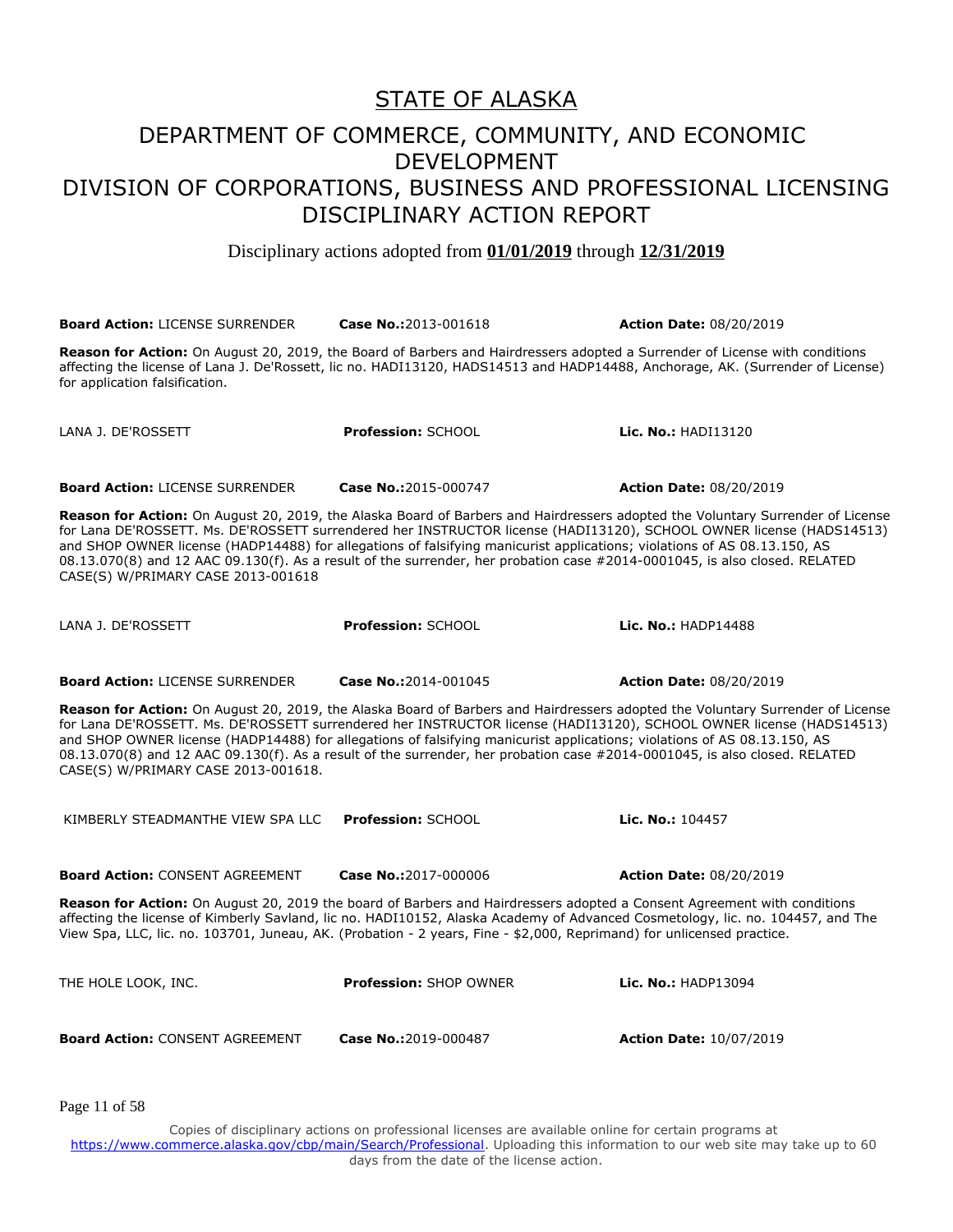# STATE OF ALASKA

## DEPARTMENT OF COMMERCE, COMMUNITY, AND ECONOMIC DEVELOPMENT
## DIVISION OF CORPORATIONS, BUSINESS AND PROFESSIONAL LICENSING
## DISCIPLINARY ACTION REPORT

Disciplinary actions adopted from **01/01/2019** through **12/31/2019**

**Board Action:** LICENSE SURRENDER **Case No.:** 2013-001618 **Action Date:** 08/20/2019

**Reason for Action:** On August 20, 2019, the Board of Barbers and Hairdressers adopted a Surrender of License with conditions affecting the license of Lana J. De'Rossett, lic no. HADI13120, HADS14513 and HADP14488, Anchorage, AK. (Surrender of License) for application falsification.

LANA J. DE'ROSSETT **Profession:** SCHOOL **Lic. No.:** HADI13120

**Board Action:** LICENSE SURRENDER **Case No.:** 2015-000747 **Action Date:** 08/20/2019

**Reason for Action:** On August 20, 2019, the Alaska Board of Barbers and Hairdressers adopted the Voluntary Surrender of License for Lana DE'ROSSETT. Ms. DE'ROSSETT surrendered her INSTRUCTOR license (HADI13120), SCHOOL OWNER license (HADS14513) and SHOP OWNER license (HADP14488) for allegations of falsifying manicurist applications; violations of AS 08.13.150, AS 08.13.070(8) and 12 AAC 09.130(f). As a result of the surrender, her probation case #2014-0001045, is also closed. RELATED CASE(S) W/PRIMARY CASE 2013-001618

LANA J. DE'ROSSETT **Profession:** SCHOOL **Lic. No.:** HADP14488

**Board Action:** LICENSE SURRENDER **Case No.:** 2014-001045 **Action Date:** 08/20/2019

**Reason for Action:** On August 20, 2019, the Alaska Board of Barbers and Hairdressers adopted the Voluntary Surrender of License for Lana DE'ROSSETT. Ms. DE'ROSSETT surrendered her INSTRUCTOR license (HADI13120), SCHOOL OWNER license (HADS14513) and SHOP OWNER license (HADP14488) for allegations of falsifying manicurist applications; violations of AS 08.13.150, AS 08.13.070(8) and 12 AAC 09.130(f). As a result of the surrender, her probation case #2014-0001045, is also closed. RELATED CASE(S) W/PRIMARY CASE 2013-001618.

KIMBERLY STEADMANTHE VIEW SPA LLC **Profession:** SCHOOL **Lic. No.:** 104457

**Board Action:** CONSENT AGREEMENT **Case No.:** 2017-000006 **Action Date:** 08/20/2019

**Reason for Action:** On August 20, 2019 the board of Barbers and Hairdressers adopted a Consent Agreement with conditions affecting the license of Kimberly Savland, lic no. HADI10152, Alaska Academy of Advanced Cosmetology, lic. no. 104457, and The View Spa, LLC, lic. no. 103701, Juneau, AK. (Probation - 2 years, Fine - $2,000, Reprimand) for unlicensed practice.

THE HOLE LOOK, INC. **Profession:** SHOP OWNER **Lic. No.:** HADP13094

**Board Action:** CONSENT AGREEMENT **Case No.:** 2019-000487 **Action Date:** 10/07/2019

Copies of disciplinary actions on professional licenses are available online for certain programs at https://www.commerce.alaska.gov/cbp/main/Search/Professional. Uploading this information to our web site may take up to 60 days from the date of the license action.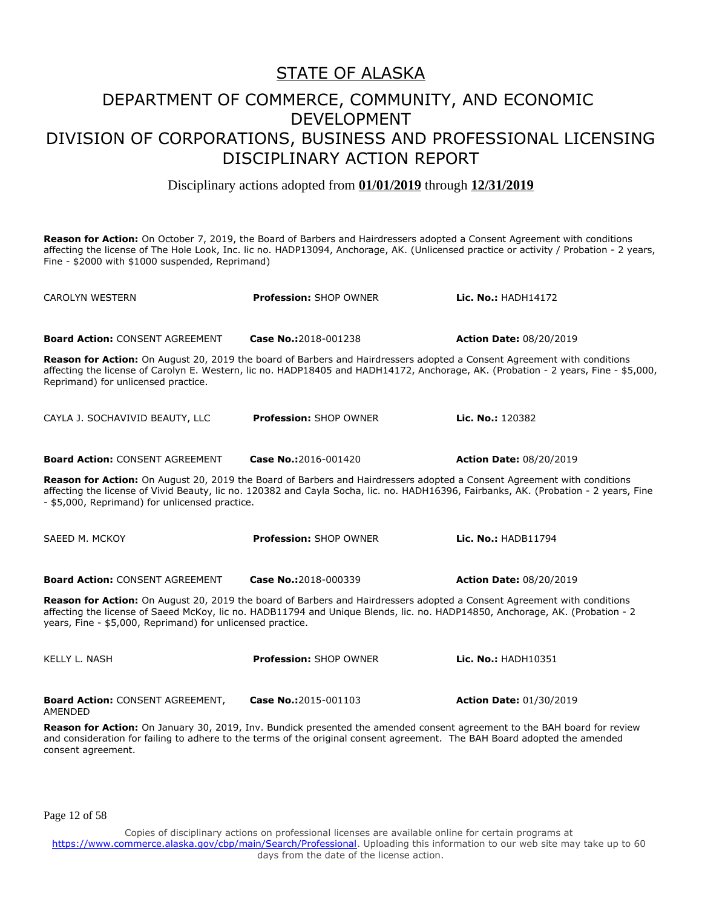# STATE OF ALASKA

## DEPARTMENT OF COMMERCE, COMMUNITY, AND ECONOMIC DEVELOPMENT
## DIVISION OF CORPORATIONS, BUSINESS AND PROFESSIONAL LICENSING
## DISCIPLINARY ACTION REPORT

Disciplinary actions adopted from **01/01/2019** through **12/31/2019**

**Reason for Action:** On October 7, 2019, the Board of Barbers and Hairdressers adopted a Consent Agreement with conditions affecting the license of The Hole Look, Inc. lic no. HADP13094, Anchorage, AK. (Unlicensed practice or activity / Probation - 2 years, Fine - $2000 with $1000 suspended, Reprimand)

| CAROLYN WESTERN | **Profession:** SHOP OWNER | **Lic. No.:** HADH14172 |
|---|---|---|
| **Board Action:** CONSENT AGREEMENT | **Case No.:**2018-001238 | **Action Date:** 08/20/2019 |

**Reason for Action:** On August 20, 2019 the board of Barbers and Hairdressers adopted a Consent Agreement with conditions affecting the license of Carolyn E. Western, lic no. HADP18405 and HADH14172, Anchorage, AK. (Probation - 2 years, Fine - $5,000, Reprimand) for unlicensed practice.

| CAYLA J. SOCHAVIVID BEAUTY, LLC | **Profession:** SHOP OWNER | **Lic. No.:** 120382 |
|---|---|---|
| **Board Action:** CONSENT AGREEMENT | **Case No.:**2016-001420 | **Action Date:** 08/20/2019 |

**Reason for Action:** On August 20, 2019 the Board of Barbers and Hairdressers adopted a Consent Agreement with conditions affecting the license of Vivid Beauty, lic no. 120382 and Cayla Socha, lic. no. HADH16396, Fairbanks, AK. (Probation - 2 years, Fine - $5,000, Reprimand) for unlicensed practice.

| SAEED M. MCKOY | **Profession:** SHOP OWNER | **Lic. No.:** HADB11794 |
|---|---|---|
| **Board Action:** CONSENT AGREEMENT | **Case No.:**2018-000339 | **Action Date:** 08/20/2019 |

**Reason for Action:** On August 20, 2019 the board of Barbers and Hairdressers adopted a Consent Agreement with conditions affecting the license of Saeed McKoy, lic no. HADB11794 and Unique Blends, lic. no. HADP14850, Anchorage, AK. (Probation - 2 years, Fine - $5,000, Reprimand) for unlicensed practice.

| KELLY L. NASH | **Profession:** SHOP OWNER | **Lic. No.:** HADH10351 |
|---|---|---|
| **Board Action:** CONSENT AGREEMENT, AMENDED | **Case No.:**2015-001103 | **Action Date:** 01/30/2019 |

**Reason for Action:** On January 30, 2019, Inv. Bundick presented the amended consent agreement to the BAH board for review and consideration for failing to adhere to the terms of the original consent agreement. The BAH Board adopted the amended consent agreement.

Copies of disciplinary actions on professional licenses are available online for certain programs at https://www.commerce.alaska.gov/cbp/main/Search/Professional. Uploading this information to our web site may take up to 60 days from the date of the license action.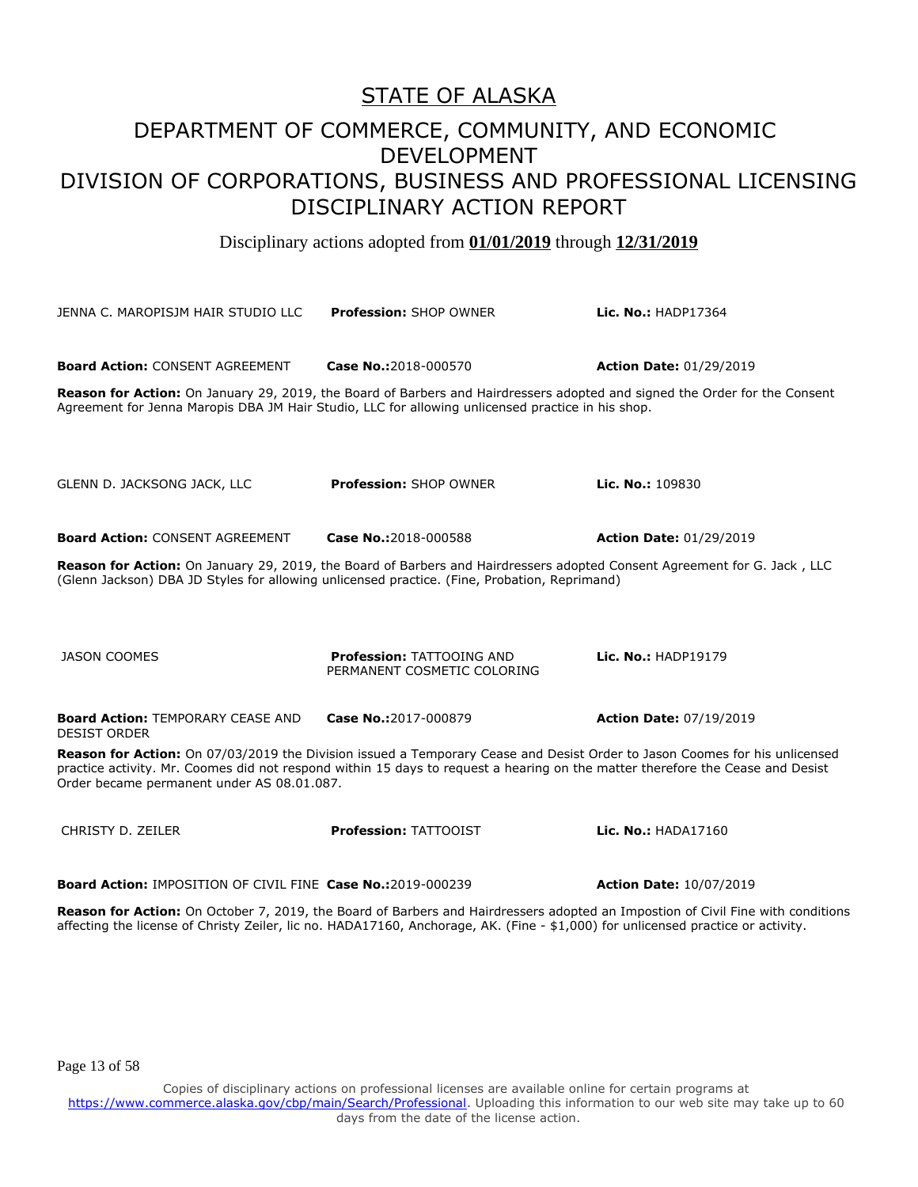# STATE OF ALASKA

## DEPARTMENT OF COMMERCE, COMMUNITY, AND ECONOMIC DEVELOPMENT
## DIVISION OF CORPORATIONS, BUSINESS AND PROFESSIONAL LICENSING
## DISCIPLINARY ACTION REPORT

Disciplinary actions adopted from **01/01/2019** through **12/31/2019**

JENNA C. MAROPISJM HAIR STUDIO LLC | **Profession:** SHOP OWNER | **Lic. No.:** HADP17364

**Board Action:** CONSENT AGREEMENT | **Case No.:**2018-000570 | **Action Date:** 01/29/2019

**Reason for Action:** On January 29, 2019, the Board of Barbers and Hairdressers adopted and signed the Order for the Consent Agreement for Jenna Maropis DBA JM Hair Studio, LLC for allowing unlicensed practice in his shop.

GLENN D. JACKSONG JACK, LLC | **Profession:** SHOP OWNER | **Lic. No.:** 109830

**Board Action:** CONSENT AGREEMENT | **Case No.:**2018-000588 | **Action Date:** 01/29/2019

**Reason for Action:** On January 29, 2019, the Board of Barbers and Hairdressers adopted Consent Agreement for G. Jack , LLC (Glenn Jackson) DBA JD Styles for allowing unlicensed practice. (Fine, Probation, Reprimand)

JASON COOMES | **Profession:** TATTOOING AND PERMANENT COSMETIC COLORING | **Lic. No.:** HADP19179

**Board Action:** TEMPORARY CEASE AND DESIST ORDER | **Case No.:**2017-000879 | **Action Date:** 07/19/2019

**Reason for Action:** On 07/03/2019 the Division issued a Temporary Cease and Desist Order to Jason Coomes for his unlicensed practice activity. Mr. Coomes did not respond within 15 days to request a hearing on the matter therefore the Cease and Desist Order became permanent under AS 08.01.087.

CHRISTY D. ZEILER | **Profession:** TATTOOIST | **Lic. No.:** HADA17160

**Board Action:** IMPOSITION OF CIVIL FINE | **Case No.:**2019-000239 | **Action Date:** 10/07/2019

**Reason for Action:** On October 7, 2019, the Board of Barbers and Hairdressers adopted an Impostion of Civil Fine with conditions affecting the license of Christy Zeiler, lic no. HADA17160, Anchorage, AK. (Fine - $1,000) for unlicensed practice or activity.

Copies of disciplinary actions on professional licenses are available online for certain programs at https://www.commerce.alaska.gov/cbp/main/Search/Professional. Uploading this information to our web site may take up to 60 days from the date of the license action.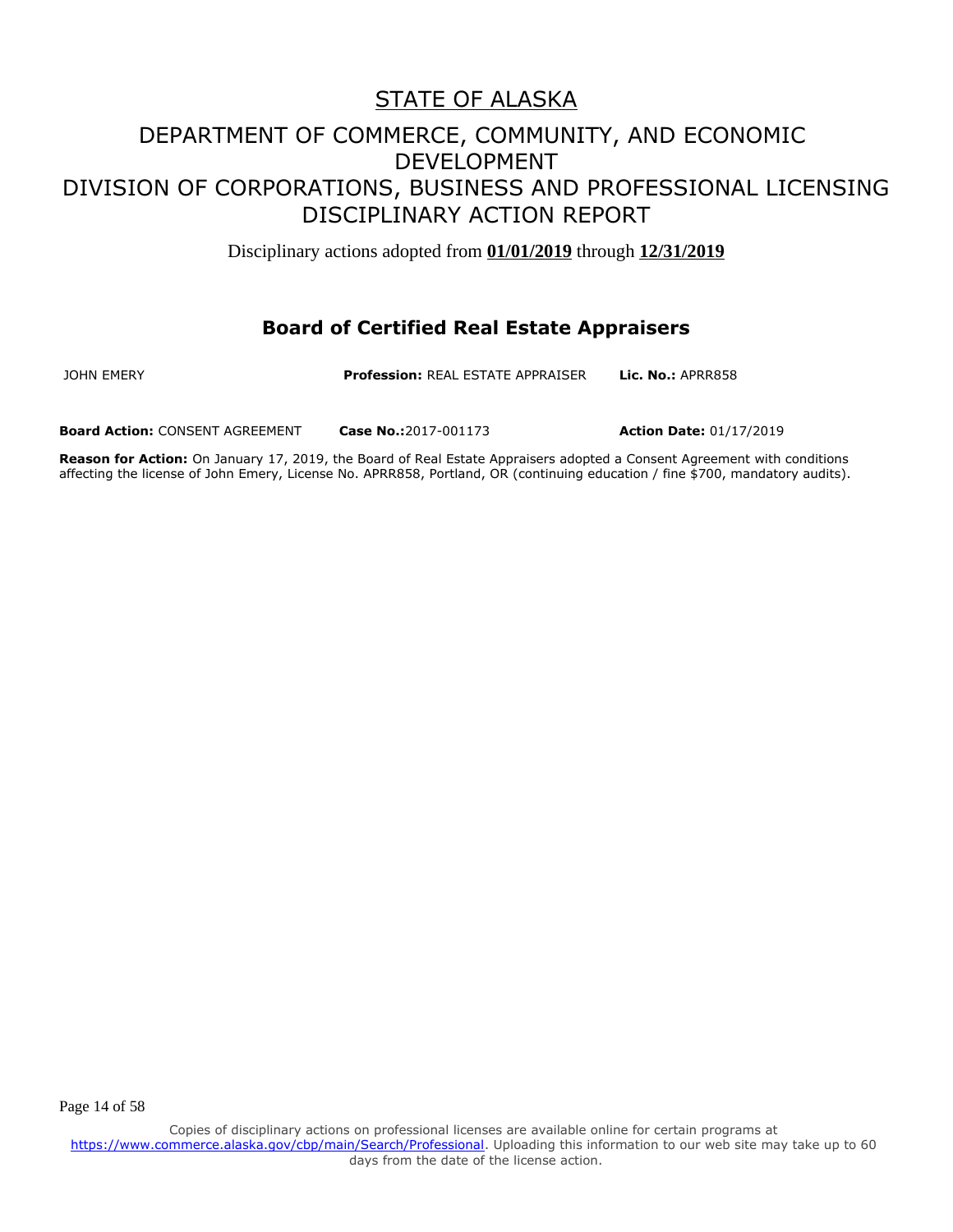# STATE OF ALASKA

## DEPARTMENT OF COMMERCE, COMMUNITY, AND ECONOMIC DEVELOPMENT
## DIVISION OF CORPORATIONS, BUSINESS AND PROFESSIONAL LICENSING
## DISCIPLINARY ACTION REPORT

Disciplinary actions adopted from **01/01/2019** through **12/31/2019**

### Board of Certified Real Estate Appraisers

JOHN EMERY **Profession:** REAL ESTATE APPRAISER **Lic. No.:** APRR858

**Board Action:** CONSENT AGREEMENT **Case No.:**2017-001173 **Action Date:** 01/17/2019

**Reason for Action:** On January 17, 2019, the Board of Real Estate Appraisers adopted a Consent Agreement with conditions affecting the license of John Emery, License No. APRR858, Portland, OR (continuing education / fine $700, mandatory audits).

Copies of disciplinary actions on professional licenses are available online for certain programs at https://www.commerce.alaska.gov/cbp/main/Search/Professional. Uploading this information to our web site may take up to 60 days from the date of the license action.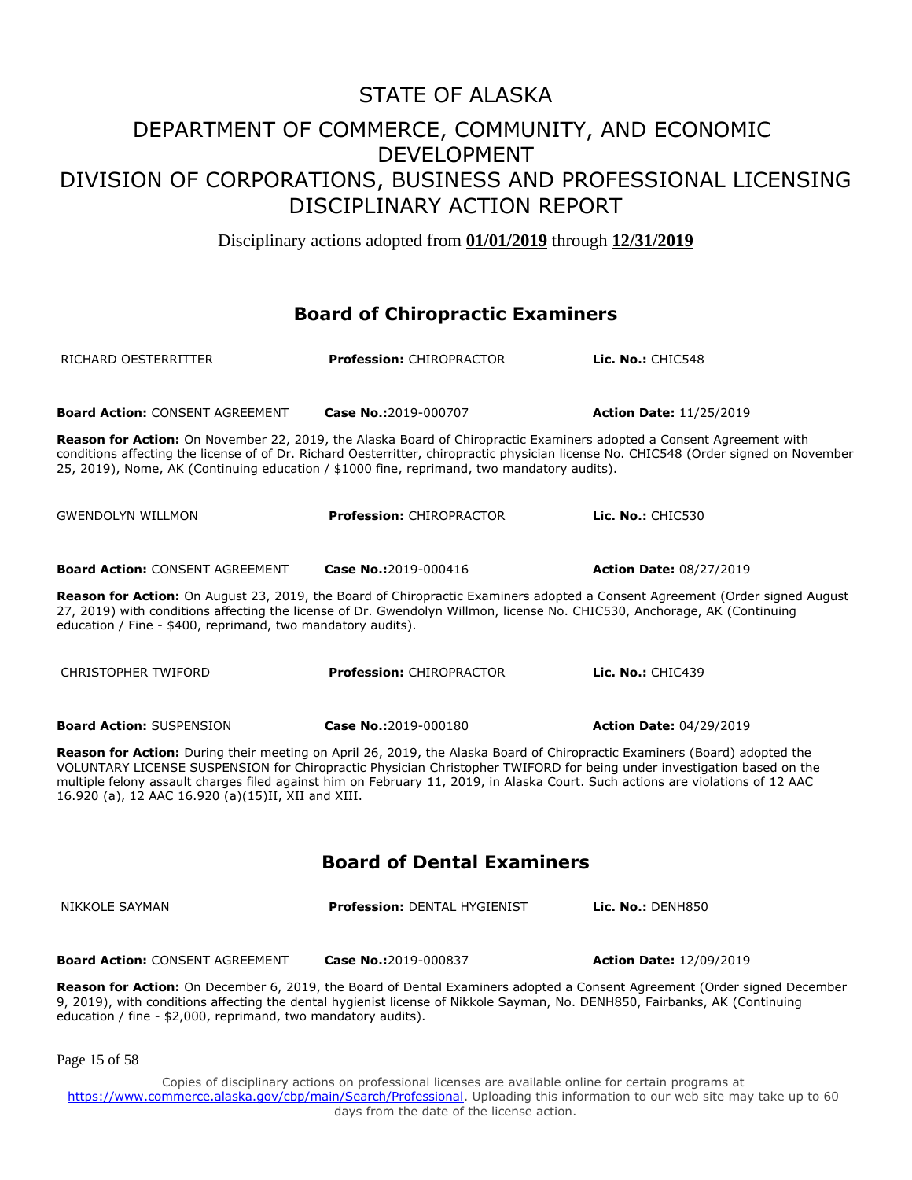# STATE OF ALASKA

## DEPARTMENT OF COMMERCE, COMMUNITY, AND ECONOMIC DEVELOPMENT
## DIVISION OF CORPORATIONS, BUSINESS AND PROFESSIONAL LICENSING
## DISCIPLINARY ACTION REPORT

Disciplinary actions adopted from **01/01/2019** through **12/31/2019**

## Board of Chiropractic Examiners

RICHARD OESTERRITTER | **Profession:** CHIROPRACTOR | **Lic. No.:** CHIC548

**Board Action:** CONSENT AGREEMENT | **Case No.:**2019-000707 | **Action Date:** 11/25/2019

**Reason for Action:** On November 22, 2019, the Alaska Board of Chiropractic Examiners adopted a Consent Agreement with conditions affecting the license of of Dr. Richard Oesterritter, chiropractic physician license No. CHIC548 (Order signed on November 25, 2019), Nome, AK (Continuing education / $1000 fine, reprimand, two mandatory audits).

GWENDOLYN WILLMON | **Profession:** CHIROPRACTOR | **Lic. No.:** CHIC530

**Board Action:** CONSENT AGREEMENT | **Case No.:**2019-000416 | **Action Date:** 08/27/2019

**Reason for Action:** On August 23, 2019, the Board of Chiropractic Examiners adopted a Consent Agreement (Order signed August 27, 2019) with conditions affecting the license of Dr. Gwendolyn Willmon, license No. CHIC530, Anchorage, AK (Continuing education / Fine - $400, reprimand, two mandatory audits).

CHRISTOPHER TWIFORD | **Profession:** CHIROPRACTOR | **Lic. No.:** CHIC439

**Board Action:** SUSPENSION | **Case No.:**2019-000180 | **Action Date:** 04/29/2019

**Reason for Action:** During their meeting on April 26, 2019, the Alaska Board of Chiropractic Examiners (Board) adopted the VOLUNTARY LICENSE SUSPENSION for Chiropractic Physician Christopher TWIFORD for being under investigation based on the multiple felony assault charges filed against him on February 11, 2019, in Alaska Court. Such actions are violations of 12 AAC 16.920 (a), 12 AAC 16.920 (a)(15)II, XII and XIII.

## Board of Dental Examiners

NIKKOLE SAYMAN | **Profession:** DENTAL HYGIENIST | **Lic. No.:** DENH850

**Board Action:** CONSENT AGREEMENT | **Case No.:**2019-000837 | **Action Date:** 12/09/2019

**Reason for Action:** On December 6, 2019, the Board of Dental Examiners adopted a Consent Agreement (Order signed December 9, 2019), with conditions affecting the dental hygienist license of Nikkole Sayman, No. DENH850, Fairbanks, AK (Continuing education / fine - $2,000, reprimand, two mandatory audits).

Copies of disciplinary actions on professional licenses are available online for certain programs at https://www.commerce.alaska.gov/cbp/main/Search/Professional. Uploading this information to our web site may take up to 60 days from the date of the license action.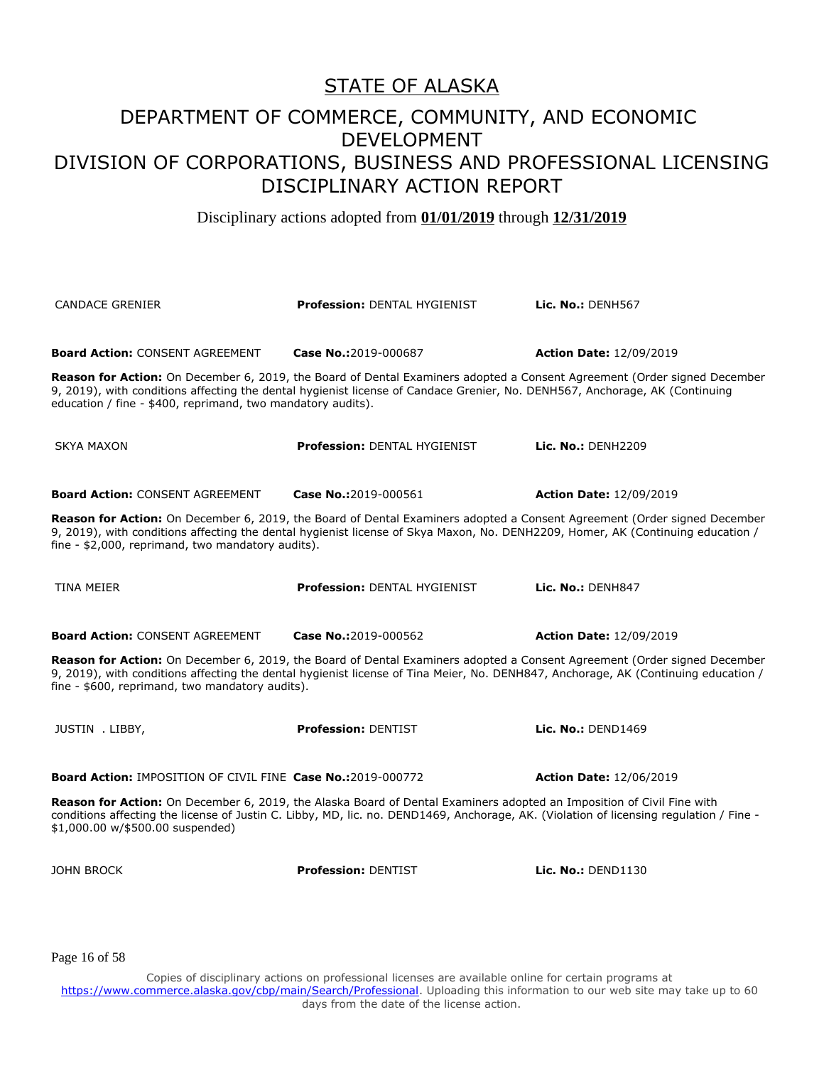# STATE OF ALASKA

## DEPARTMENT OF COMMERCE, COMMUNITY, AND ECONOMIC DEVELOPMENT

## DIVISION OF CORPORATIONS, BUSINESS AND PROFESSIONAL LICENSING

## DISCIPLINARY ACTION REPORT

Disciplinary actions adopted from **01/01/2019** through **12/31/2019**

CANDACE GRENIER | **Profession:** DENTAL HYGIENIST | **Lic. No.:** DENH567

**Board Action:** CONSENT AGREEMENT | **Case No.:**2019-000687 | **Action Date:** 12/09/2019

**Reason for Action:** On December 6, 2019, the Board of Dental Examiners adopted a Consent Agreement (Order signed December 9, 2019), with conditions affecting the dental hygienist license of Candace Grenier, No. DENH567, Anchorage, AK (Continuing education / fine - $400, reprimand, two mandatory audits).

SKYA MAXON | **Profession:** DENTAL HYGIENIST | **Lic. No.:** DENH2209

**Board Action:** CONSENT AGREEMENT | **Case No.:**2019-000561 | **Action Date:** 12/09/2019

**Reason for Action:** On December 6, 2019, the Board of Dental Examiners adopted a Consent Agreement (Order signed December 9, 2019), with conditions affecting the dental hygienist license of Skya Maxon, No. DENH2209, Homer, AK (Continuing education / fine - $2,000, reprimand, two mandatory audits).

TINA MEIER | **Profession:** DENTAL HYGIENIST | **Lic. No.:** DENH847

**Board Action:** CONSENT AGREEMENT | **Case No.:**2019-000562 | **Action Date:** 12/09/2019

**Reason for Action:** On December 6, 2019, the Board of Dental Examiners adopted a Consent Agreement (Order signed December 9, 2019), with conditions affecting the dental hygienist license of Tina Meier, No. DENH847, Anchorage, AK (Continuing education / fine - $600, reprimand, two mandatory audits).

JUSTIN . LIBBY, | **Profession:** DENTIST | **Lic. No.:** DEND1469

**Board Action:** IMPOSITION OF CIVIL FINE | **Case No.:**2019-000772 | **Action Date:** 12/06/2019

**Reason for Action:** On December 6, 2019, the Alaska Board of Dental Examiners adopted an Imposition of Civil Fine with conditions affecting the license of Justin C. Libby, MD, lic. no. DEND1469, Anchorage, AK. (Violation of licensing regulation / Fine - $1,000.00 w/$500.00 suspended)

JOHN BROCK | **Profession:** DENTIST | **Lic. No.:** DEND1130

Copies of disciplinary actions on professional licenses are available online for certain programs at https://www.commerce.alaska.gov/cbp/main/Search/Professional. Uploading this information to our web site may take up to 60 days from the date of the license action.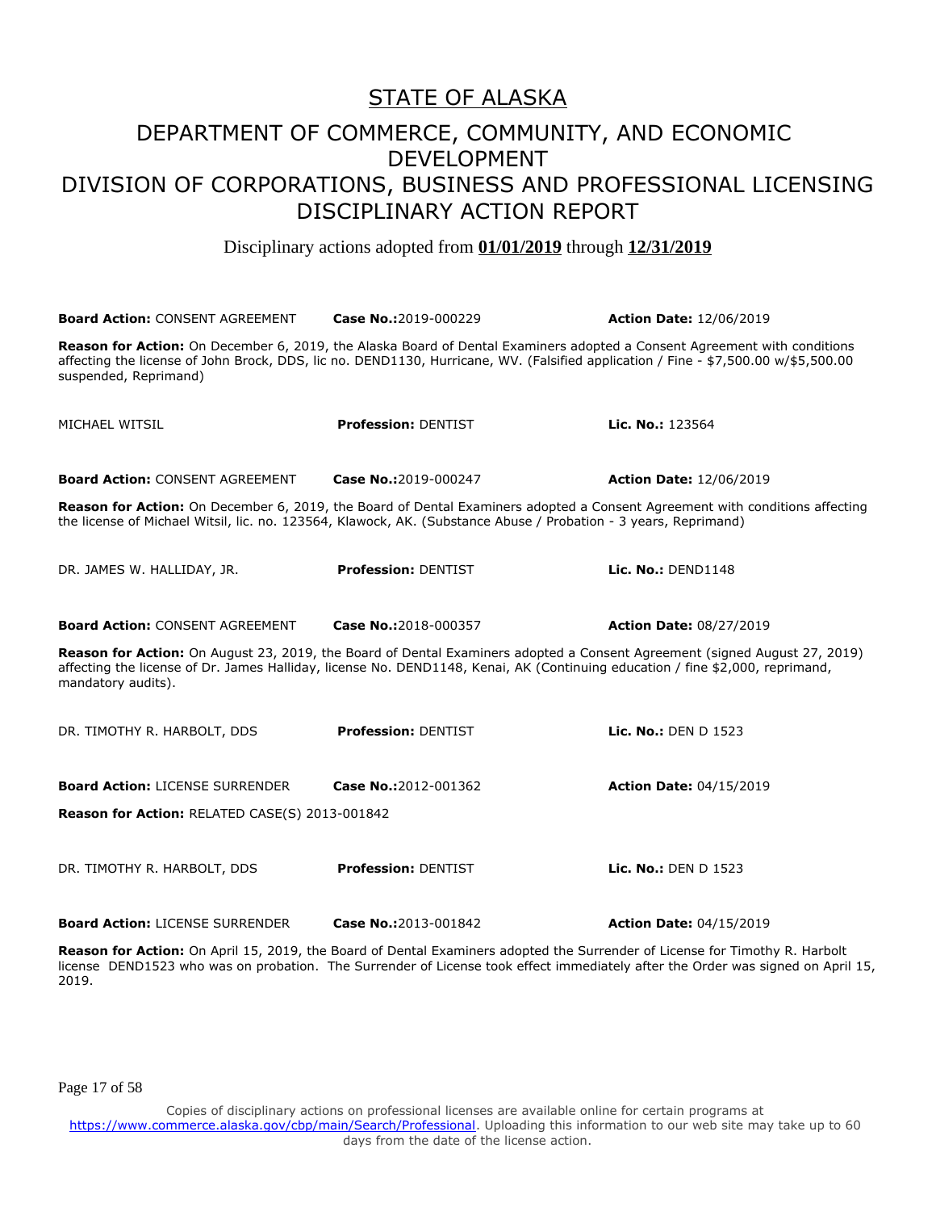# STATE OF ALASKA

## DEPARTMENT OF COMMERCE, COMMUNITY, AND ECONOMIC DEVELOPMENT

## DIVISION OF CORPORATIONS, BUSINESS AND PROFESSIONAL LICENSING

## DISCIPLINARY ACTION REPORT

Disciplinary actions adopted from **01/01/2019** through **12/31/2019**

**Board Action:** CONSENT AGREEMENT **Case No.:**2019-000229 **Action Date:** 12/06/2019

**Reason for Action:** On December 6, 2019, the Alaska Board of Dental Examiners adopted a Consent Agreement with conditions affecting the license of John Brock, DDS, lic no. DEND1130, Hurricane, WV. (Falsified application / Fine - $7,500.00 w/$5,500.00 suspended, Reprimand)

MICHAEL WITSIL **Profession:** DENTIST **Lic. No.:** 123564

**Board Action:** CONSENT AGREEMENT **Case No.:**2019-000247 **Action Date:** 12/06/2019

**Reason for Action:** On December 6, 2019, the Board of Dental Examiners adopted a Consent Agreement with conditions affecting the license of Michael Witsil, lic. no. 123564, Klawock, AK. (Substance Abuse / Probation - 3 years, Reprimand)

DR. JAMES W. HALLIDAY, JR. **Profession:** DENTIST **Lic. No.:** DEND1148

**Board Action:** CONSENT AGREEMENT **Case No.:**2018-000357 **Action Date:** 08/27/2019

**Reason for Action:** On August 23, 2019, the Board of Dental Examiners adopted a Consent Agreement (signed August 27, 2019) affecting the license of Dr. James Halliday, license No. DEND1148, Kenai, AK (Continuing education / fine $2,000, reprimand, mandatory audits).

DR. TIMOTHY R. HARBOLT, DDS **Profession:** DENTIST **Lic. No.:** DEN D 1523

**Board Action:** LICENSE SURRENDER **Case No.:**2012-001362 **Action Date:** 04/15/2019

**Reason for Action:** RELATED CASE(S) 2013-001842

DR. TIMOTHY R. HARBOLT, DDS **Profession:** DENTIST **Lic. No.:** DEN D 1523

**Board Action:** LICENSE SURRENDER **Case No.:**2013-001842 **Action Date:** 04/15/2019

**Reason for Action:** On April 15, 2019, the Board of Dental Examiners adopted the Surrender of License for Timothy R. Harbolt license DEND1523 who was on probation. The Surrender of License took effect immediately after the Order was signed on April 15, 2019.

Copies of disciplinary actions on professional licenses are available online for certain programs at https://www.commerce.alaska.gov/cbp/main/Search/Professional. Uploading this information to our web site may take up to 60 days from the date of the license action.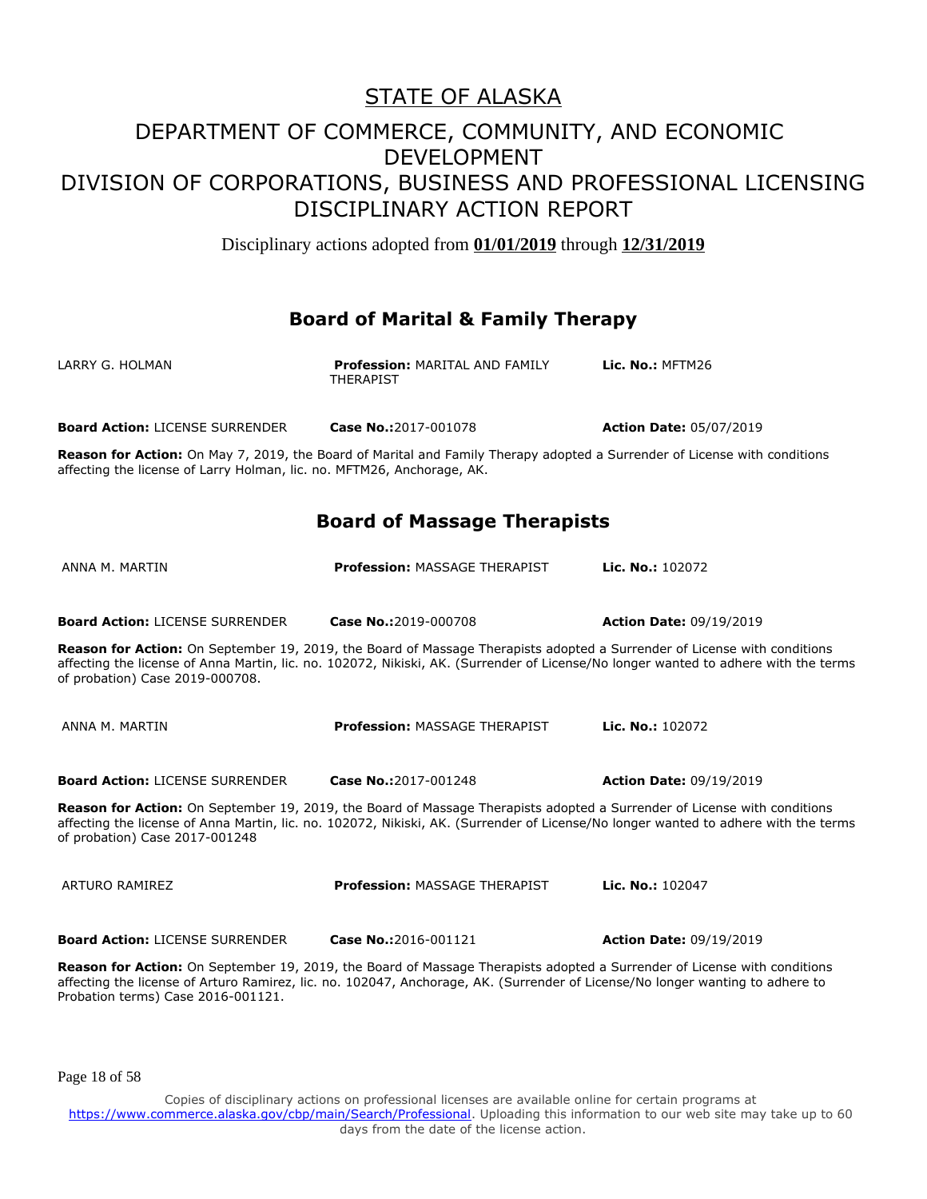# STATE OF ALASKA

## DEPARTMENT OF COMMERCE, COMMUNITY, AND ECONOMIC DEVELOPMENT
## DIVISION OF CORPORATIONS, BUSINESS AND PROFESSIONAL LICENSING
## DISCIPLINARY ACTION REPORT

Disciplinary actions adopted from **01/01/2019** through **12/31/2019**

### Board of Marital & Family Therapy

LARRY G. HOLMAN | **Profession:** MARITAL AND FAMILY THERAPIST | **Lic. No.:** MFTM26

**Board Action:** LICENSE SURRENDER | **Case No.:**2017-001078 | **Action Date:** 05/07/2019

**Reason for Action:** On May 7, 2019, the Board of Marital and Family Therapy adopted a Surrender of License with conditions affecting the license of Larry Holman, lic. no. MFTM26, Anchorage, AK.

### Board of Massage Therapists

ANNA M. MARTIN | **Profession:** MASSAGE THERAPIST | **Lic. No.:** 102072

**Board Action:** LICENSE SURRENDER | **Case No.:**2019-000708 | **Action Date:** 09/19/2019

**Reason for Action:** On September 19, 2019, the Board of Massage Therapists adopted a Surrender of License with conditions affecting the license of Anna Martin, lic. no. 102072, Nikiski, AK. (Surrender of License/No longer wanted to adhere with the terms of probation) Case 2019-000708.

ANNA M. MARTIN | **Profession:** MASSAGE THERAPIST | **Lic. No.:** 102072

**Board Action:** LICENSE SURRENDER | **Case No.:**2017-001248 | **Action Date:** 09/19/2019

**Reason for Action:** On September 19, 2019, the Board of Massage Therapists adopted a Surrender of License with conditions affecting the license of Anna Martin, lic. no. 102072, Nikiski, AK. (Surrender of License/No longer wanted to adhere with the terms of probation) Case 2017-001248

ARTURO RAMIREZ | **Profession:** MASSAGE THERAPIST | **Lic. No.:** 102047

**Board Action:** LICENSE SURRENDER | **Case No.:**2016-001121 | **Action Date:** 09/19/2019

**Reason for Action:** On September 19, 2019, the Board of Massage Therapists adopted a Surrender of License with conditions affecting the license of Arturo Ramirez, lic. no. 102047, Anchorage, AK. (Surrender of License/No longer wanting to adhere to Probation terms) Case 2016-001121.

Copies of disciplinary actions on professional licenses are available online for certain programs at https://www.commerce.alaska.gov/cbp/main/Search/Professional. Uploading this information to our web site may take up to 60 days from the date of the license action.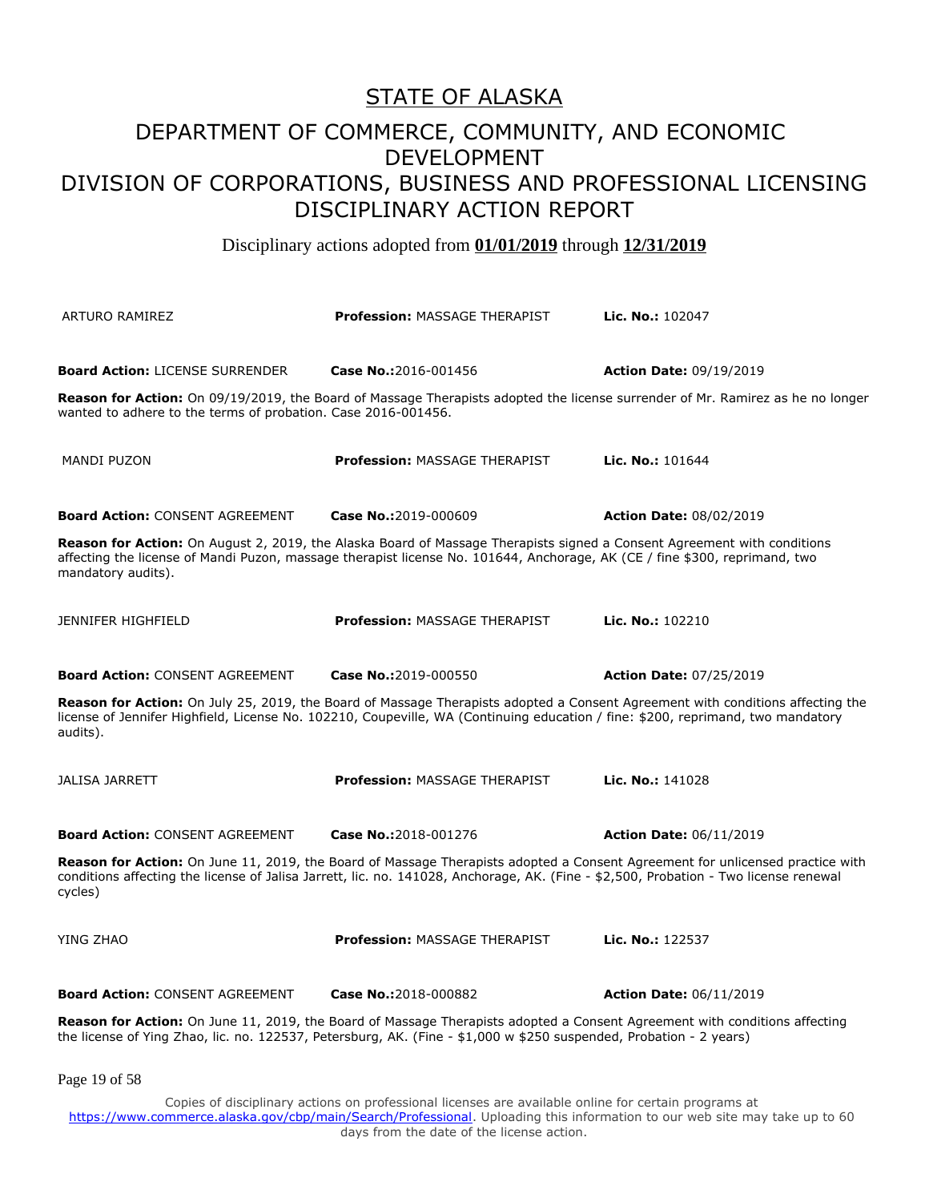# STATE OF ALASKA

## DEPARTMENT OF COMMERCE, COMMUNITY, AND ECONOMIC DEVELOPMENT
## DIVISION OF CORPORATIONS, BUSINESS AND PROFESSIONAL LICENSING
## DISCIPLINARY ACTION REPORT

Disciplinary actions adopted from **01/01/2019** through **12/31/2019**

ARTURO RAMIREZ | **Profession:** MASSAGE THERAPIST | **Lic. No.:** 102047

**Board Action:** LICENSE SURRENDER | **Case No.:**2016-001456 | **Action Date:** 09/19/2019

**Reason for Action:** On 09/19/2019, the Board of Massage Therapists adopted the license surrender of Mr. Ramirez as he no longer wanted to adhere to the terms of probation. Case 2016-001456.

MANDI PUZON | **Profession:** MASSAGE THERAPIST | **Lic. No.:** 101644

**Board Action:** CONSENT AGREEMENT | **Case No.:**2019-000609 | **Action Date:** 08/02/2019

**Reason for Action:** On August 2, 2019, the Alaska Board of Massage Therapists signed a Consent Agreement with conditions affecting the license of Mandi Puzon, massage therapist license No. 101644, Anchorage, AK (CE / fine $300, reprimand, two mandatory audits).

JENNIFER HIGHFIELD | **Profession:** MASSAGE THERAPIST | **Lic. No.:** 102210

**Board Action:** CONSENT AGREEMENT | **Case No.:**2019-000550 | **Action Date:** 07/25/2019

**Reason for Action:** On July 25, 2019, the Board of Massage Therapists adopted a Consent Agreement with conditions affecting the license of Jennifer Highfield, License No. 102210, Coupeville, WA (Continuing education / fine: $200, reprimand, two mandatory audits).

JALISA JARRETT | **Profession:** MASSAGE THERAPIST | **Lic. No.:** 141028

**Board Action:** CONSENT AGREEMENT | **Case No.:**2018-001276 | **Action Date:** 06/11/2019

**Reason for Action:** On June 11, 2019, the Board of Massage Therapists adopted a Consent Agreement for unlicensed practice with conditions affecting the license of Jalisa Jarrett, lic. no. 141028, Anchorage, AK. (Fine - $2,500, Probation - Two license renewal cycles)

YING ZHAO | **Profession:** MASSAGE THERAPIST | **Lic. No.:** 122537

**Board Action:** CONSENT AGREEMENT | **Case No.:**2018-000882 | **Action Date:** 06/11/2019

**Reason for Action:** On June 11, 2019, the Board of Massage Therapists adopted a Consent Agreement with conditions affecting the license of Ying Zhao, lic. no. 122537, Petersburg, AK. (Fine - $1,000 w $250 suspended, Probation - 2 years)

Copies of disciplinary actions on professional licenses are available online for certain programs at https://www.commerce.alaska.gov/cbp/main/Search/Professional. Uploading this information to our web site may take up to 60 days from the date of the license action.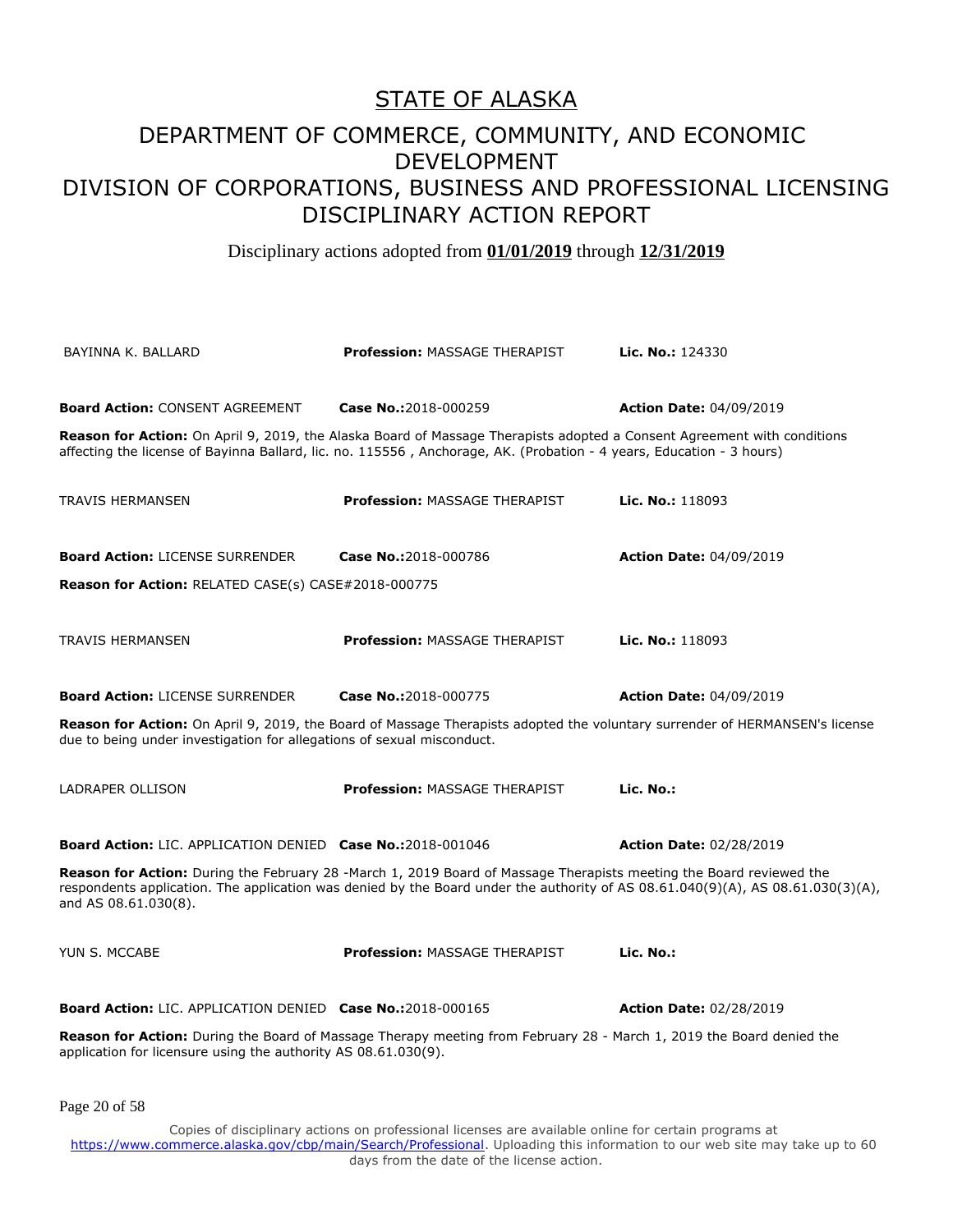# STATE OF ALASKA

## DEPARTMENT OF COMMERCE, COMMUNITY, AND ECONOMIC DEVELOPMENT

## DIVISION OF CORPORATIONS, BUSINESS AND PROFESSIONAL LICENSING

## DISCIPLINARY ACTION REPORT

Disciplinary actions adopted from **01/01/2019** through **12/31/2019**

BAYINNA K. BALLARD | **Profession:** MASSAGE THERAPIST | **Lic. No.:** 124330

**Board Action:** CONSENT AGREEMENT | **Case No.:**2018-000259 | **Action Date:** 04/09/2019

**Reason for Action:** On April 9, 2019, the Alaska Board of Massage Therapists adopted a Consent Agreement with conditions affecting the license of Bayinna Ballard, lic. no. 115556 , Anchorage, AK. (Probation - 4 years, Education - 3 hours)

TRAVIS HERMANSEN | **Profession:** MASSAGE THERAPIST | **Lic. No.:** 118093

**Board Action:** LICENSE SURRENDER | **Case No.:**2018-000786 | **Action Date:** 04/09/2019

**Reason for Action:** RELATED CASE(s) CASE#2018-000775

TRAVIS HERMANSEN | **Profession:** MASSAGE THERAPIST | **Lic. No.:** 118093

**Board Action:** LICENSE SURRENDER | **Case No.:**2018-000775 | **Action Date:** 04/09/2019

**Reason for Action:** On April 9, 2019, the Board of Massage Therapists adopted the voluntary surrender of HERMANSEN's license due to being under investigation for allegations of sexual misconduct.

LADRAPER OLLISON | **Profession:** MASSAGE THERAPIST | **Lic. No.:**

**Board Action:** LIC. APPLICATION DENIED | **Case No.:**2018-001046 | **Action Date:** 02/28/2019

**Reason for Action:** During the February 28 -March 1, 2019 Board of Massage Therapists meeting the Board reviewed the respondents application. The application was denied by the Board under the authority of AS 08.61.040(9)(A), AS 08.61.030(3)(A), and AS 08.61.030(8).

YUN S. MCCABE | **Profession:** MASSAGE THERAPIST | **Lic. No.:**

**Board Action:** LIC. APPLICATION DENIED | **Case No.:**2018-000165 | **Action Date:** 02/28/2019

**Reason for Action:** During the Board of Massage Therapy meeting from February 28 - March 1, 2019 the Board denied the application for licensure using the authority AS 08.61.030(9).

Copies of disciplinary actions on professional licenses are available online for certain programs at https://www.commerce.alaska.gov/cbp/main/Search/Professional. Uploading this information to our web site may take up to 60 days from the date of the license action.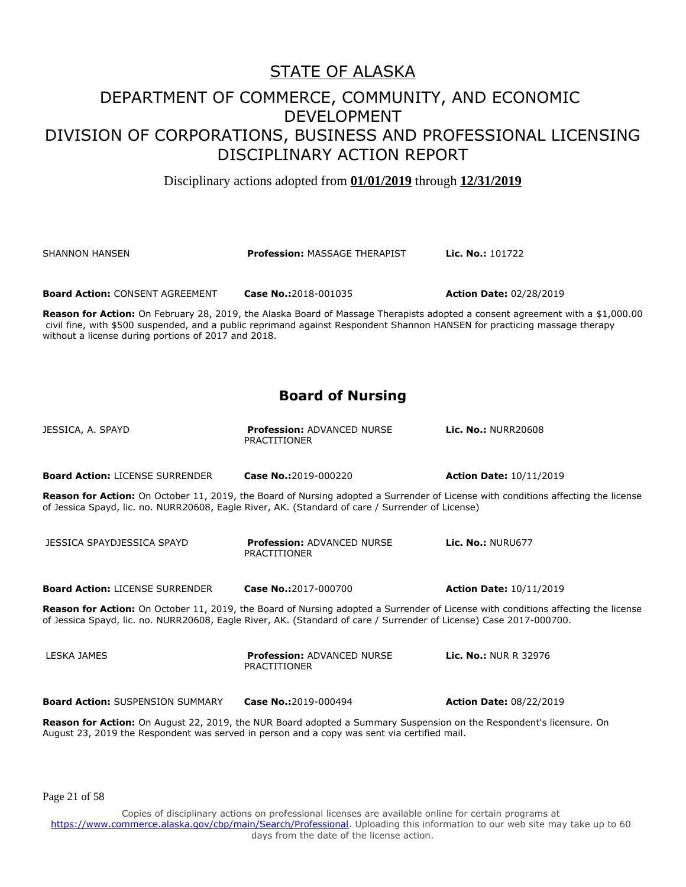# STATE OF ALASKA

## DEPARTMENT OF COMMERCE, COMMUNITY, AND ECONOMIC DEVELOPMENT
## DIVISION OF CORPORATIONS, BUSINESS AND PROFESSIONAL LICENSING
## DISCIPLINARY ACTION REPORT

Disciplinary actions adopted from **01/01/2019** through **12/31/2019**

SHANNON HANSEN | **Profession:** MASSAGE THERAPIST | **Lic. No.:** 101722

**Board Action:** CONSENT AGREEMENT | **Case No.:**2018-001035 | **Action Date:** 02/28/2019

**Reason for Action:** On February 28, 2019, the Alaska Board of Massage Therapists adopted a consent agreement with a $1,000.00 civil fine, with $500 suspended, and a public reprimand against Respondent Shannon HANSEN for practicing massage therapy without a license during portions of 2017 and 2018.

## Board of Nursing

JESSICA, A. SPAYD | **Profession:** ADVANCED NURSE PRACTITIONER | **Lic. No.:** NURR20608

**Board Action:** LICENSE SURRENDER | **Case No.:**2019-000220 | **Action Date:** 10/11/2019

**Reason for Action:** On October 11, 2019, the Board of Nursing adopted a Surrender of License with conditions affecting the license of Jessica Spayd, lic. no. NURR20608, Eagle River, AK. (Standard of care / Surrender of License)

JESSICA SPAYDJESSICA SPAYD | **Profession:** ADVANCED NURSE PRACTITIONER | **Lic. No.:** NURU677

**Board Action:** LICENSE SURRENDER | **Case No.:**2017-000700 | **Action Date:** 10/11/2019

**Reason for Action:** On October 11, 2019, the Board of Nursing adopted a Surrender of License with conditions affecting the license of Jessica Spayd, lic. no. NURR20608, Eagle River, AK. (Standard of care / Surrender of License) Case 2017-000700.

LESKA JAMES | **Profession:** ADVANCED NURSE PRACTITIONER | **Lic. No.:** NUR R 32976

**Board Action:** SUSPENSION SUMMARY | **Case No.:**2019-000494 | **Action Date:** 08/22/2019

**Reason for Action:** On August 22, 2019, the NUR Board adopted a Summary Suspension on the Respondent's licensure. On August 23, 2019 the Respondent was served in person and a copy was sent via certified mail.

Copies of disciplinary actions on professional licenses are available online for certain programs at https://www.commerce.alaska.gov/cbp/main/Search/Professional. Uploading this information to our web site may take up to 60 days from the date of the license action.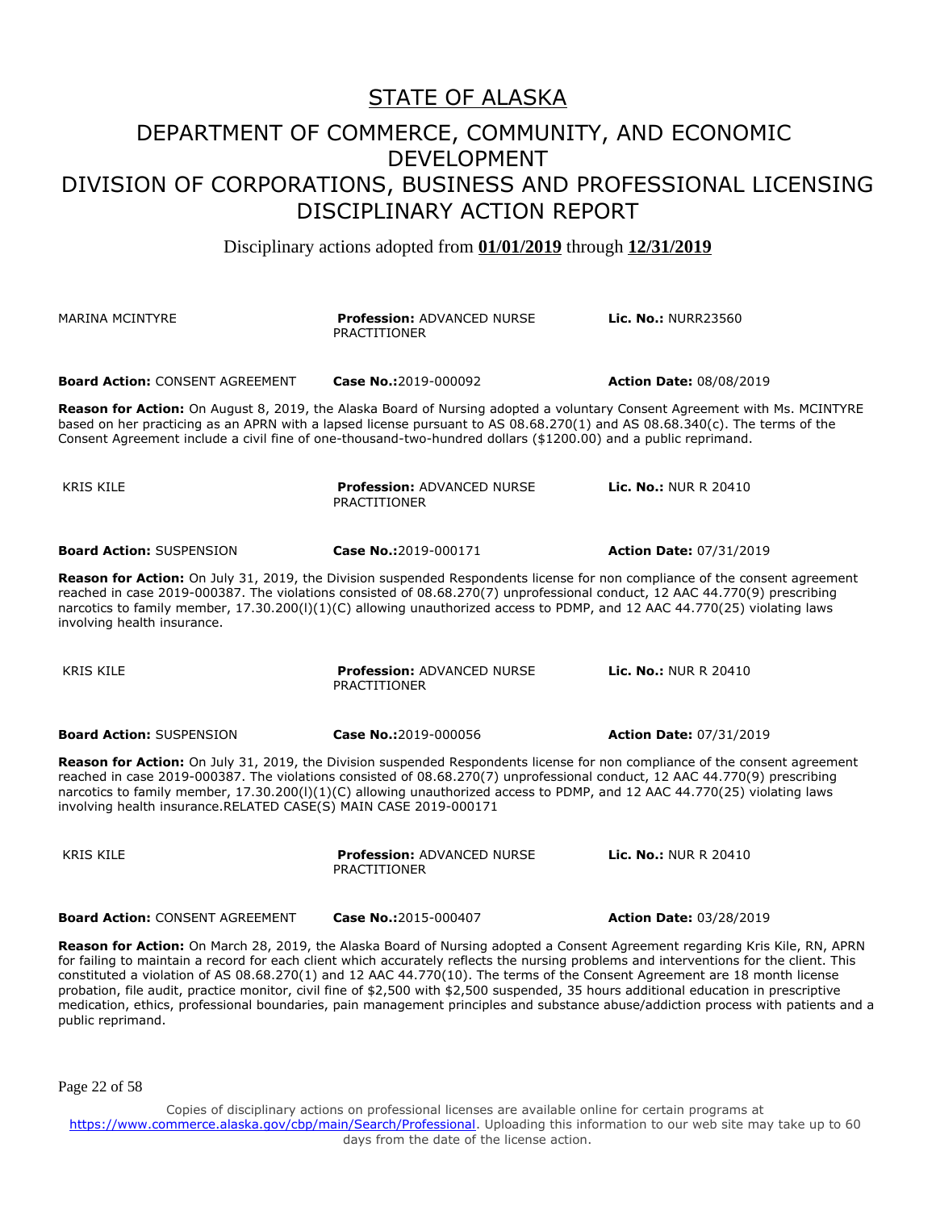# STATE OF ALASKA

## DEPARTMENT OF COMMERCE, COMMUNITY, AND ECONOMIC DEVELOPMENT
## DIVISION OF CORPORATIONS, BUSINESS AND PROFESSIONAL LICENSING
## DISCIPLINARY ACTION REPORT

Disciplinary actions adopted from **01/01/2019** through **12/31/2019**

MARINA MCINTYRE | **Profession:** ADVANCED NURSE PRACTITIONER | **Lic. No.:** NURR23560

**Board Action:** CONSENT AGREEMENT | **Case No.:** 2019-000092 | **Action Date:** 08/08/2019

**Reason for Action:** On August 8, 2019, the Alaska Board of Nursing adopted a voluntary Consent Agreement with Ms. MCINTYRE based on her practicing as an APRN with a lapsed license pursuant to AS 08.68.270(1) and AS 08.68.340(c). The terms of the Consent Agreement include a civil fine of one-thousand-two-hundred dollars ($1200.00) and a public reprimand.

KRIS KILE | **Profession:** ADVANCED NURSE PRACTITIONER | **Lic. No.:** NUR R 20410

**Board Action:** SUSPENSION | **Case No.:** 2019-000171 | **Action Date:** 07/31/2019

**Reason for Action:** On July 31, 2019, the Division suspended Respondents license for non compliance of the consent agreement reached in case 2019-000387. The violations consisted of 08.68.270(7) unprofessional conduct, 12 AAC 44.770(9) prescribing narcotics to family member, 17.30.200(l)(1)(C) allowing unauthorized access to PDMP, and 12 AAC 44.770(25) violating laws involving health insurance.

KRIS KILE | **Profession:** ADVANCED NURSE PRACTITIONER | **Lic. No.:** NUR R 20410

**Board Action:** SUSPENSION | **Case No.:** 2019-000056 | **Action Date:** 07/31/2019

**Reason for Action:** On July 31, 2019, the Division suspended Respondents license for non compliance of the consent agreement reached in case 2019-000387. The violations consisted of 08.68.270(7) unprofessional conduct, 12 AAC 44.770(9) prescribing narcotics to family member, 17.30.200(l)(1)(C) allowing unauthorized access to PDMP, and 12 AAC 44.770(25) violating laws involving health insurance.RELATED CASE(S) MAIN CASE 2019-000171

KRIS KILE | **Profession:** ADVANCED NURSE PRACTITIONER | **Lic. No.:** NUR R 20410

**Board Action:** CONSENT AGREEMENT | **Case No.:** 2015-000407 | **Action Date:** 03/28/2019

**Reason for Action:** On March 28, 2019, the Alaska Board of Nursing adopted a Consent Agreement regarding Kris Kile, RN, APRN for failing to maintain a record for each client which accurately reflects the nursing problems and interventions for the client. This constituted a violation of AS 08.68.270(1) and 12 AAC 44.770(10). The terms of the Consent Agreement are 18 month license probation, file audit, practice monitor, civil fine of $2,500 with $2,500 suspended, 35 hours additional education in prescriptive medication, ethics, professional boundaries, pain management principles and substance abuse/addiction process with patients and a public reprimand.

Copies of disciplinary actions on professional licenses are available online for certain programs at https://www.commerce.alaska.gov/cbp/main/Search/Professional. Uploading this information to our web site may take up to 60 days from the date of the license action.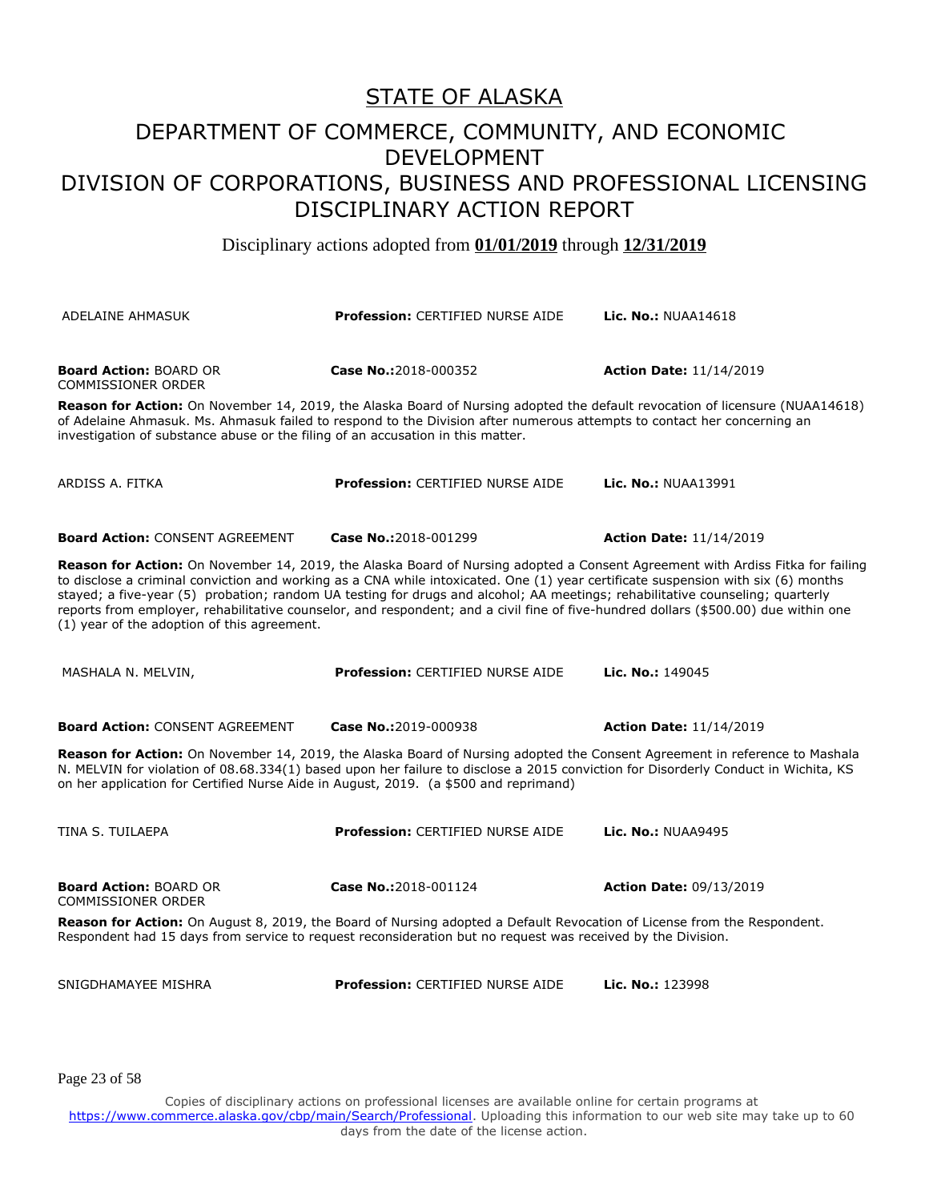# STATE OF ALASKA

## DEPARTMENT OF COMMERCE, COMMUNITY, AND ECONOMIC DEVELOPMENT

## DIVISION OF CORPORATIONS, BUSINESS AND PROFESSIONAL LICENSING

## DISCIPLINARY ACTION REPORT

Disciplinary actions adopted from **01/01/2019** through **12/31/2019**

ADELAINE AHMASUK | **Profession:** CERTIFIED NURSE AIDE | **Lic. No.:** NUAA14618

**Board Action:** BOARD OR COMMISSIONER ORDER | **Case No.:**2018-000352 | **Action Date:** 11/14/2019

**Reason for Action:** On November 14, 2019, the Alaska Board of Nursing adopted the default revocation of licensure (NUAA14618) of Adelaine Ahmasuk. Ms. Ahmasuk failed to respond to the Division after numerous attempts to contact her concerning an investigation of substance abuse or the filing of an accusation in this matter.

ARDISS A. FITKA | **Profession:** CERTIFIED NURSE AIDE | **Lic. No.:** NUAA13991

**Board Action:** CONSENT AGREEMENT | **Case No.:**2018-001299 | **Action Date:** 11/14/2019

**Reason for Action:** On November 14, 2019, the Alaska Board of Nursing adopted a Consent Agreement with Ardiss Fitka for failing to disclose a criminal conviction and working as a CNA while intoxicated. One (1) year certificate suspension with six (6) months stayed; a five-year (5) probation; random UA testing for drugs and alcohol; AA meetings; rehabilitative counseling; quarterly reports from employer, rehabilitative counselor, and respondent; and a civil fine of five-hundred dollars ($500.00) due within one (1) year of the adoption of this agreement.

MASHALA N. MELVIN, | **Profession:** CERTIFIED NURSE AIDE | **Lic. No.:** 149045

**Board Action:** CONSENT AGREEMENT | **Case No.:**2019-000938 | **Action Date:** 11/14/2019

**Reason for Action:** On November 14, 2019, the Alaska Board of Nursing adopted the Consent Agreement in reference to Mashala N. MELVIN for violation of 08.68.334(1) based upon her failure to disclose a 2015 conviction for Disorderly Conduct in Wichita, KS on her application for Certified Nurse Aide in August, 2019. (a $500 and reprimand)

TINA S. TUILAEPA | **Profession:** CERTIFIED NURSE AIDE | **Lic. No.:** NUAA9495

**Board Action:** BOARD OR COMMISSIONER ORDER | **Case No.:**2018-001124 | **Action Date:** 09/13/2019

**Reason for Action:** On August 8, 2019, the Board of Nursing adopted a Default Revocation of License from the Respondent. Respondent had 15 days from service to request reconsideration but no request was received by the Division.

SNIGDHAMAYEE MISHRA | **Profession:** CERTIFIED NURSE AIDE | **Lic. No.:** 123998

Copies of disciplinary actions on professional licenses are available online for certain programs at https://www.commerce.alaska.gov/cbp/main/Search/Professional. Uploading this information to our web site may take up to 60 days from the date of the license action.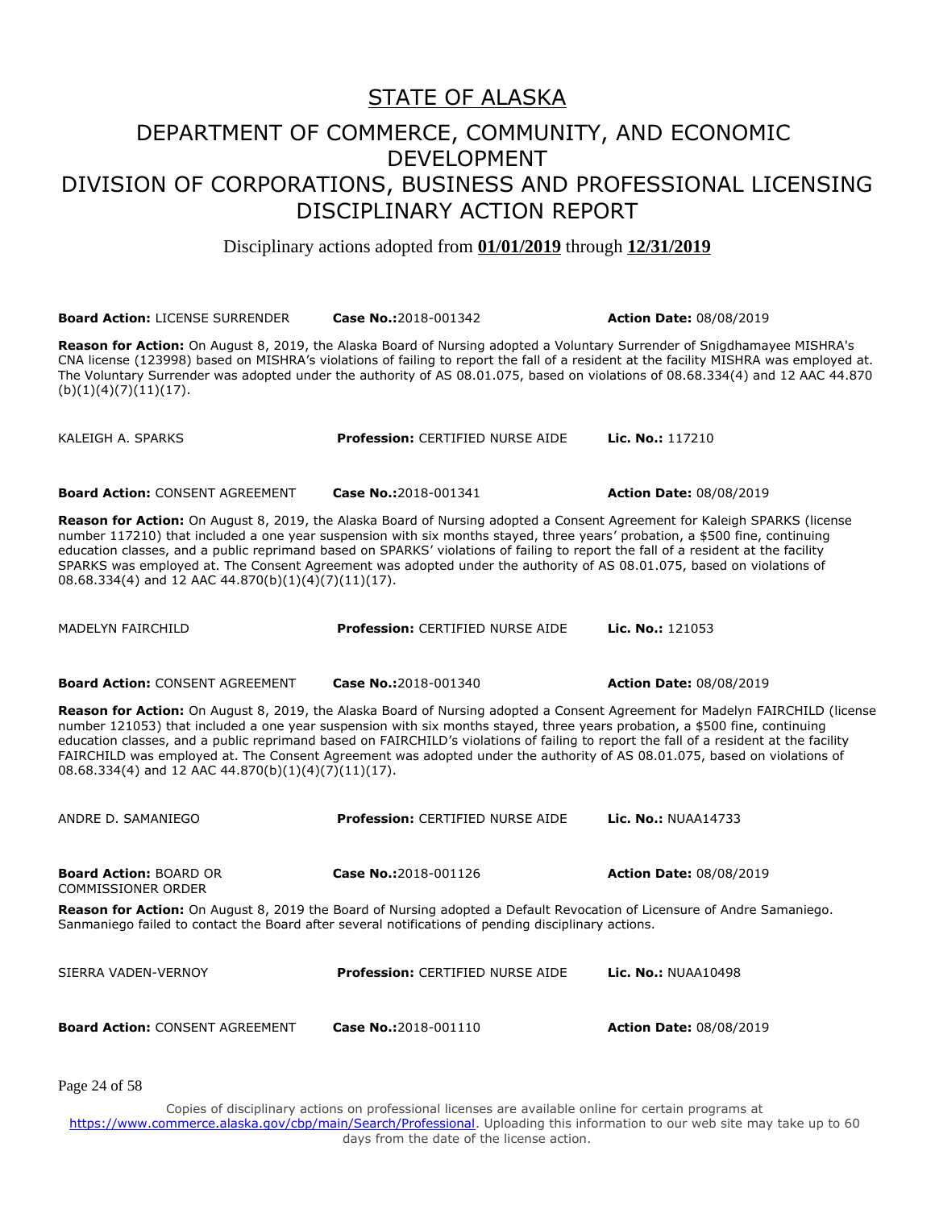# STATE OF ALASKA

## DEPARTMENT OF COMMERCE, COMMUNITY, AND ECONOMIC DEVELOPMENT
## DIVISION OF CORPORATIONS, BUSINESS AND PROFESSIONAL LICENSING
## DISCIPLINARY ACTION REPORT

Disciplinary actions adopted from **01/01/2019** through **12/31/2019**

**Board Action:** LICENSE SURRENDER | **Case No.:**2018-001342 | **Action Date:** 08/08/2019

**Reason for Action:** On August 8, 2019, the Alaska Board of Nursing adopted a Voluntary Surrender of Snigdhamayee MISHRA's CNA license (123998) based on MISHRA's violations of failing to report the fall of a resident at the facility MISHRA was employed at. The Voluntary Surrender was adopted under the authority of AS 08.01.075, based on violations of 08.68.334(4) and 12 AAC 44.870 (b)(1)(4)(7)(11)(17).

KALEIGH A. SPARKS | **Profession:** CERTIFIED NURSE AIDE | **Lic. No.:** 117210

**Board Action:** CONSENT AGREEMENT | **Case No.:**2018-001341 | **Action Date:** 08/08/2019

**Reason for Action:** On August 8, 2019, the Alaska Board of Nursing adopted a Consent Agreement for Kaleigh SPARKS (license number 117210) that included a one year suspension with six months stayed, three years' probation, a $500 fine, continuing education classes, and a public reprimand based on SPARKS' violations of failing to report the fall of a resident at the facility SPARKS was employed at. The Consent Agreement was adopted under the authority of AS 08.01.075, based on violations of 08.68.334(4) and 12 AAC 44.870(b)(1)(4)(7)(11)(17).

MADELYN FAIRCHILD | **Profession:** CERTIFIED NURSE AIDE | **Lic. No.:** 121053

**Board Action:** CONSENT AGREEMENT | **Case No.:**2018-001340 | **Action Date:** 08/08/2019

**Reason for Action:** On August 8, 2019, the Alaska Board of Nursing adopted a Consent Agreement for Madelyn FAIRCHILD (license number 121053) that included a one year suspension with six months stayed, three years probation, a $500 fine, continuing education classes, and a public reprimand based on FAIRCHILD's violations of failing to report the fall of a resident at the facility FAIRCHILD was employed at. The Consent Agreement was adopted under the authority of AS 08.01.075, based on violations of 08.68.334(4) and 12 AAC 44.870(b)(1)(4)(7)(11)(17).

ANDRE D. SAMANIEGO | **Profession:** CERTIFIED NURSE AIDE | **Lic. No.:** NUAA14733

**Board Action:** BOARD OR COMMISSIONER ORDER | **Case No.:**2018-001126 | **Action Date:** 08/08/2019

**Reason for Action:** On August 8, 2019 the Board of Nursing adopted a Default Revocation of Licensure of Andre Samaniego. Sanmaniego failed to contact the Board after several notifications of pending disciplinary actions.

SIERRA VADEN-VERNOY | **Profession:** CERTIFIED NURSE AIDE | **Lic. No.:** NUAA10498

**Board Action:** CONSENT AGREEMENT | **Case No.:**2018-001110 | **Action Date:** 08/08/2019

Copies of disciplinary actions on professional licenses are available online for certain programs at https://www.commerce.alaska.gov/cbp/main/Search/Professional. Uploading this information to our web site may take up to 60 days from the date of the license action.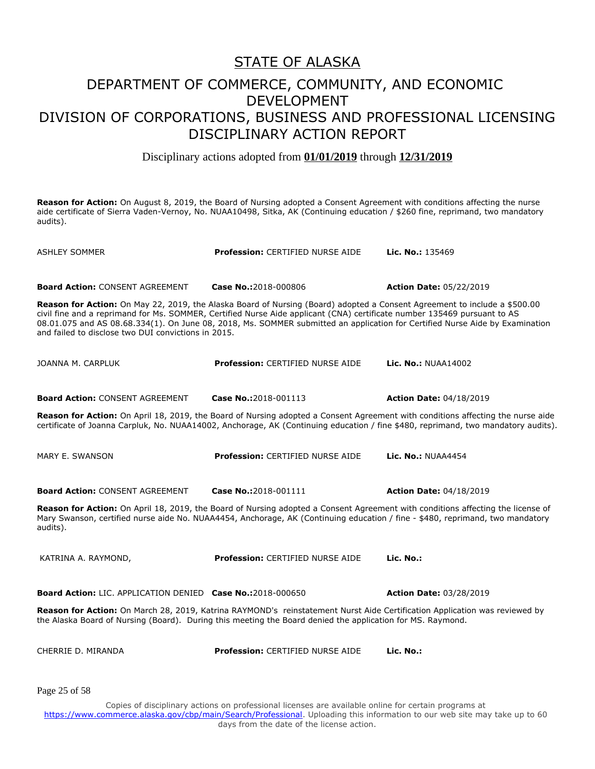# STATE OF ALASKA

## DEPARTMENT OF COMMERCE, COMMUNITY, AND ECONOMIC DEVELOPMENT
## DIVISION OF CORPORATIONS, BUSINESS AND PROFESSIONAL LICENSING
## DISCIPLINARY ACTION REPORT

Disciplinary actions adopted from **01/01/2019** through **12/31/2019**

**Reason for Action:** On August 8, 2019, the Board of Nursing adopted a Consent Agreement with conditions affecting the nurse aide certificate of Sierra Vaden-Vernoy, No. NUAA10498, Sitka, AK (Continuing education / $260 fine, reprimand, two mandatory audits).

| ASHLEY SOMMER | **Profession:** CERTIFIED NURSE AIDE | **Lic. No.:** 135469 |
|---|---|---|
| **Board Action:** CONSENT AGREEMENT | **Case No.:**2018-000806 | **Action Date:** 05/22/2019 |

**Reason for Action:** On May 22, 2019, the Alaska Board of Nursing (Board) adopted a Consent Agreement to include a $500.00 civil fine and a reprimand for Ms. SOMMER, Certified Nurse Aide applicant (CNA) certificate number 135469 pursuant to AS 08.01.075 and AS 08.68.334(1). On June 08, 2018, Ms. SOMMER submitted an application for Certified Nurse Aide by Examination and failed to disclose two DUI convictions in 2015.

| JOANNA M. CARPLUK | **Profession:** CERTIFIED NURSE AIDE | **Lic. No.:** NUAA14002 |
|---|---|---|
| **Board Action:** CONSENT AGREEMENT | **Case No.:**2018-001113 | **Action Date:** 04/18/2019 |

**Reason for Action:** On April 18, 2019, the Board of Nursing adopted a Consent Agreement with conditions affecting the nurse aide certificate of Joanna Carpluk, No. NUAA14002, Anchorage, AK (Continuing education / fine $480, reprimand, two mandatory audits).

| MARY E. SWANSON | **Profession:** CERTIFIED NURSE AIDE | **Lic. No.:** NUAA4454 |
|---|---|---|
| **Board Action:** CONSENT AGREEMENT | **Case No.:**2018-001111 | **Action Date:** 04/18/2019 |

**Reason for Action:** On April 18, 2019, the Board of Nursing adopted a Consent Agreement with conditions affecting the license of Mary Swanson, certified nurse aide No. NUAA4454, Anchorage, AK (Continuing education / fine - $480, reprimand, two mandatory audits).

| KATRINA A. RAYMOND, | **Profession:** CERTIFIED NURSE AIDE | **Lic. No.:** |
|---|---|---|
| **Board Action:** LIC. APPLICATION DENIED | **Case No.:**2018-000650 | **Action Date:** 03/28/2019 |

**Reason for Action:** On March 28, 2019, Katrina RAYMOND's reinstatement Nurst Aide Certification Application was reviewed by the Alaska Board of Nursing (Board). During this meeting the Board denied the application for MS. Raymond.

| CHERRIE D. MIRANDA | **Profession:** CERTIFIED NURSE AIDE | **Lic. No.:** |
|---|---|---|

Copies of disciplinary actions on professional licenses are available online for certain programs at https://www.commerce.alaska.gov/cbp/main/Search/Professional. Uploading this information to our web site may take up to 60 days from the date of the license action.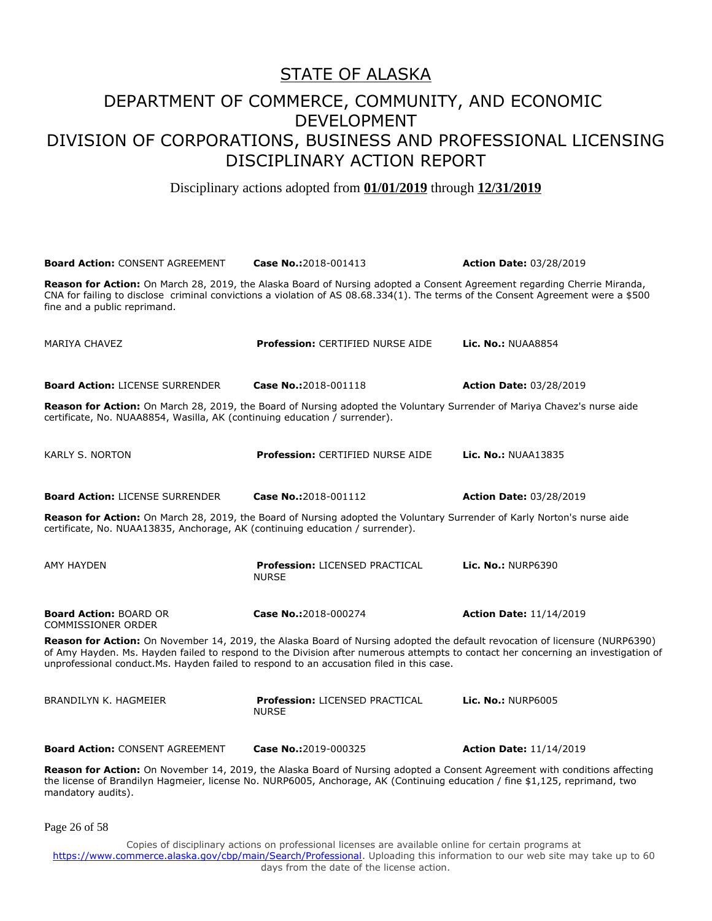# STATE OF ALASKA

## DEPARTMENT OF COMMERCE, COMMUNITY, AND ECONOMIC DEVELOPMENT
## DIVISION OF CORPORATIONS, BUSINESS AND PROFESSIONAL LICENSING
## DISCIPLINARY ACTION REPORT

Disciplinary actions adopted from **01/01/2019** through **12/31/2019**

**Board Action:** CONSENT AGREEMENT **Case No.:**2018-001413 **Action Date:** 03/28/2019

**Reason for Action:** On March 28, 2019, the Alaska Board of Nursing adopted a Consent Agreement regarding Cherrie Miranda, CNA for failing to disclose criminal convictions a violation of AS 08.68.334(1). The terms of the Consent Agreement were a $500 fine and a public reprimand.

MARIYA CHAVEZ **Profession:** CERTIFIED NURSE AIDE **Lic. No.:** NUAA8854

**Board Action:** LICENSE SURRENDER **Case No.:**2018-001118 **Action Date:** 03/28/2019

**Reason for Action:** On March 28, 2019, the Board of Nursing adopted the Voluntary Surrender of Mariya Chavez's nurse aide certificate, No. NUAA8854, Wasilla, AK (continuing education / surrender).

KARLY S. NORTON **Profession:** CERTIFIED NURSE AIDE **Lic. No.:** NUAA13835

**Board Action:** LICENSE SURRENDER **Case No.:**2018-001112 **Action Date:** 03/28/2019

**Reason for Action:** On March 28, 2019, the Board of Nursing adopted the Voluntary Surrender of Karly Norton's nurse aide certificate, No. NUAA13835, Anchorage, AK (continuing education / surrender).

AMY HAYDEN **Profession:** LICENSED PRACTICAL NURSE **Lic. No.:** NURP6390

**Board Action:** BOARD OR COMMISSIONER ORDER **Case No.:**2018-000274 **Action Date:** 11/14/2019

**Reason for Action:** On November 14, 2019, the Alaska Board of Nursing adopted the default revocation of licensure (NURP6390) of Amy Hayden. Ms. Hayden failed to respond to the Division after numerous attempts to contact her concerning an investigation of unprofessional conduct.Ms. Hayden failed to respond to an accusation filed in this case.

BRANDILYN K. HAGMEIER **Profession:** LICENSED PRACTICAL NURSE **Lic. No.:** NURP6005

**Board Action:** CONSENT AGREEMENT **Case No.:**2019-000325 **Action Date:** 11/14/2019

**Reason for Action:** On November 14, 2019, the Alaska Board of Nursing adopted a Consent Agreement with conditions affecting the license of Brandilyn Hagmeier, license No. NURP6005, Anchorage, AK (Continuing education / fine $1,125, reprimand, two mandatory audits).

Copies of disciplinary actions on professional licenses are available online for certain programs at https://www.commerce.alaska.gov/cbp/main/Search/Professional. Uploading this information to our web site may take up to 60 days from the date of the license action.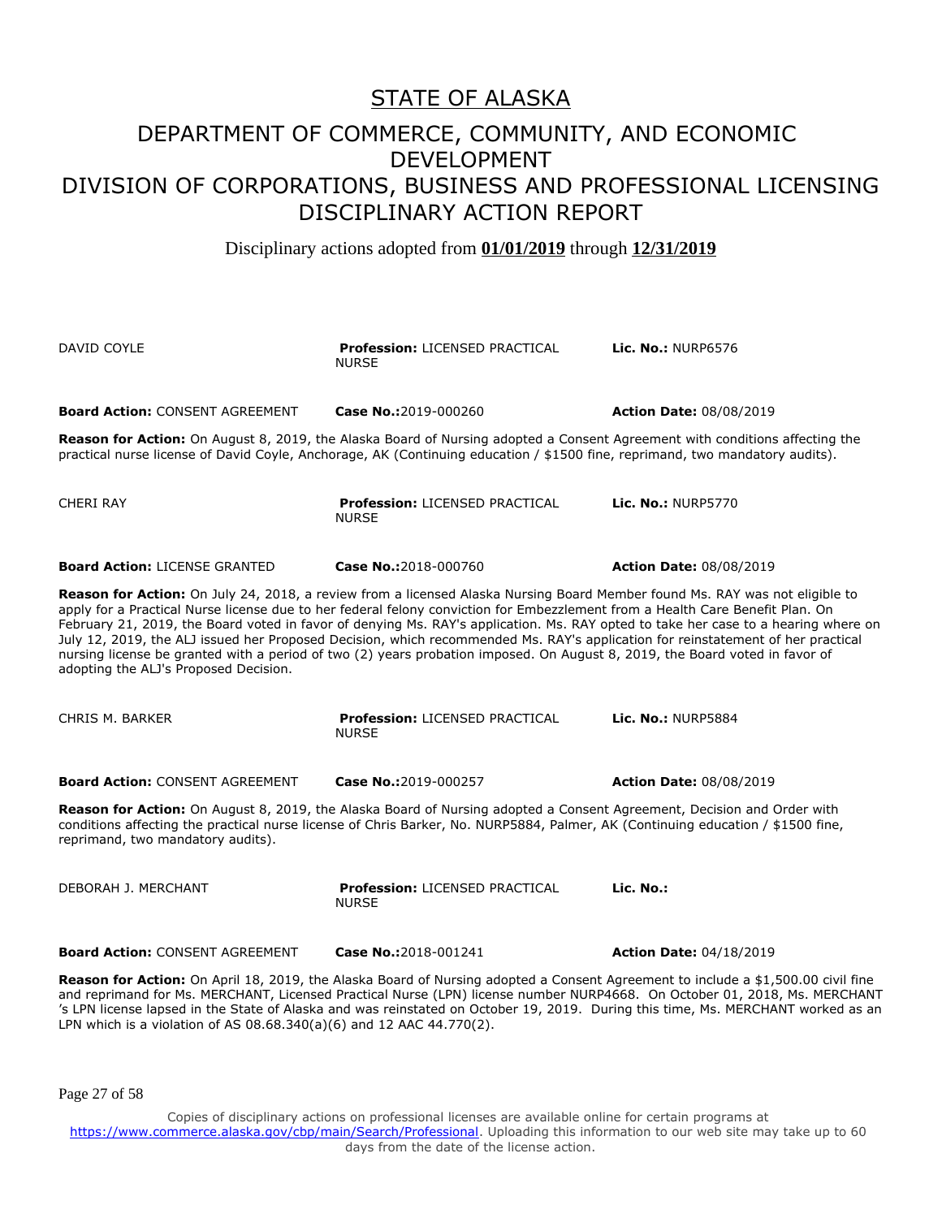# STATE OF ALASKA

## DEPARTMENT OF COMMERCE, COMMUNITY, AND ECONOMIC DEVELOPMENT
## DIVISION OF CORPORATIONS, BUSINESS AND PROFESSIONAL LICENSING
## DISCIPLINARY ACTION REPORT

Disciplinary actions adopted from **01/01/2019** through **12/31/2019**

DAVID COYLE | **Profession:** LICENSED PRACTICAL NURSE | **Lic. No.:** NURP6576

**Board Action:** CONSENT AGREEMENT | **Case No.:**2019-000260 | **Action Date:** 08/08/2019

**Reason for Action:** On August 8, 2019, the Alaska Board of Nursing adopted a Consent Agreement with conditions affecting the practical nurse license of David Coyle, Anchorage, AK (Continuing education / $1500 fine, reprimand, two mandatory audits).

CHERI RAY | **Profession:** LICENSED PRACTICAL NURSE | **Lic. No.:** NURP5770

**Board Action:** LICENSE GRANTED | **Case No.:**2018-000760 | **Action Date:** 08/08/2019

**Reason for Action:** On July 24, 2018, a review from a licensed Alaska Nursing Board Member found Ms. RAY was not eligible to apply for a Practical Nurse license due to her federal felony conviction for Embezzlement from a Health Care Benefit Plan. On February 21, 2019, the Board voted in favor of denying Ms. RAY's application. Ms. RAY opted to take her case to a hearing where on July 12, 2019, the ALJ issued her Proposed Decision, which recommended Ms. RAY's application for reinstatement of her practical nursing license be granted with a period of two (2) years probation imposed. On August 8, 2019, the Board voted in favor of adopting the ALJ's Proposed Decision.

CHRIS M. BARKER | **Profession:** LICENSED PRACTICAL NURSE | **Lic. No.:** NURP5884

**Board Action:** CONSENT AGREEMENT | **Case No.:**2019-000257 | **Action Date:** 08/08/2019

**Reason for Action:** On August 8, 2019, the Alaska Board of Nursing adopted a Consent Agreement, Decision and Order with conditions affecting the practical nurse license of Chris Barker, No. NURP5884, Palmer, AK (Continuing education / $1500 fine, reprimand, two mandatory audits).

DEBORAH J. MERCHANT | **Profession:** LICENSED PRACTICAL NURSE | **Lic. No.:**

**Board Action:** CONSENT AGREEMENT | **Case No.:**2018-001241 | **Action Date:** 04/18/2019

**Reason for Action:** On April 18, 2019, the Alaska Board of Nursing adopted a Consent Agreement to include a $1,500.00 civil fine and reprimand for Ms. MERCHANT, Licensed Practical Nurse (LPN) license number NURP4668. On October 01, 2018, Ms. MERCHANT 's LPN license lapsed in the State of Alaska and was reinstated on October 19, 2019. During this time, Ms. MERCHANT worked as an LPN which is a violation of AS 08.68.340(a)(6) and 12 AAC 44.770(2).

Copies of disciplinary actions on professional licenses are available online for certain programs at https://www.commerce.alaska.gov/cbp/main/Search/Professional. Uploading this information to our web site may take up to 60 days from the date of the license action.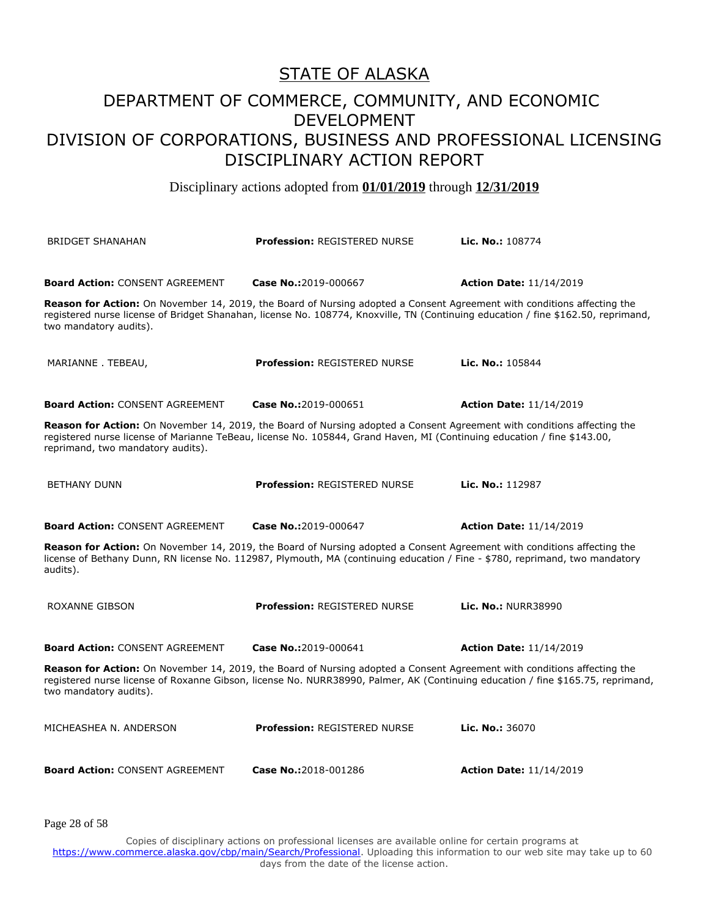# STATE OF ALASKA

## DEPARTMENT OF COMMERCE, COMMUNITY, AND ECONOMIC DEVELOPMENT
## DIVISION OF CORPORATIONS, BUSINESS AND PROFESSIONAL LICENSING
## DISCIPLINARY ACTION REPORT

Disciplinary actions adopted from **01/01/2019** through **12/31/2019**

BRIDGET SHANAHAN | **Profession:** REGISTERED NURSE | **Lic. No.:** 108774

**Board Action:** CONSENT AGREEMENT | **Case No.:**2019-000667 | **Action Date:** 11/14/2019

**Reason for Action:** On November 14, 2019, the Board of Nursing adopted a Consent Agreement with conditions affecting the registered nurse license of Bridget Shanahan, license No. 108774, Knoxville, TN (Continuing education / fine $162.50, reprimand, two mandatory audits).

MARIANNE . TEBEAU, | **Profession:** REGISTERED NURSE | **Lic. No.:** 105844

**Board Action:** CONSENT AGREEMENT | **Case No.:**2019-000651 | **Action Date:** 11/14/2019

**Reason for Action:** On November 14, 2019, the Board of Nursing adopted a Consent Agreement with conditions affecting the registered nurse license of Marianne TeBeau, license No. 105844, Grand Haven, MI (Continuing education / fine $143.00, reprimand, two mandatory audits).

BETHANY DUNN | **Profession:** REGISTERED NURSE | **Lic. No.:** 112987

**Board Action:** CONSENT AGREEMENT | **Case No.:**2019-000647 | **Action Date:** 11/14/2019

**Reason for Action:** On November 14, 2019, the Board of Nursing adopted a Consent Agreement with conditions affecting the license of Bethany Dunn, RN license No. 112987, Plymouth, MA (continuing education / Fine - $780, reprimand, two mandatory audits).

ROXANNE GIBSON | **Profession:** REGISTERED NURSE | **Lic. No.:** NURR38990

**Board Action:** CONSENT AGREEMENT | **Case No.:**2019-000641 | **Action Date:** 11/14/2019

**Reason for Action:** On November 14, 2019, the Board of Nursing adopted a Consent Agreement with conditions affecting the registered nurse license of Roxanne Gibson, license No. NURR38990, Palmer, AK (Continuing education / fine $165.75, reprimand, two mandatory audits).

MICHEASHEA N. ANDERSON | **Profession:** REGISTERED NURSE | **Lic. No.:** 36070

**Board Action:** CONSENT AGREEMENT | **Case No.:**2018-001286 | **Action Date:** 11/14/2019

Copies of disciplinary actions on professional licenses are available online for certain programs at https://www.commerce.alaska.gov/cbp/main/Search/Professional. Uploading this information to our web site may take up to 60 days from the date of the license action.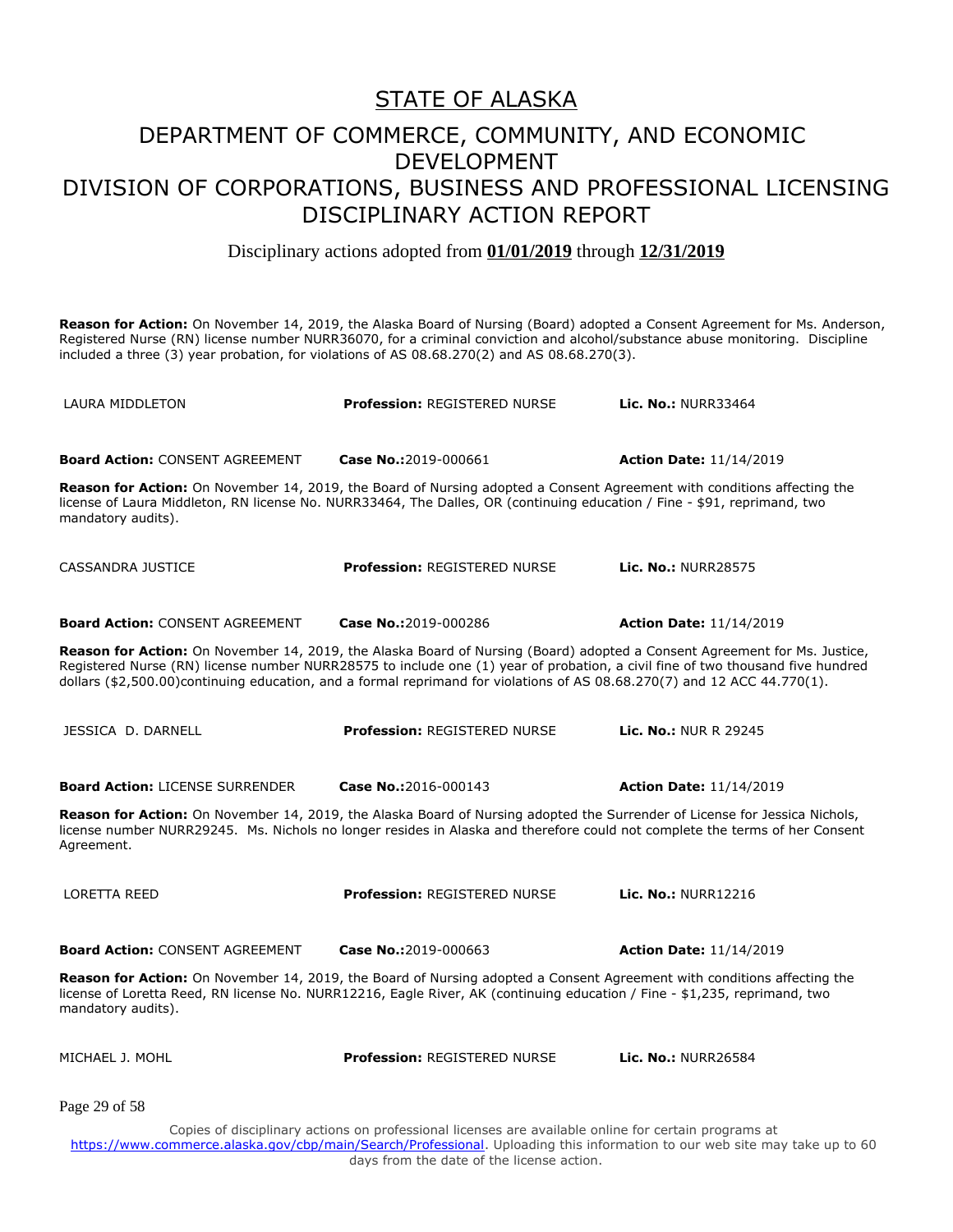# STATE OF ALASKA

## DEPARTMENT OF COMMERCE, COMMUNITY, AND ECONOMIC DEVELOPMENT
## DIVISION OF CORPORATIONS, BUSINESS AND PROFESSIONAL LICENSING
## DISCIPLINARY ACTION REPORT

Disciplinary actions adopted from **01/01/2019** through **12/31/2019**

**Reason for Action:** On November 14, 2019, the Alaska Board of Nursing (Board) adopted a Consent Agreement for Ms. Anderson, Registered Nurse (RN) license number NURR36070, for a criminal conviction and alcohol/substance abuse monitoring. Discipline included a three (3) year probation, for violations of AS 08.68.270(2) and AS 08.68.270(3).

| LAURA MIDDLETON | **Profession:** REGISTERED NURSE | **Lic. No.:** NURR33464 |
|---|---|---|
| **Board Action:** CONSENT AGREEMENT | **Case No.:** 2019-000661 | **Action Date:** 11/14/2019 |

**Reason for Action:** On November 14, 2019, the Board of Nursing adopted a Consent Agreement with conditions affecting the license of Laura Middleton, RN license No. NURR33464, The Dalles, OR (continuing education / Fine - $91, reprimand, two mandatory audits).

| CASSANDRA JUSTICE | **Profession:** REGISTERED NURSE | **Lic. No.:** NURR28575 |
|---|---|---|
| **Board Action:** CONSENT AGREEMENT | **Case No.:** 2019-000286 | **Action Date:** 11/14/2019 |

**Reason for Action:** On November 14, 2019, the Alaska Board of Nursing (Board) adopted a Consent Agreement for Ms. Justice, Registered Nurse (RN) license number NURR28575 to include one (1) year of probation, a civil fine of two thousand five hundred dollars ($2,500.00)continuing education, and a formal reprimand for violations of AS 08.68.270(7) and 12 ACC 44.770(1).

| JESSICA D. DARNELL | **Profession:** REGISTERED NURSE | **Lic. No.:** NUR R 29245 |
|---|---|---|
| **Board Action:** LICENSE SURRENDER | **Case No.:** 2016-000143 | **Action Date:** 11/14/2019 |

**Reason for Action:** On November 14, 2019, the Alaska Board of Nursing adopted the Surrender of License for Jessica Nichols, license number NURR29245. Ms. Nichols no longer resides in Alaska and therefore could not complete the terms of her Consent Agreement.

| LORETTA REED | **Profession:** REGISTERED NURSE | **Lic. No.:** NURR12216 |
|---|---|---|
| **Board Action:** CONSENT AGREEMENT | **Case No.:** 2019-000663 | **Action Date:** 11/14/2019 |

**Reason for Action:** On November 14, 2019, the Board of Nursing adopted a Consent Agreement with conditions affecting the license of Loretta Reed, RN license No. NURR12216, Eagle River, AK (continuing education / Fine - $1,235, reprimand, two mandatory audits).

| MICHAEL J. MOHL | **Profession:** REGISTERED NURSE | **Lic. No.:** NURR26584 |
|---|---|---|

Copies of disciplinary actions on professional licenses are available online for certain programs at https://www.commerce.alaska.gov/cbp/main/Search/Professional. Uploading this information to our web site may take up to 60 days from the date of the license action.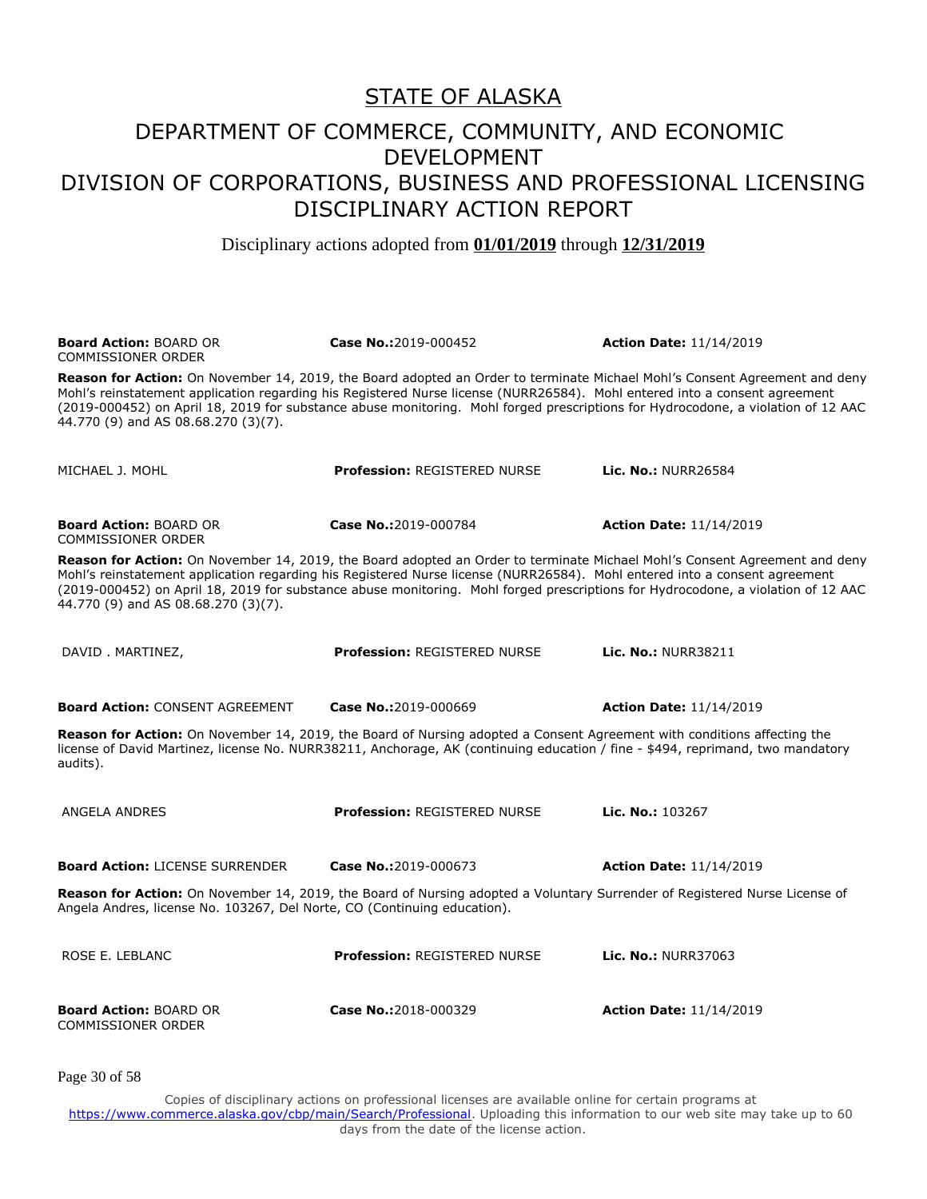# STATE OF ALASKA

## DEPARTMENT OF COMMERCE, COMMUNITY, AND ECONOMIC DEVELOPMENT
## DIVISION OF CORPORATIONS, BUSINESS AND PROFESSIONAL LICENSING
## DISCIPLINARY ACTION REPORT

Disciplinary actions adopted from **01/01/2019** through **12/31/2019**

**Board Action:** BOARD OR COMMISSIONER ORDER | **Case No.:**2019-000452 | **Action Date:** 11/14/2019

**Reason for Action:** On November 14, 2019, the Board adopted an Order to terminate Michael Mohl's Consent Agreement and deny Mohl's reinstatement application regarding his Registered Nurse license (NURR26584). Mohl entered into a consent agreement (2019-000452) on April 18, 2019 for substance abuse monitoring. Mohl forged prescriptions for Hydrocodone, a violation of 12 AAC 44.770 (9) and AS 08.68.270 (3)(7).

MICHAEL J. MOHL | **Profession:** REGISTERED NURSE | **Lic. No.:** NURR26584

**Board Action:** BOARD OR COMMISSIONER ORDER | **Case No.:**2019-000784 | **Action Date:** 11/14/2019

**Reason for Action:** On November 14, 2019, the Board adopted an Order to terminate Michael Mohl's Consent Agreement and deny Mohl's reinstatement application regarding his Registered Nurse license (NURR26584). Mohl entered into a consent agreement (2019-000452) on April 18, 2019 for substance abuse monitoring. Mohl forged prescriptions for Hydrocodone, a violation of 12 AAC 44.770 (9) and AS 08.68.270 (3)(7).

DAVID . MARTINEZ, | **Profession:** REGISTERED NURSE | **Lic. No.:** NURR38211

**Board Action:** CONSENT AGREEMENT | **Case No.:**2019-000669 | **Action Date:** 11/14/2019

**Reason for Action:** On November 14, 2019, the Board of Nursing adopted a Consent Agreement with conditions affecting the license of David Martinez, license No. NURR38211, Anchorage, AK (continuing education / fine - $494, reprimand, two mandatory audits).

ANGELA ANDRES | **Profession:** REGISTERED NURSE | **Lic. No.:** 103267

**Board Action:** LICENSE SURRENDER | **Case No.:**2019-000673 | **Action Date:** 11/14/2019

**Reason for Action:** On November 14, 2019, the Board of Nursing adopted a Voluntary Surrender of Registered Nurse License of Angela Andres, license No. 103267, Del Norte, CO (Continuing education).

ROSE E. LEBLANC | **Profession:** REGISTERED NURSE | **Lic. No.:** NURR37063

**Board Action:** BOARD OR COMMISSIONER ORDER | **Case No.:**2018-000329 | **Action Date:** 11/14/2019

Copies of disciplinary actions on professional licenses are available online for certain programs at https://www.commerce.alaska.gov/cbp/main/Search/Professional. Uploading this information to our web site may take up to 60 days from the date of the license action.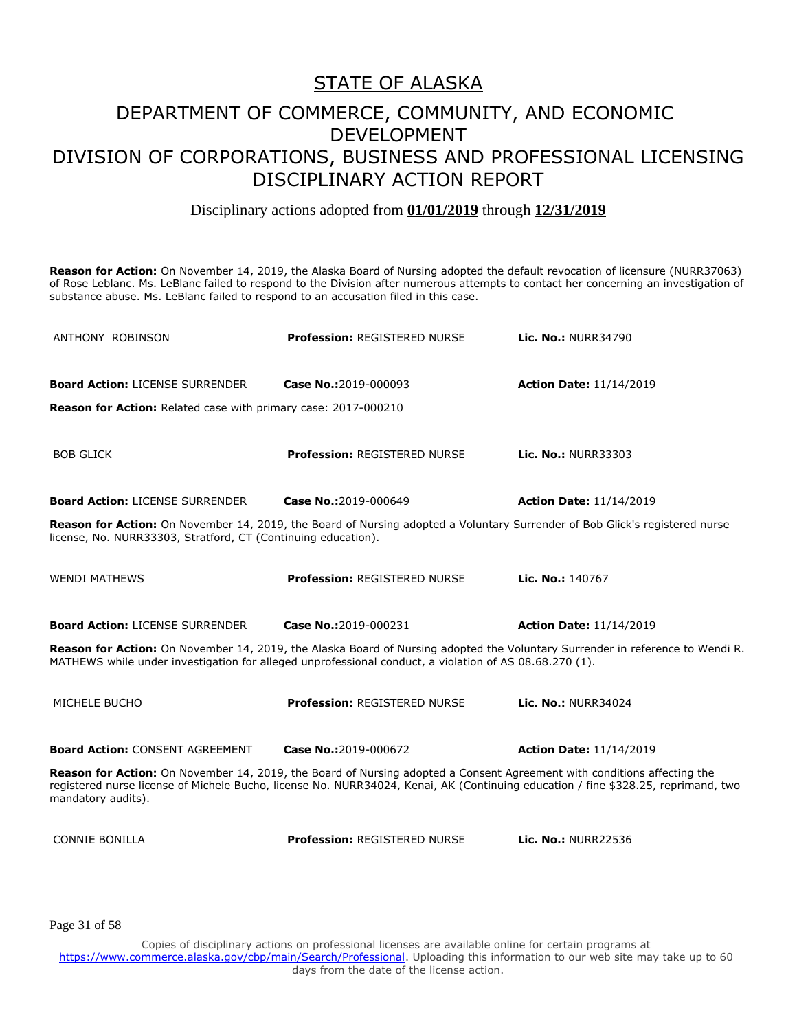# STATE OF ALASKA

## DEPARTMENT OF COMMERCE, COMMUNITY, AND ECONOMIC DEVELOPMENT

## DIVISION OF CORPORATIONS, BUSINESS AND PROFESSIONAL LICENSING

## DISCIPLINARY ACTION REPORT

Disciplinary actions adopted from **01/01/2019** through **12/31/2019**

**Reason for Action:** On November 14, 2019, the Alaska Board of Nursing adopted the default revocation of licensure (NURR37063) of Rose Leblanc. Ms. LeBlanc failed to respond to the Division after numerous attempts to contact her concerning an investigation of substance abuse. Ms. LeBlanc failed to respond to an accusation filed in this case.

ANTHONY ROBINSON | **Profession:** REGISTERED NURSE | **Lic. No.:** NURR34790

**Board Action:** LICENSE SURRENDER | **Case No.:**2019-000093 | **Action Date:** 11/14/2019

**Reason for Action:** Related case with primary case: 2017-000210

BOB GLICK | **Profession:** REGISTERED NURSE | **Lic. No.:** NURR33303

**Board Action:** LICENSE SURRENDER | **Case No.:**2019-000649 | **Action Date:** 11/14/2019

**Reason for Action:** On November 14, 2019, the Board of Nursing adopted a Voluntary Surrender of Bob Glick's registered nurse license, No. NURR33303, Stratford, CT (Continuing education).

WENDI MATHEWS | **Profession:** REGISTERED NURSE | **Lic. No.:** 140767

**Board Action:** LICENSE SURRENDER | **Case No.:**2019-000231 | **Action Date:** 11/14/2019

**Reason for Action:** On November 14, 2019, the Alaska Board of Nursing adopted the Voluntary Surrender in reference to Wendi R. MATHEWS while under investigation for alleged unprofessional conduct, a violation of AS 08.68.270 (1).

MICHELE BUCHO | **Profession:** REGISTERED NURSE | **Lic. No.:** NURR34024

**Board Action:** CONSENT AGREEMENT | **Case No.:**2019-000672 | **Action Date:** 11/14/2019

**Reason for Action:** On November 14, 2019, the Board of Nursing adopted a Consent Agreement with conditions affecting the registered nurse license of Michele Bucho, license No. NURR34024, Kenai, AK (Continuing education / fine $328.25, reprimand, two mandatory audits).

CONNIE BONILLA | **Profession:** REGISTERED NURSE | **Lic. No.:** NURR22536

Copies of disciplinary actions on professional licenses are available online for certain programs at https://www.commerce.alaska.gov/cbp/main/Search/Professional. Uploading this information to our web site may take up to 60 days from the date of the license action.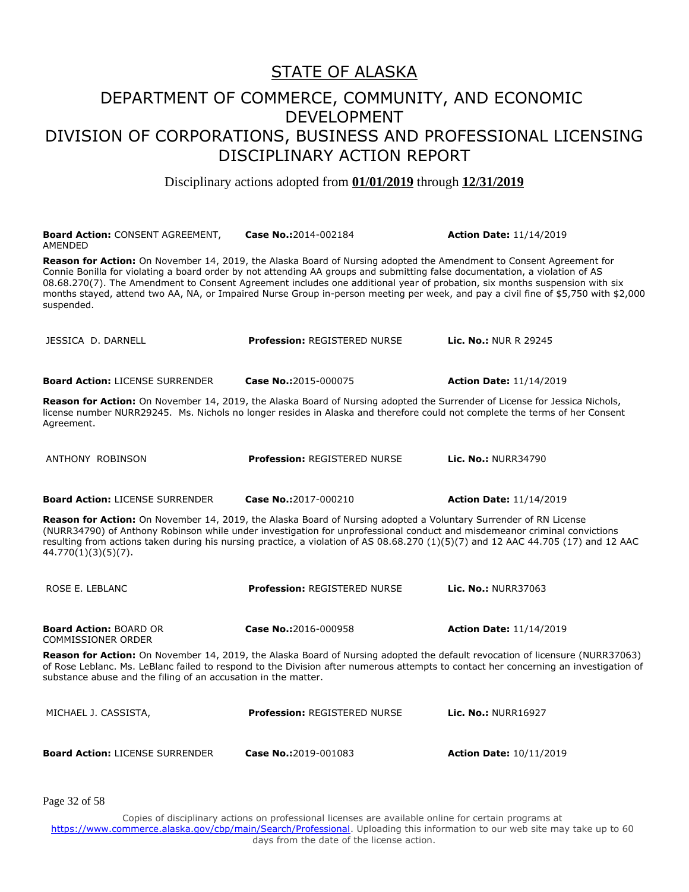# STATE OF ALASKA

## DEPARTMENT OF COMMERCE, COMMUNITY, AND ECONOMIC DEVELOPMENT
## DIVISION OF CORPORATIONS, BUSINESS AND PROFESSIONAL LICENSING
## DISCIPLINARY ACTION REPORT

Disciplinary actions adopted from **01/01/2019** through **12/31/2019**

**Board Action:** CONSENT AGREEMENT, AMENDED | **Case No.:**2014-002184 | **Action Date:** 11/14/2019

**Reason for Action:** On November 14, 2019, the Alaska Board of Nursing adopted the Amendment to Consent Agreement for Connie Bonilla for violating a board order by not attending AA groups and submitting false documentation, a violation of AS 08.68.270(7). The Amendment to Consent Agreement includes one additional year of probation, six months suspension with six months stayed, attend two AA, NA, or Impaired Nurse Group in-person meeting per week, and pay a civil fine of $5,750 with $2,000 suspended.

JESSICA D. DARNELL | **Profession:** REGISTERED NURSE | **Lic. No.:** NUR R 29245

**Board Action:** LICENSE SURRENDER | **Case No.:**2015-000075 | **Action Date:** 11/14/2019

**Reason for Action:** On November 14, 2019, the Alaska Board of Nursing adopted the Surrender of License for Jessica Nichols, license number NURR29245. Ms. Nichols no longer resides in Alaska and therefore could not complete the terms of her Consent Agreement.

ANTHONY ROBINSON | **Profession:** REGISTERED NURSE | **Lic. No.:** NURR34790

**Board Action:** LICENSE SURRENDER | **Case No.:**2017-000210 | **Action Date:** 11/14/2019

**Reason for Action:** On November 14, 2019, the Alaska Board of Nursing adopted a Voluntary Surrender of RN License (NURR34790) of Anthony Robinson while under investigation for unprofessional conduct and misdemeanor criminal convictions resulting from actions taken during his nursing practice, a violation of AS 08.68.270 (1)(5)(7) and 12 AAC 44.705 (17) and 12 AAC 44.770(1)(3)(5)(7).

ROSE E. LEBLANC | **Profession:** REGISTERED NURSE | **Lic. No.:** NURR37063

**Board Action:** BOARD OR COMMISSIONER ORDER | **Case No.:**2016-000958 | **Action Date:** 11/14/2019

**Reason for Action:** On November 14, 2019, the Alaska Board of Nursing adopted the default revocation of licensure (NURR37063) of Rose Leblanc. Ms. LeBlanc failed to respond to the Division after numerous attempts to contact her concerning an investigation of substance abuse and the filing of an accusation in the matter.

MICHAEL J. CASSISTA, | **Profession:** REGISTERED NURSE | **Lic. No.:** NURR16927

**Board Action:** LICENSE SURRENDER | **Case No.:**2019-001083 | **Action Date:** 10/11/2019

Copies of disciplinary actions on professional licenses are available online for certain programs at https://www.commerce.alaska.gov/cbp/main/Search/Professional. Uploading this information to our web site may take up to 60 days from the date of the license action.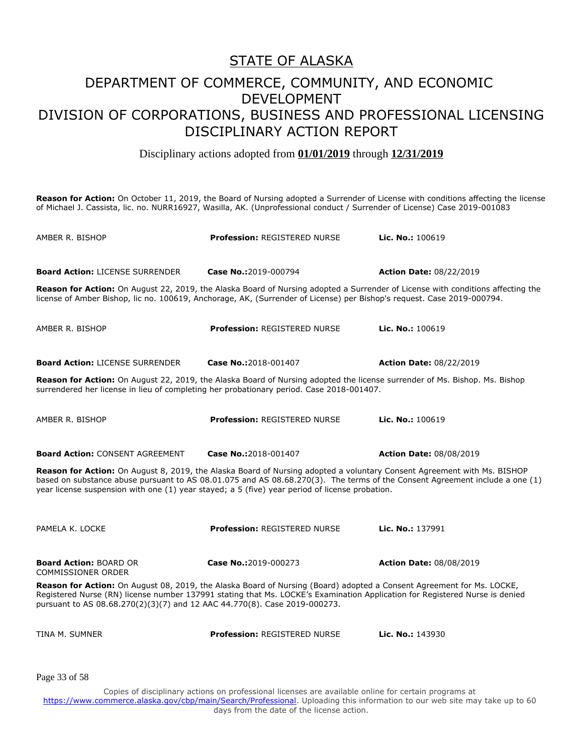# STATE OF ALASKA

## DEPARTMENT OF COMMERCE, COMMUNITY, AND ECONOMIC DEVELOPMENT
## DIVISION OF CORPORATIONS, BUSINESS AND PROFESSIONAL LICENSING
## DISCIPLINARY ACTION REPORT

Disciplinary actions adopted from **01/01/2019** through **12/31/2019**

**Reason for Action:** On October 11, 2019, the Board of Nursing adopted a Surrender of License with conditions affecting the license of Michael J. Cassista, lic. no. NURR16927, Wasilla, AK. (Unprofessional conduct / Surrender of License) Case 2019-001083

| AMBER R. BISHOP | **Profession:** REGISTERED NURSE | **Lic. No.:** 100619 |
|---|---|---|
| **Board Action:** LICENSE SURRENDER | **Case No.:**2019-000794 | **Action Date:** 08/22/2019 |

**Reason for Action:** On August 22, 2019, the Alaska Board of Nursing adopted a Surrender of License with conditions affecting the license of Amber Bishop, lic no. 100619, Anchorage, AK, (Surrender of License) per Bishop's request. Case 2019-000794.

| AMBER R. BISHOP | **Profession:** REGISTERED NURSE | **Lic. No.:** 100619 |
|---|---|---|
| **Board Action:** LICENSE SURRENDER | **Case No.:**2018-001407 | **Action Date:** 08/22/2019 |

**Reason for Action:** On August 22, 2019, the Alaska Board of Nursing adopted the license surrender of Ms. Bishop. Ms. Bishop surrendered her license in lieu of completing her probationary period. Case 2018-001407.

| AMBER R. BISHOP | **Profession:** REGISTERED NURSE | **Lic. No.:** 100619 |
|---|---|---|
| **Board Action:** CONSENT AGREEMENT | **Case No.:**2018-001407 | **Action Date:** 08/08/2019 |

**Reason for Action:** On August 8, 2019, the Alaska Board of Nursing adopted a voluntary Consent Agreement with Ms. BISHOP based on substance abuse pursuant to AS 08.01.075 and AS 08.68.270(3). The terms of the Consent Agreement include a one (1) year license suspension with one (1) year stayed; a 5 (five) year period of license probation.

| PAMELA K. LOCKE | **Profession:** REGISTERED NURSE | **Lic. No.:** 137991 |
|---|---|---|
| **Board Action:** BOARD OR COMMISSIONER ORDER | **Case No.:**2019-000273 | **Action Date:** 08/08/2019 |

**Reason for Action:** On August 08, 2019, the Alaska Board of Nursing (Board) adopted a Consent Agreement for Ms. LOCKE, Registered Nurse (RN) license number 137991 stating that Ms. LOCKE's Examination Application for Registered Nurse is denied pursuant to AS 08.68.270(2)(3)(7) and 12 AAC 44.770(8). Case 2019-000273.

| TINA M. SUMNER | **Profession:** REGISTERED NURSE | **Lic. No.:** 143930 |
|---|---|---|

Copies of disciplinary actions on professional licenses are available online for certain programs at https://www.commerce.alaska.gov/cbp/main/Search/Professional. Uploading this information to our web site may take up to 60 days from the date of the license action.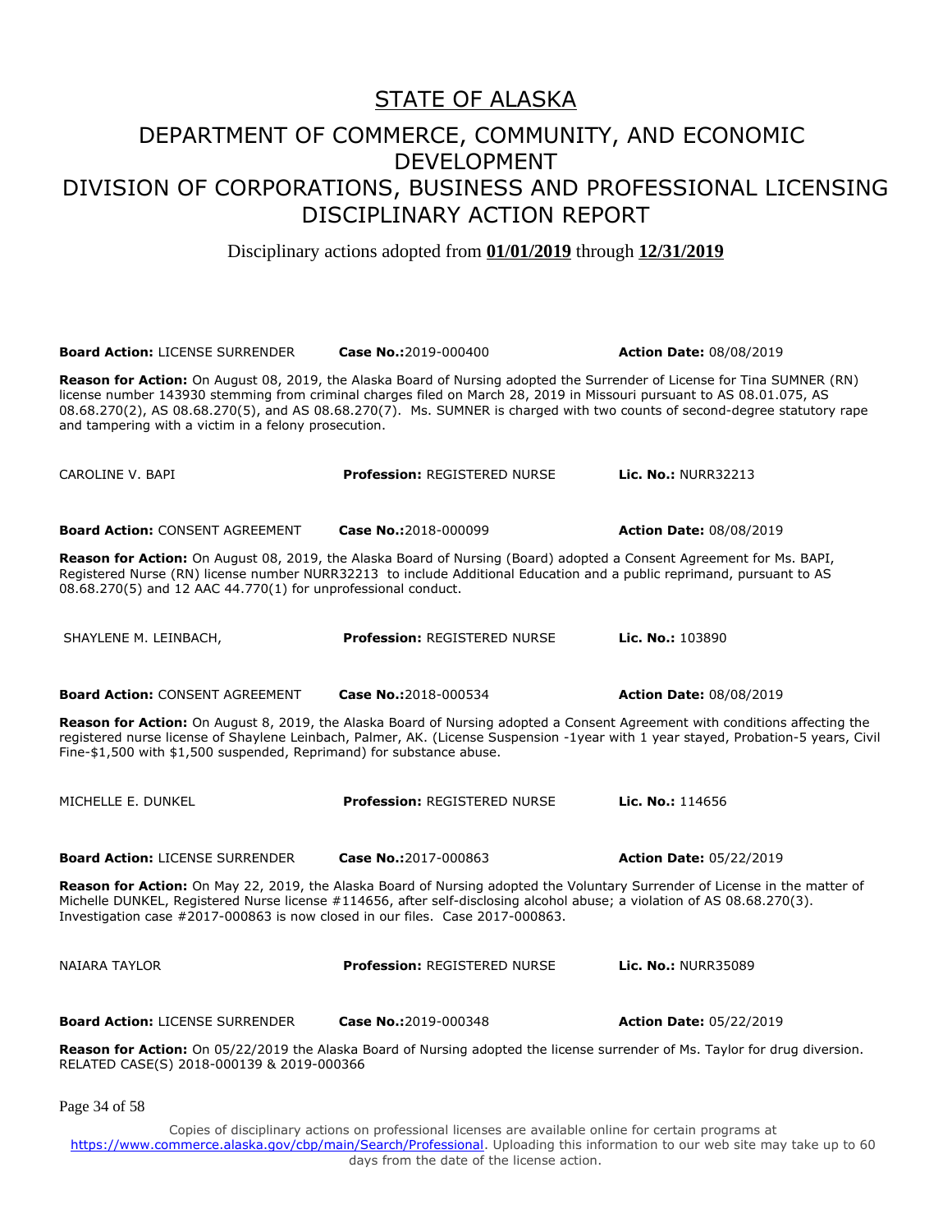# STATE OF ALASKA

## DEPARTMENT OF COMMERCE, COMMUNITY, AND ECONOMIC DEVELOPMENT

## DIVISION OF CORPORATIONS, BUSINESS AND PROFESSIONAL LICENSING

## DISCIPLINARY ACTION REPORT

Disciplinary actions adopted from **01/01/2019** through **12/31/2019**

**Board Action:** LICENSE SURRENDER **Case No.:**2019-000400 **Action Date:** 08/08/2019

**Reason for Action:** On August 08, 2019, the Alaska Board of Nursing adopted the Surrender of License for Tina SUMNER (RN) license number 143930 stemming from criminal charges filed on March 28, 2019 in Missouri pursuant to AS 08.01.075, AS 08.68.270(2), AS 08.68.270(5), and AS 08.68.270(7). Ms. SUMNER is charged with two counts of second-degree statutory rape and tampering with a victim in a felony prosecution.

CAROLINE V. BAPI **Profession:** REGISTERED NURSE **Lic. No.:** NURR32213

**Board Action:** CONSENT AGREEMENT **Case No.:**2018-000099 **Action Date:** 08/08/2019

**Reason for Action:** On August 08, 2019, the Alaska Board of Nursing (Board) adopted a Consent Agreement for Ms. BAPI, Registered Nurse (RN) license number NURR32213 to include Additional Education and a public reprimand, pursuant to AS 08.68.270(5) and 12 AAC 44.770(1) for unprofessional conduct.

SHAYLENE M. LEINBACH, **Profession:** REGISTERED NURSE **Lic. No.:** 103890

**Board Action:** CONSENT AGREEMENT **Case No.:**2018-000534 **Action Date:** 08/08/2019

**Reason for Action:** On August 8, 2019, the Alaska Board of Nursing adopted a Consent Agreement with conditions affecting the registered nurse license of Shaylene Leinbach, Palmer, AK. (License Suspension -1year with 1 year stayed, Probation-5 years, Civil Fine-$1,500 with $1,500 suspended, Reprimand) for substance abuse.

MICHELLE E. DUNKEL **Profession:** REGISTERED NURSE **Lic. No.:** 114656

**Board Action:** LICENSE SURRENDER **Case No.:**2017-000863 **Action Date:** 05/22/2019

**Reason for Action:** On May 22, 2019, the Alaska Board of Nursing adopted the Voluntary Surrender of License in the matter of Michelle DUNKEL, Registered Nurse license #114656, after self-disclosing alcohol abuse; a violation of AS 08.68.270(3). Investigation case #2017-000863 is now closed in our files. Case 2017-000863.

NAIARA TAYLOR **Profession:** REGISTERED NURSE **Lic. No.:** NURR35089

**Board Action:** LICENSE SURRENDER **Case No.:**2019-000348 **Action Date:** 05/22/2019

**Reason for Action:** On 05/22/2019 the Alaska Board of Nursing adopted the license surrender of Ms. Taylor for drug diversion. RELATED CASE(S) 2018-000139 & 2019-000366

Copies of disciplinary actions on professional licenses are available online for certain programs at https://www.commerce.alaska.gov/cbp/main/Search/Professional. Uploading this information to our web site may take up to 60 days from the date of the license action.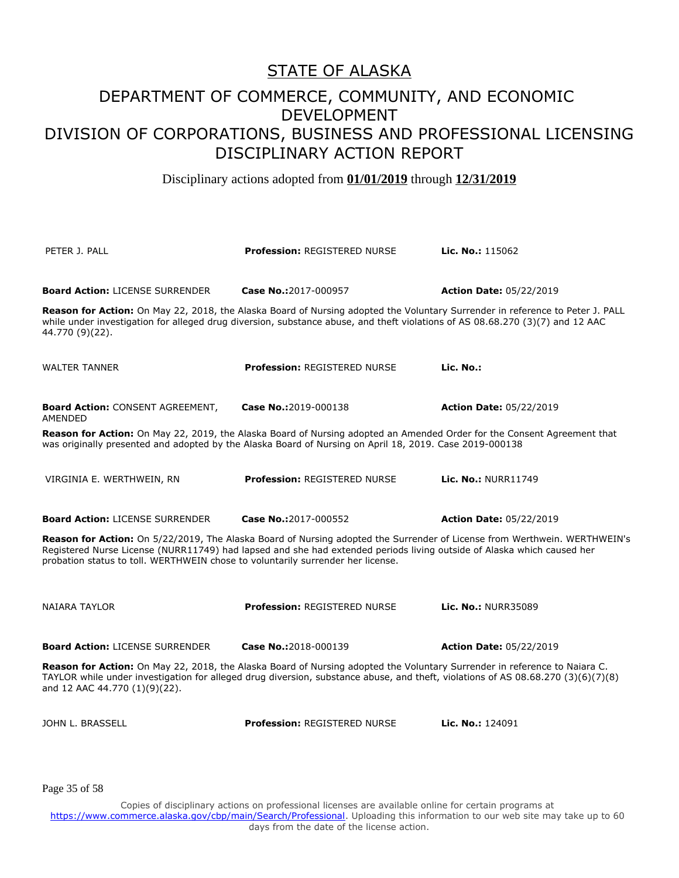# STATE OF ALASKA

## DEPARTMENT OF COMMERCE, COMMUNITY, AND ECONOMIC DEVELOPMENT
## DIVISION OF CORPORATIONS, BUSINESS AND PROFESSIONAL LICENSING
## DISCIPLINARY ACTION REPORT

Disciplinary actions adopted from **01/01/2019** through **12/31/2019**

PETER J. PALL | **Profession:** REGISTERED NURSE | **Lic. No.:** 115062

**Board Action:** LICENSE SURRENDER | **Case No.:**2017-000957 | **Action Date:** 05/22/2019

**Reason for Action:** On May 22, 2018, the Alaska Board of Nursing adopted the Voluntary Surrender in reference to Peter J. PALL while under investigation for alleged drug diversion, substance abuse, and theft violations of AS 08.68.270 (3)(7) and 12 AAC 44.770 (9)(22).

WALTER TANNER | **Profession:** REGISTERED NURSE | **Lic. No.:**

**Board Action:** CONSENT AGREEMENT, AMENDED | **Case No.:**2019-000138 | **Action Date:** 05/22/2019

**Reason for Action:** On May 22, 2019, the Alaska Board of Nursing adopted an Amended Order for the Consent Agreement that was originally presented and adopted by the Alaska Board of Nursing on April 18, 2019. Case 2019-000138

VIRGINIA E. WERTHWEIN, RN | **Profession:** REGISTERED NURSE | **Lic. No.:** NURR11749

**Board Action:** LICENSE SURRENDER | **Case No.:**2017-000552 | **Action Date:** 05/22/2019

**Reason for Action:** On 5/22/2019, The Alaska Board of Nursing adopted the Surrender of License from Werthwein. WERTHWEIN's Registered Nurse License (NURR11749) had lapsed and she had extended periods living outside of Alaska which caused her probation status to toll. WERTHWEIN chose to voluntarily surrender her license.

NAIARA TAYLOR | **Profession:** REGISTERED NURSE | **Lic. No.:** NURR35089

**Board Action:** LICENSE SURRENDER | **Case No.:**2018-000139 | **Action Date:** 05/22/2019

**Reason for Action:** On May 22, 2018, the Alaska Board of Nursing adopted the Voluntary Surrender in reference to Naiara C. TAYLOR while under investigation for alleged drug diversion, substance abuse, and theft, violations of AS 08.68.270 (3)(6)(7)(8) and 12 AAC 44.770 (1)(9)(22).

JOHN L. BRASSELL | **Profession:** REGISTERED NURSE | **Lic. No.:** 124091

Copies of disciplinary actions on professional licenses are available online for certain programs at https://www.commerce.alaska.gov/cbp/main/Search/Professional. Uploading this information to our web site may take up to 60 days from the date of the license action.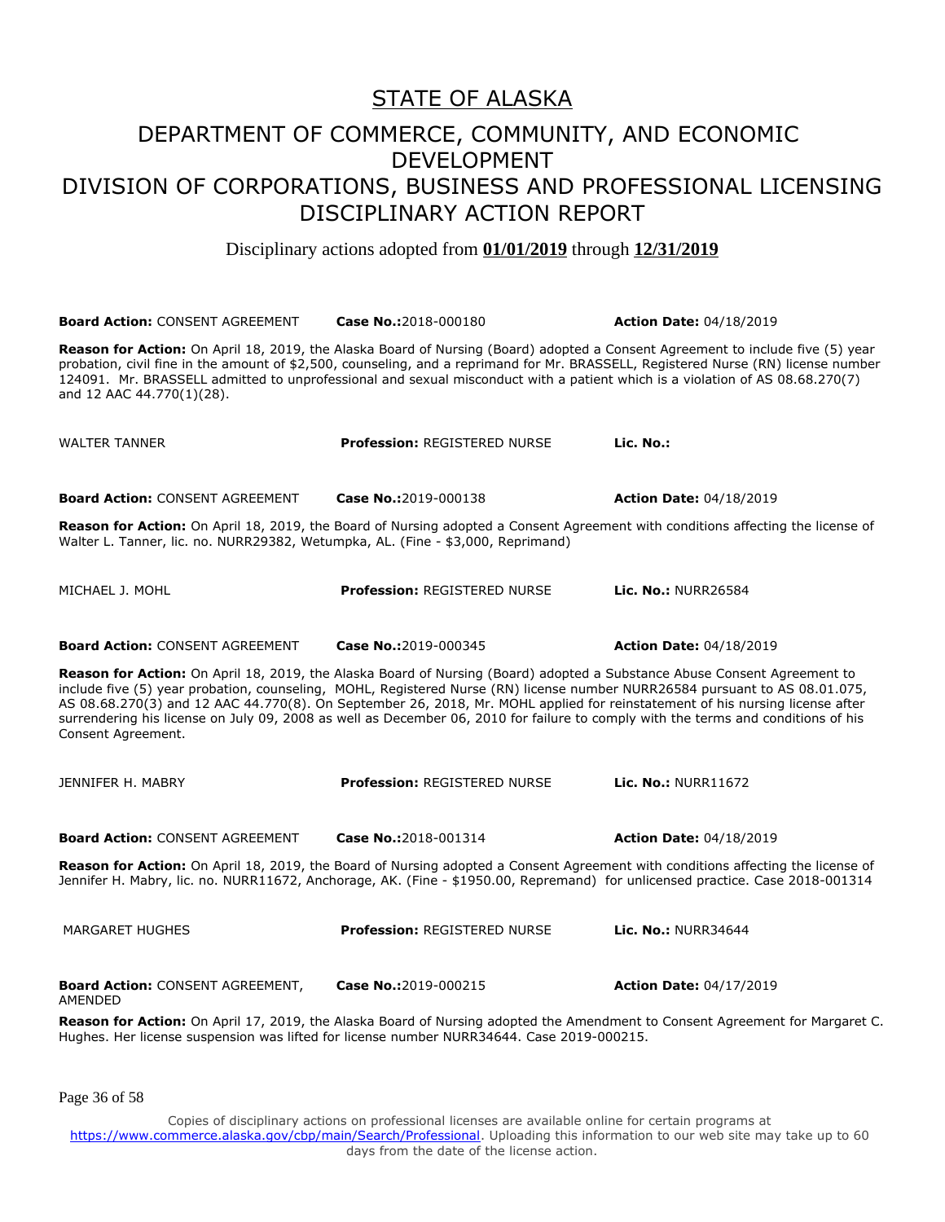# STATE OF ALASKA

## DEPARTMENT OF COMMERCE, COMMUNITY, AND ECONOMIC DEVELOPMENT

## DIVISION OF CORPORATIONS, BUSINESS AND PROFESSIONAL LICENSING

## DISCIPLINARY ACTION REPORT

Disciplinary actions adopted from **01/01/2019** through **12/31/2019**

**Board Action:** CONSENT AGREEMENT **Case No.:**2018-000180 **Action Date:** 04/18/2019

**Reason for Action:** On April 18, 2019, the Alaska Board of Nursing (Board) adopted a Consent Agreement to include five (5) year probation, civil fine in the amount of $2,500, counseling, and a reprimand for Mr. BRASSELL, Registered Nurse (RN) license number 124091. Mr. BRASSELL admitted to unprofessional and sexual misconduct with a patient which is a violation of AS 08.68.270(7) and 12 AAC 44.770(1)(28).

WALTER TANNER **Profession:** REGISTERED NURSE **Lic. No.:**

**Board Action:** CONSENT AGREEMENT **Case No.:**2019-000138 **Action Date:** 04/18/2019

**Reason for Action:** On April 18, 2019, the Board of Nursing adopted a Consent Agreement with conditions affecting the license of Walter L. Tanner, lic. no. NURR29382, Wetumpka, AL. (Fine - $3,000, Reprimand)

MICHAEL J. MOHL **Profession:** REGISTERED NURSE **Lic. No.:** NURR26584

**Board Action:** CONSENT AGREEMENT **Case No.:**2019-000345 **Action Date:** 04/18/2019

**Reason for Action:** On April 18, 2019, the Alaska Board of Nursing (Board) adopted a Substance Abuse Consent Agreement to include five (5) year probation, counseling, MOHL, Registered Nurse (RN) license number NURR26584 pursuant to AS 08.01.075, AS 08.68.270(3) and 12 AAC 44.770(8). On September 26, 2018, Mr. MOHL applied for reinstatement of his nursing license after surrendering his license on July 09, 2008 as well as December 06, 2010 for failure to comply with the terms and conditions of his Consent Agreement.

JENNIFER H. MABRY **Profession:** REGISTERED NURSE **Lic. No.:** NURR11672

**Board Action:** CONSENT AGREEMENT **Case No.:**2018-001314 **Action Date:** 04/18/2019

**Reason for Action:** On April 18, 2019, the Board of Nursing adopted a Consent Agreement with conditions affecting the license of Jennifer H. Mabry, lic. no. NURR11672, Anchorage, AK. (Fine - $1950.00, Repremand) for unlicensed practice. Case 2018-001314

MARGARET HUGHES **Profession:** REGISTERED NURSE **Lic. No.:** NURR34644

**Board Action:** CONSENT AGREEMENT, AMENDED **Case No.:**2019-000215 **Action Date:** 04/17/2019

**Reason for Action:** On April 17, 2019, the Alaska Board of Nursing adopted the Amendment to Consent Agreement for Margaret C. Hughes. Her license suspension was lifted for license number NURR34644. Case 2019-000215.

Copies of disciplinary actions on professional licenses are available online for certain programs at https://www.commerce.alaska.gov/cbp/main/Search/Professional. Uploading this information to our web site may take up to 60 days from the date of the license action.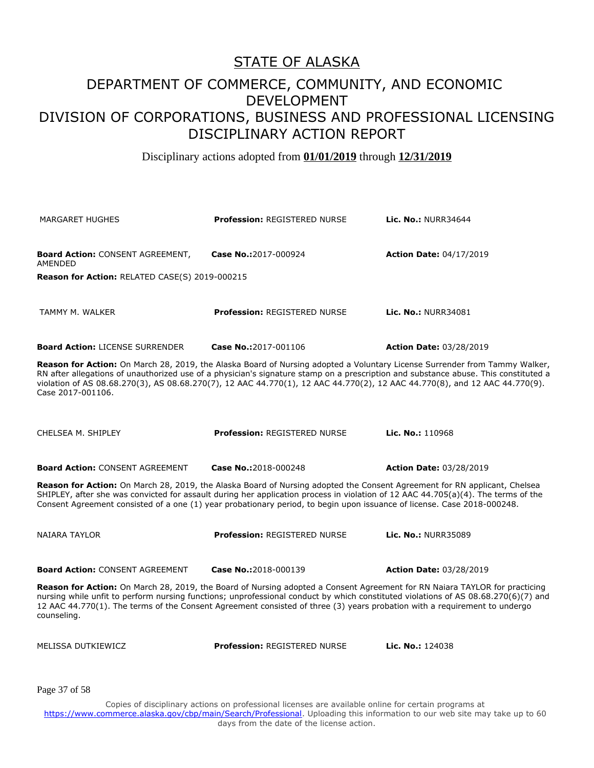# STATE OF ALASKA

## DEPARTMENT OF COMMERCE, COMMUNITY, AND ECONOMIC DEVELOPMENT
## DIVISION OF CORPORATIONS, BUSINESS AND PROFESSIONAL LICENSING
## DISCIPLINARY ACTION REPORT

Disciplinary actions adopted from **01/01/2019** through **12/31/2019**

| | | |
|---|---|---|
| MARGARET HUGHES | **Profession:** REGISTERED NURSE | **Lic. No.:** NURR34644 |
| **Board Action:** CONSENT AGREEMENT, AMENDED | **Case No.:** 2017-000924 | **Action Date:** 04/17/2019 |

**Reason for Action:** RELATED CASE(S) 2019-000215

| | | |
|---|---|---|
| TAMMY M. WALKER | **Profession:** REGISTERED NURSE | **Lic. No.:** NURR34081 |
| **Board Action:** LICENSE SURRENDER | **Case No.:** 2017-001106 | **Action Date:** 03/28/2019 |

**Reason for Action:** On March 28, 2019, the Alaska Board of Nursing adopted a Voluntary License Surrender from Tammy Walker, RN after allegations of unauthorized use of a physician's signature stamp on a prescription and substance abuse. This constituted a violation of AS 08.68.270(3), AS 08.68.270(7), 12 AAC 44.770(1), 12 AAC 44.770(2), 12 AAC 44.770(8), and 12 AAC 44.770(9). Case 2017-001106.

| | | |
|---|---|---|
| CHELSEA M. SHIPLEY | **Profession:** REGISTERED NURSE | **Lic. No.:** 110968 |
| **Board Action:** CONSENT AGREEMENT | **Case No.:** 2018-000248 | **Action Date:** 03/28/2019 |

**Reason for Action:** On March 28, 2019, the Alaska Board of Nursing adopted the Consent Agreement for RN applicant, Chelsea SHIPLEY, after she was convicted for assault during her application process in violation of 12 AAC 44.705(a)(4). The terms of the Consent Agreement consisted of a one (1) year probationary period, to begin upon issuance of license. Case 2018-000248.

| | | |
|---|---|---|
| NAIARA TAYLOR | **Profession:** REGISTERED NURSE | **Lic. No.:** NURR35089 |
| **Board Action:** CONSENT AGREEMENT | **Case No.:** 2018-000139 | **Action Date:** 03/28/2019 |

**Reason for Action:** On March 28, 2019, the Board of Nursing adopted a Consent Agreement for RN Naiara TAYLOR for practicing nursing while unfit to perform nursing functions; unprofessional conduct by which constituted violations of AS 08.68.270(6)(7) and 12 AAC 44.770(1). The terms of the Consent Agreement consisted of three (3) years probation with a requirement to undergo counseling.

| | | |
|---|---|---|
| MELISSA DUTKIEWICZ | **Profession:** REGISTERED NURSE | **Lic. No.:** 124038 |

Copies of disciplinary actions on professional licenses are available online for certain programs at https://www.commerce.alaska.gov/cbp/main/Search/Professional. Uploading this information to our web site may take up to 60 days from the date of the license action.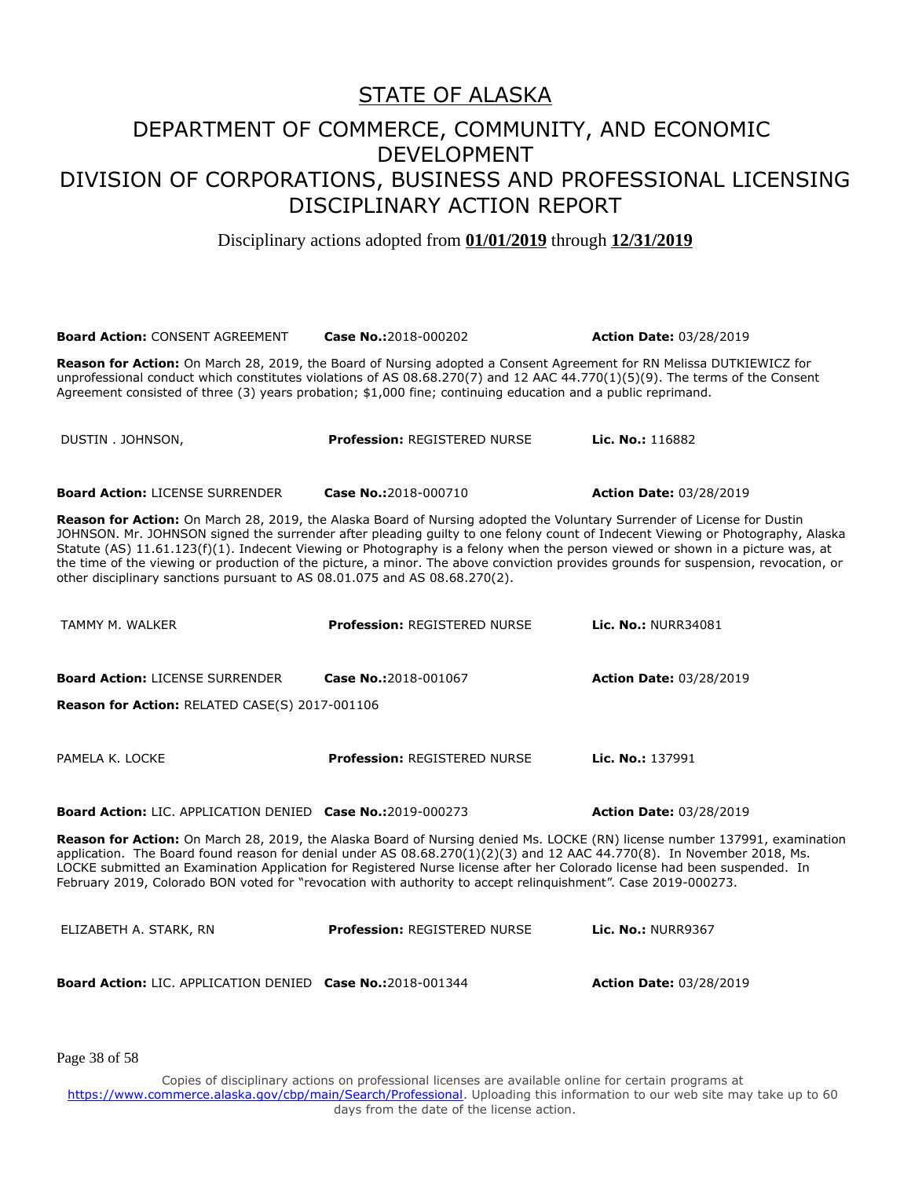# STATE OF ALASKA

## DEPARTMENT OF COMMERCE, COMMUNITY, AND ECONOMIC DEVELOPMENT
## DIVISION OF CORPORATIONS, BUSINESS AND PROFESSIONAL LICENSING
## DISCIPLINARY ACTION REPORT

Disciplinary actions adopted from **01/01/2019** through **12/31/2019**

**Board Action:** CONSENT AGREEMENT | **Case No.:** 2018-000202 | **Action Date:** 03/28/2019

**Reason for Action:** On March 28, 2019, the Board of Nursing adopted a Consent Agreement for RN Melissa DUTKIEWICZ for unprofessional conduct which constitutes violations of AS 08.68.270(7) and 12 AAC 44.770(1)(5)(9). The terms of the Consent Agreement consisted of three (3) years probation; $1,000 fine; continuing education and a public reprimand.

DUSTIN . JOHNSON, | **Profession:** REGISTERED NURSE | **Lic. No.:** 116882

**Board Action:** LICENSE SURRENDER | **Case No.:** 2018-000710 | **Action Date:** 03/28/2019

**Reason for Action:** On March 28, 2019, the Alaska Board of Nursing adopted the Voluntary Surrender of License for Dustin JOHNSON. Mr. JOHNSON signed the surrender after pleading guilty to one felony count of Indecent Viewing or Photography, Alaska Statute (AS) 11.61.123(f)(1). Indecent Viewing or Photography is a felony when the person viewed or shown in a picture was, at the time of the viewing or production of the picture, a minor. The above conviction provides grounds for suspension, revocation, or other disciplinary sanctions pursuant to AS 08.01.075 and AS 08.68.270(2).

TAMMY M. WALKER | **Profession:** REGISTERED NURSE | **Lic. No.:** NURR34081

**Board Action:** LICENSE SURRENDER | **Case No.:** 2018-001067 | **Action Date:** 03/28/2019

**Reason for Action:** RELATED CASE(S) 2017-001106

PAMELA K. LOCKE | **Profession:** REGISTERED NURSE | **Lic. No.:** 137991

**Board Action:** LIC. APPLICATION DENIED | **Case No.:** 2019-000273 | **Action Date:** 03/28/2019

**Reason for Action:** On March 28, 2019, the Alaska Board of Nursing denied Ms. LOCKE (RN) license number 137991, examination application. The Board found reason for denial under AS 08.68.270(1)(2)(3) and 12 AAC 44.770(8). In November 2018, Ms. LOCKE submitted an Examination Application for Registered Nurse license after her Colorado license had been suspended. In February 2019, Colorado BON voted for "revocation with authority to accept relinquishment". Case 2019-000273.

ELIZABETH A. STARK, RN | **Profession:** REGISTERED NURSE | **Lic. No.:** NURR9367

**Board Action:** LIC. APPLICATION DENIED | **Case No.:** 2018-001344 | **Action Date:** 03/28/2019

Copies of disciplinary actions on professional licenses are available online for certain programs at https://www.commerce.alaska.gov/cbp/main/Search/Professional. Uploading this information to our web site may take up to 60 days from the date of the license action.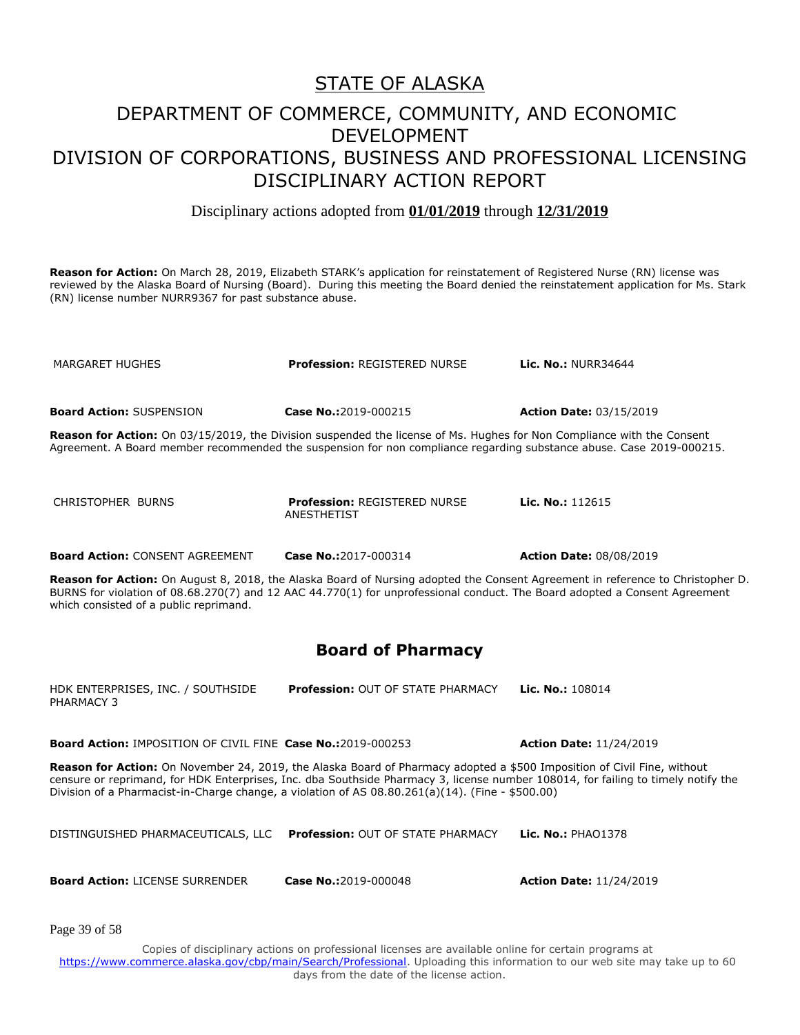# STATE OF ALASKA

## DEPARTMENT OF COMMERCE, COMMUNITY, AND ECONOMIC DEVELOPMENT

## DIVISION OF CORPORATIONS, BUSINESS AND PROFESSIONAL LICENSING

## DISCIPLINARY ACTION REPORT

Disciplinary actions adopted from **01/01/2019** through **12/31/2019**

**Reason for Action:** On March 28, 2019, Elizabeth STARK's application for reinstatement of Registered Nurse (RN) license was reviewed by the Alaska Board of Nursing (Board). During this meeting the Board denied the reinstatement application for Ms. Stark (RN) license number NURR9367 for past substance abuse.

| | | |
|---|---|---|
| MARGARET HUGHES | **Profession:** REGISTERED NURSE | **Lic. No.:** NURR34644 |
| **Board Action:** SUSPENSION | **Case No.:**2019-000215 | **Action Date:** 03/15/2019 |

**Reason for Action:** On 03/15/2019, the Division suspended the license of Ms. Hughes for Non Compliance with the Consent Agreement. A Board member recommended the suspension for non compliance regarding substance abuse. Case 2019-000215.

| | | |
|---|---|---|
| CHRISTOPHER BURNS | **Profession:** REGISTERED NURSE ANESTHETIST | **Lic. No.:** 112615 |
| **Board Action:** CONSENT AGREEMENT | **Case No.:**2017-000314 | **Action Date:** 08/08/2019 |

**Reason for Action:** On August 8, 2018, the Alaska Board of Nursing adopted the Consent Agreement in reference to Christopher D. BURNS for violation of 08.68.270(7) and 12 AAC 44.770(1) for unprofessional conduct. The Board adopted a Consent Agreement which consisted of a public reprimand.

## Board of Pharmacy

| | | |
|---|---|---|
| HDK ENTERPRISES, INC. / SOUTHSIDE PHARMACY 3 | **Profession:** OUT OF STATE PHARMACY | **Lic. No.:** 108014 |
| **Board Action:** IMPOSITION OF CIVIL FINE | **Case No.:**2019-000253 | **Action Date:** 11/24/2019 |

**Reason for Action:** On November 24, 2019, the Alaska Board of Pharmacy adopted a $500 Imposition of Civil Fine, without censure or reprimand, for HDK Enterprises, Inc. dba Southside Pharmacy 3, license number 108014, for failing to timely notify the Division of a Pharmacist-in-Charge change, a violation of AS 08.80.261(a)(14). (Fine - $500.00)

| | | |
|---|---|---|
| DISTINGUISHED PHARMACEUTICALS, LLC | **Profession:** OUT OF STATE PHARMACY | **Lic. No.:** PHAO1378 |
| **Board Action:** LICENSE SURRENDER | **Case No.:**2019-000048 | **Action Date:** 11/24/2019 |

Copies of disciplinary actions on professional licenses are available online for certain programs at https://www.commerce.alaska.gov/cbp/main/Search/Professional. Uploading this information to our web site may take up to 60 days from the date of the license action.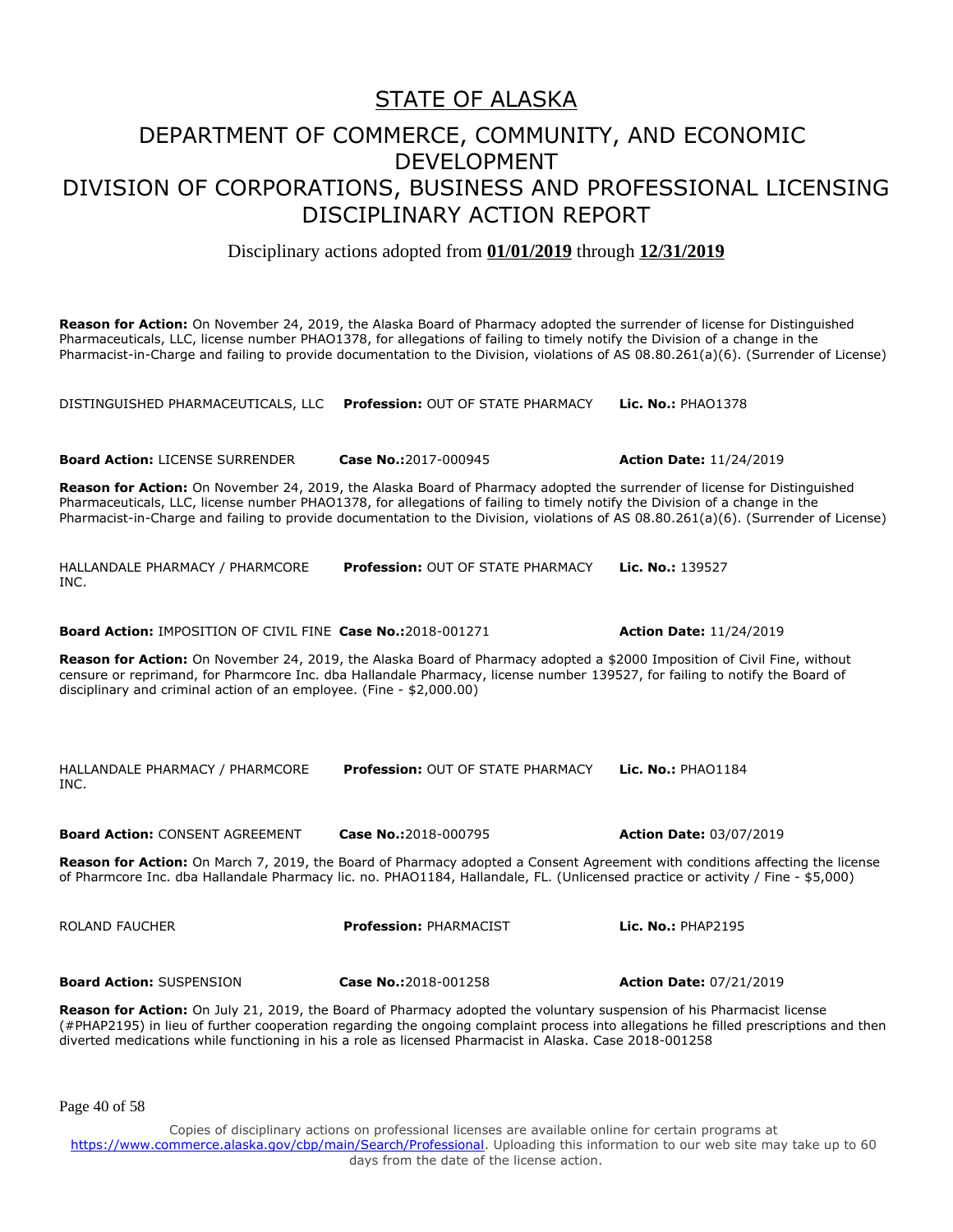# STATE OF ALASKA

## DEPARTMENT OF COMMERCE, COMMUNITY, AND ECONOMIC DEVELOPMENT
## DIVISION OF CORPORATIONS, BUSINESS AND PROFESSIONAL LICENSING
## DISCIPLINARY ACTION REPORT

Disciplinary actions adopted from **01/01/2019** through **12/31/2019**

**Reason for Action:** On November 24, 2019, the Alaska Board of Pharmacy adopted the surrender of license for Distinguished Pharmaceuticals, LLC, license number PHAO1378, for allegations of failing to timely notify the Division of a change in the Pharmacist-in-Charge and failing to provide documentation to the Division, violations of AS 08.80.261(a)(6). (Surrender of License)

DISTINGUISHED PHARMACEUTICALS, LLC **Profession:** OUT OF STATE PHARMACY **Lic. No.:** PHAO1378

**Board Action:** LICENSE SURRENDER **Case No.:**2017-000945 **Action Date:** 11/24/2019

**Reason for Action:** On November 24, 2019, the Alaska Board of Pharmacy adopted the surrender of license for Distinguished Pharmaceuticals, LLC, license number PHAO1378, for allegations of failing to timely notify the Division of a change in the Pharmacist-in-Charge and failing to provide documentation to the Division, violations of AS 08.80.261(a)(6). (Surrender of License)

HALLANDALE PHARMACY / PHARMCORE INC. **Profession:** OUT OF STATE PHARMACY **Lic. No.:** 139527

**Board Action:** IMPOSITION OF CIVIL FINE **Case No.:**2018-001271 **Action Date:** 11/24/2019

**Reason for Action:** On November 24, 2019, the Alaska Board of Pharmacy adopted a $2000 Imposition of Civil Fine, without censure or reprimand, for Pharmcore Inc. dba Hallandale Pharmacy, license number 139527, for failing to notify the Board of disciplinary and criminal action of an employee. (Fine - $2,000.00)

HALLANDALE PHARMACY / PHARMCORE INC. **Profession:** OUT OF STATE PHARMACY **Lic. No.:** PHAO1184

**Board Action:** CONSENT AGREEMENT **Case No.:**2018-000795 **Action Date:** 03/07/2019

**Reason for Action:** On March 7, 2019, the Board of Pharmacy adopted a Consent Agreement with conditions affecting the license of Pharmcore Inc. dba Hallandale Pharmacy lic. no. PHAO1184, Hallandale, FL. (Unlicensed practice or activity / Fine - $5,000)

ROLAND FAUCHER **Profession:** PHARMACIST **Lic. No.:** PHAP2195

**Board Action:** SUSPENSION **Case No.:**2018-001258 **Action Date:** 07/21/2019

**Reason for Action:** On July 21, 2019, the Board of Pharmacy adopted the voluntary suspension of his Pharmacist license (#PHAP2195) in lieu of further cooperation regarding the ongoing complaint process into allegations he filled prescriptions and then diverted medications while functioning in his a role as licensed Pharmacist in Alaska. Case 2018-001258

Copies of disciplinary actions on professional licenses are available online for certain programs at https://www.commerce.alaska.gov/cbp/main/Search/Professional. Uploading this information to our web site may take up to 60 days from the date of the license action.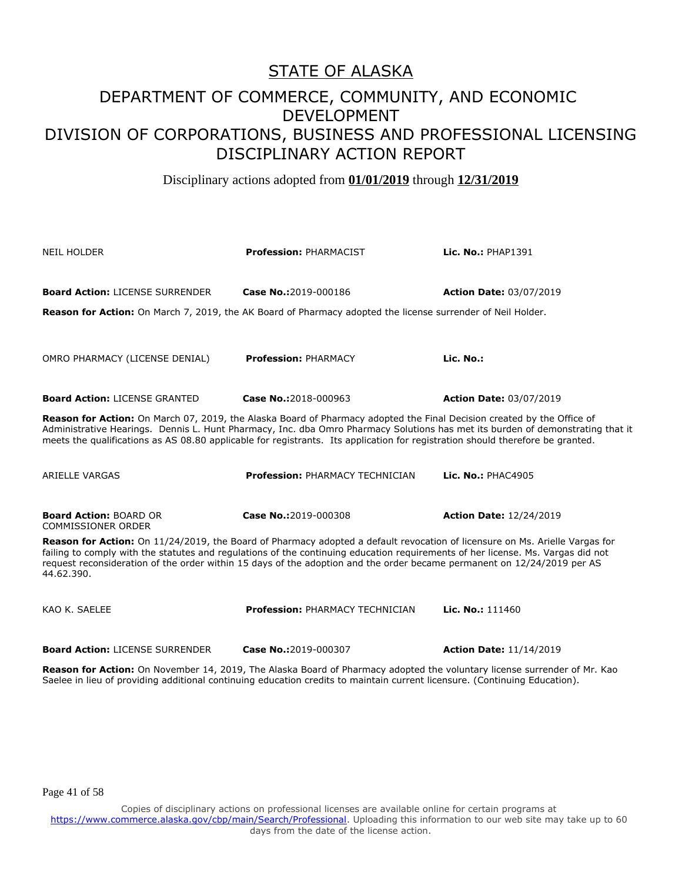# STATE OF ALASKA

## DEPARTMENT OF COMMERCE, COMMUNITY, AND ECONOMIC DEVELOPMENT
## DIVISION OF CORPORATIONS, BUSINESS AND PROFESSIONAL LICENSING
## DISCIPLINARY ACTION REPORT

Disciplinary actions adopted from **01/01/2019** through **12/31/2019**

NEIL HOLDER | **Profession:** PHARMACIST | **Lic. No.:** PHAP1391

**Board Action:** LICENSE SURRENDER | **Case No.:**2019-000186 | **Action Date:** 03/07/2019

**Reason for Action:** On March 7, 2019, the AK Board of Pharmacy adopted the license surrender of Neil Holder.

OMRO PHARMACY (LICENSE DENIAL) | **Profession:** PHARMACY | **Lic. No.:**

**Board Action:** LICENSE GRANTED | **Case No.:**2018-000963 | **Action Date:** 03/07/2019

**Reason for Action:** On March 07, 2019, the Alaska Board of Pharmacy adopted the Final Decision created by the Office of Administrative Hearings. Dennis L. Hunt Pharmacy, Inc. dba Omro Pharmacy Solutions has met its burden of demonstrating that it meets the qualifications as AS 08.80 applicable for registrants. Its application for registration should therefore be granted.

ARIELLE VARGAS | **Profession:** PHARMACY TECHNICIAN | **Lic. No.:** PHAC4905

**Board Action:** BOARD OR COMMISSIONER ORDER | **Case No.:**2019-000308 | **Action Date:** 12/24/2019

**Reason for Action:** On 11/24/2019, the Board of Pharmacy adopted a default revocation of licensure on Ms. Arielle Vargas for failing to comply with the statutes and regulations of the continuing education requirements of her license. Ms. Vargas did not request reconsideration of the order within 15 days of the adoption and the order became permanent on 12/24/2019 per AS 44.62.390.

KAO K. SAELEE | **Profession:** PHARMACY TECHNICIAN | **Lic. No.:** 111460

**Board Action:** LICENSE SURRENDER | **Case No.:**2019-000307 | **Action Date:** 11/14/2019

**Reason for Action:** On November 14, 2019, The Alaska Board of Pharmacy adopted the voluntary license surrender of Mr. Kao Saelee in lieu of providing additional continuing education credits to maintain current licensure. (Continuing Education).

Copies of disciplinary actions on professional licenses are available online for certain programs at https://www.commerce.alaska.gov/cbp/main/Search/Professional. Uploading this information to our web site may take up to 60 days from the date of the license action.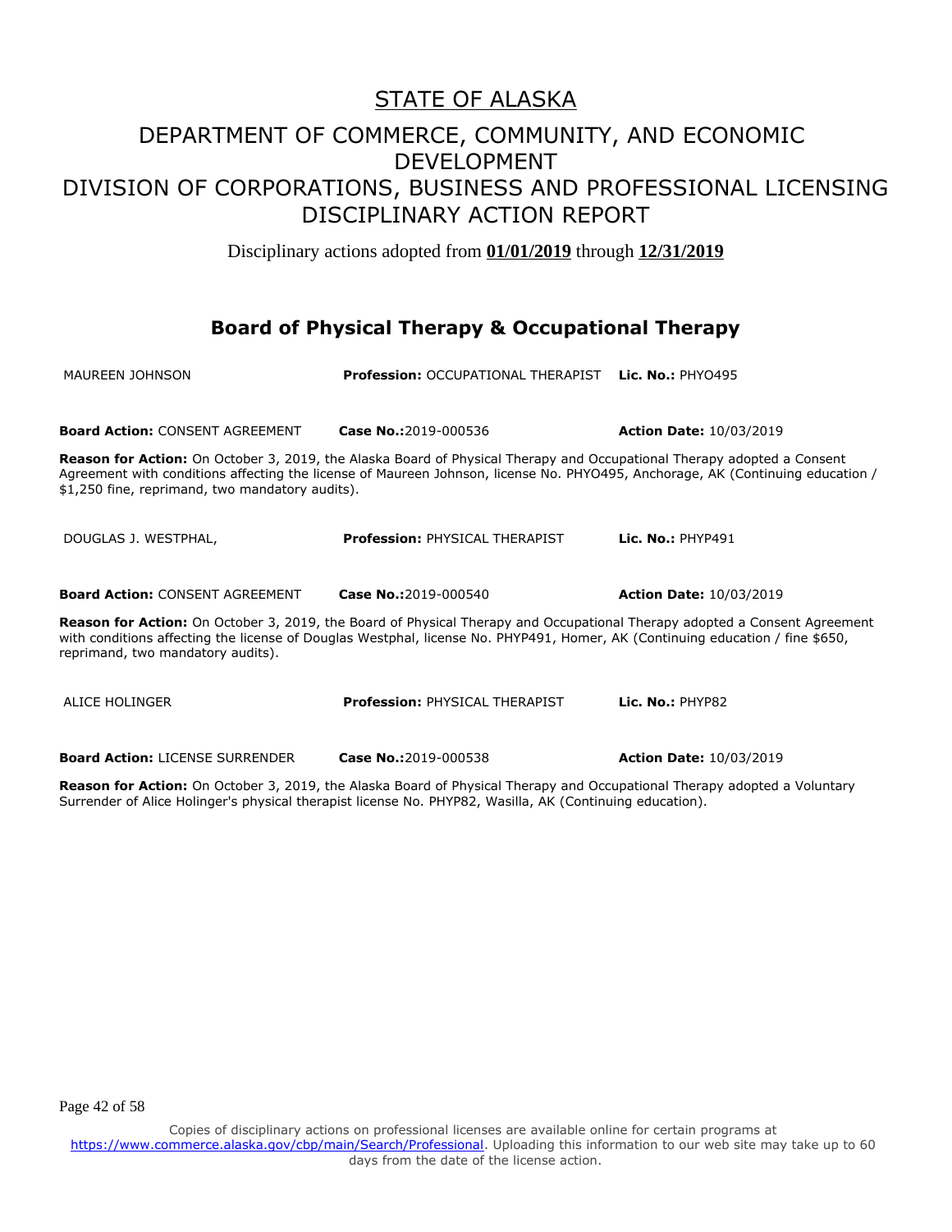# STATE OF ALASKA

## DEPARTMENT OF COMMERCE, COMMUNITY, AND ECONOMIC DEVELOPMENT
## DIVISION OF CORPORATIONS, BUSINESS AND PROFESSIONAL LICENSING
## DISCIPLINARY ACTION REPORT

Disciplinary actions adopted from **01/01/2019** through **12/31/2019**

### Board of Physical Therapy & Occupational Therapy

MAUREEN JOHNSON | **Profession:** OCCUPATIONAL THERAPIST | **Lic. No.:** PHYO495

**Board Action:** CONSENT AGREEMENT | **Case No.:**2019-000536 | **Action Date:** 10/03/2019

**Reason for Action:** On October 3, 2019, the Alaska Board of Physical Therapy and Occupational Therapy adopted a Consent Agreement with conditions affecting the license of Maureen Johnson, license No. PHYO495, Anchorage, AK (Continuing education / $1,250 fine, reprimand, two mandatory audits).

DOUGLAS J. WESTPHAL, | **Profession:** PHYSICAL THERAPIST | **Lic. No.:** PHYP491

**Board Action:** CONSENT AGREEMENT | **Case No.:**2019-000540 | **Action Date:** 10/03/2019

**Reason for Action:** On October 3, 2019, the Board of Physical Therapy and Occupational Therapy adopted a Consent Agreement with conditions affecting the license of Douglas Westphal, license No. PHYP491, Homer, AK (Continuing education / fine $650, reprimand, two mandatory audits).

ALICE HOLINGER | **Profession:** PHYSICAL THERAPIST | **Lic. No.:** PHYP82

**Board Action:** LICENSE SURRENDER | **Case No.:**2019-000538 | **Action Date:** 10/03/2019

**Reason for Action:** On October 3, 2019, the Alaska Board of Physical Therapy and Occupational Therapy adopted a Voluntary Surrender of Alice Holinger's physical therapist license No. PHYP82, Wasilla, AK (Continuing education).

Copies of disciplinary actions on professional licenses are available online for certain programs at https://www.commerce.alaska.gov/cbp/main/Search/Professional. Uploading this information to our web site may take up to 60 days from the date of the license action.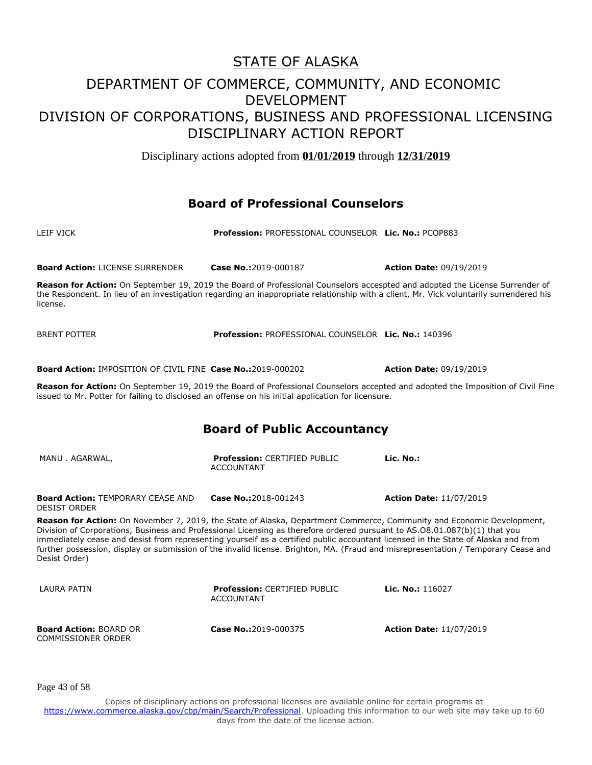# STATE OF ALASKA

# DEPARTMENT OF COMMERCE, COMMUNITY, AND ECONOMIC DEVELOPMENT
# DIVISION OF CORPORATIONS, BUSINESS AND PROFESSIONAL LICENSING
# DISCIPLINARY ACTION REPORT

Disciplinary actions adopted from **01/01/2019** through **12/31/2019**

## Board of Professional Counselors

LEIF VICK **Profession:** PROFESSIONAL COUNSELOR **Lic. No.:** PCOP883

**Board Action:** LICENSE SURRENDER **Case No.:**2019-000187 **Action Date:** 09/19/2019

**Reason for Action:** On September 19, 2019 the Board of Professional Counselors accespted and adopted the License Surrender of the Respondent. In lieu of an investigation regarding an inappropriate relationship with a client, Mr. Vick voluntarily surrendered his license.

BRENT POTTER **Profession:** PROFESSIONAL COUNSELOR **Lic. No.:** 140396

**Board Action:** IMPOSITION OF CIVIL FINE **Case No.:**2019-000202 **Action Date:** 09/19/2019

**Reason for Action:** On September 19, 2019 the Board of Professional Counselors accepted and adopted the Imposition of Civil Fine issued to Mr. Potter for failing to disclosed an offense on his initial application for licensure.

## Board of Public Accountancy

MANU . AGARWAL, **Profession:** CERTIFIED PUBLIC ACCOUNTANT **Lic. No.:**

**Board Action:** TEMPORARY CEASE AND DESIST ORDER **Case No.:**2018-001243 **Action Date:** 11/07/2019

**Reason for Action:** On November 7, 2019, the State of Alaska, Department Commerce, Community and Economic Development, Division of Corporations, Business and Professional Licensing as therefore ordered pursuant to AS.O8.01.087(b)(1) that you immediately cease and desist from representing yourself as a certified public accountant licensed in the State of Alaska and from further possession, display or submission of the invalid license. Brighton, MA. (Fraud and misrepresentation / Temporary Cease and Desist Order)

LAURA PATIN **Profession:** CERTIFIED PUBLIC ACCOUNTANT **Lic. No.:** 116027

**Board Action:** BOARD OR COMMISSIONER ORDER **Case No.:**2019-000375 **Action Date:** 11/07/2019

Copies of disciplinary actions on professional licenses are available online for certain programs at https://www.commerce.alaska.gov/cbp/main/Search/Professional. Uploading this information to our web site may take up to 60 days from the date of the license action.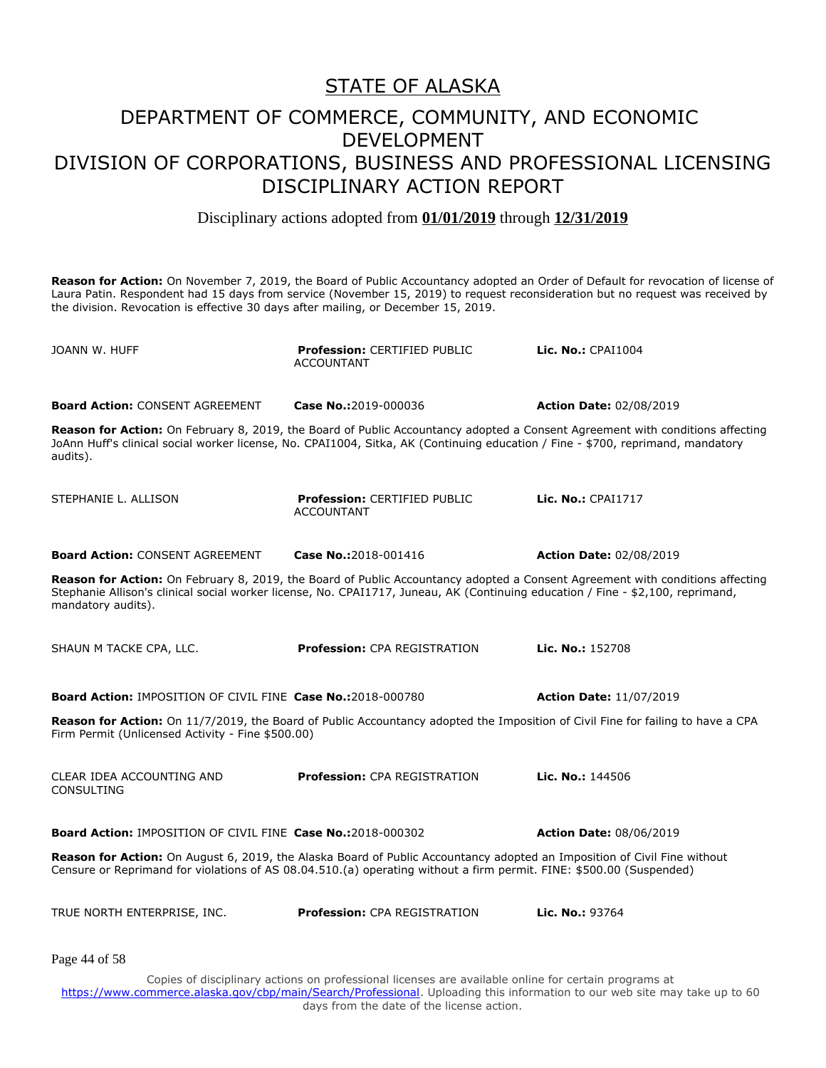# STATE OF ALASKA

## DEPARTMENT OF COMMERCE, COMMUNITY, AND ECONOMIC DEVELOPMENT
## DIVISION OF CORPORATIONS, BUSINESS AND PROFESSIONAL LICENSING
## DISCIPLINARY ACTION REPORT

Disciplinary actions adopted from **01/01/2019** through **12/31/2019**

**Reason for Action:** On November 7, 2019, the Board of Public Accountancy adopted an Order of Default for revocation of license of Laura Patin. Respondent had 15 days from service (November 15, 2019) to request reconsideration but no request was received by the division. Revocation is effective 30 days after mailing, or December 15, 2019.

| | | |
|---|---|---|
| JOANN W. HUFF | **Profession:** CERTIFIED PUBLIC ACCOUNTANT | **Lic. No.:** CPAI1004 |
| **Board Action:** CONSENT AGREEMENT | **Case No.:** 2019-000036 | **Action Date:** 02/08/2019 |

**Reason for Action:** On February 8, 2019, the Board of Public Accountancy adopted a Consent Agreement with conditions affecting JoAnn Huff's clinical social worker license, No. CPAI1004, Sitka, AK (Continuing education / Fine - $700, reprimand, mandatory audits).

| | | |
|---|---|---|
| STEPHANIE L. ALLISON | **Profession:** CERTIFIED PUBLIC ACCOUNTANT | **Lic. No.:** CPAI1717 |
| **Board Action:** CONSENT AGREEMENT | **Case No.:** 2018-001416 | **Action Date:** 02/08/2019 |

**Reason for Action:** On February 8, 2019, the Board of Public Accountancy adopted a Consent Agreement with conditions affecting Stephanie Allison's clinical social worker license, No. CPAI1717, Juneau, AK (Continuing education / Fine - $2,100, reprimand, mandatory audits).

| | | |
|---|---|---|
| SHAUN M TACKE CPA, LLC. | **Profession:** CPA REGISTRATION | **Lic. No.:** 152708 |
| **Board Action:** IMPOSITION OF CIVIL FINE | **Case No.:** 2018-000780 | **Action Date:** 11/07/2019 |

**Reason for Action:** On 11/7/2019, the Board of Public Accountancy adopted the Imposition of Civil Fine for failing to have a CPA Firm Permit (Unlicensed Activity - Fine $500.00)

| | | |
|---|---|---|
| CLEAR IDEA ACCOUNTING AND CONSULTING | **Profession:** CPA REGISTRATION | **Lic. No.:** 144506 |
| **Board Action:** IMPOSITION OF CIVIL FINE | **Case No.:** 2018-000302 | **Action Date:** 08/06/2019 |

**Reason for Action:** On August 6, 2019, the Alaska Board of Public Accountancy adopted an Imposition of Civil Fine without Censure or Reprimand for violations of AS 08.04.510.(a) operating without a firm permit. FINE: $500.00 (Suspended)

| | | |
|---|---|---|
| TRUE NORTH ENTERPRISE, INC. | **Profession:** CPA REGISTRATION | **Lic. No.:** 93764 |

Copies of disciplinary actions on professional licenses are available online for certain programs at https://www.commerce.alaska.gov/cbp/main/Search/Professional. Uploading this information to our web site may take up to 60 days from the date of the license action.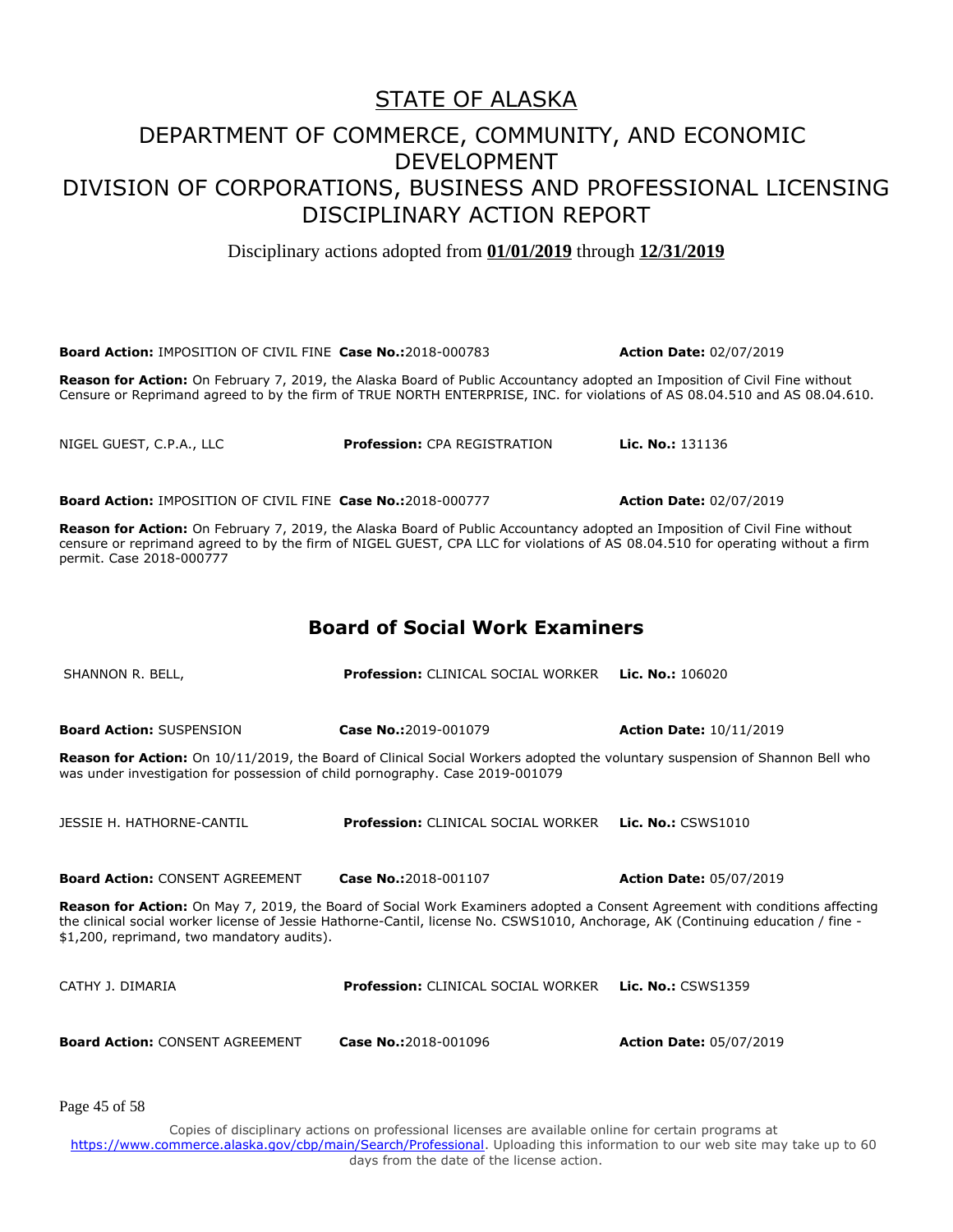# STATE OF ALASKA

## DEPARTMENT OF COMMERCE, COMMUNITY, AND ECONOMIC DEVELOPMENT
## DIVISION OF CORPORATIONS, BUSINESS AND PROFESSIONAL LICENSING
## DISCIPLINARY ACTION REPORT

Disciplinary actions adopted from **01/01/2019** through **12/31/2019**

**Board Action:** IMPOSITION OF CIVIL FINE **Case No.:**2018-000783 **Action Date:** 02/07/2019

**Reason for Action:** On February 7, 2019, the Alaska Board of Public Accountancy adopted an Imposition of Civil Fine without Censure or Reprimand agreed to by the firm of TRUE NORTH ENTERPRISE, INC. for violations of AS 08.04.510 and AS 08.04.610.

NIGEL GUEST, C.P.A., LLC **Profession:** CPA REGISTRATION **Lic. No.:** 131136

**Board Action:** IMPOSITION OF CIVIL FINE **Case No.:**2018-000777 **Action Date:** 02/07/2019

**Reason for Action:** On February 7, 2019, the Alaska Board of Public Accountancy adopted an Imposition of Civil Fine without censure or reprimand agreed to by the firm of NIGEL GUEST, CPA LLC for violations of AS 08.04.510 for operating without a firm permit. Case 2018-000777

## Board of Social Work Examiners

SHANNON R. BELL, **Profession:** CLINICAL SOCIAL WORKER **Lic. No.:** 106020

**Board Action:** SUSPENSION **Case No.:**2019-001079 **Action Date:** 10/11/2019

**Reason for Action:** On 10/11/2019, the Board of Clinical Social Workers adopted the voluntary suspension of Shannon Bell who was under investigation for possession of child pornography. Case 2019-001079

JESSIE H. HATHORNE-CANTIL **Profession:** CLINICAL SOCIAL WORKER **Lic. No.:** CSWS1010

**Board Action:** CONSENT AGREEMENT **Case No.:**2018-001107 **Action Date:** 05/07/2019

**Reason for Action:** On May 7, 2019, the Board of Social Work Examiners adopted a Consent Agreement with conditions affecting the clinical social worker license of Jessie Hathorne-Cantil, license No. CSWS1010, Anchorage, AK (Continuing education / fine - $1,200, reprimand, two mandatory audits).

CATHY J. DIMARIA **Profession:** CLINICAL SOCIAL WORKER **Lic. No.:** CSWS1359

**Board Action:** CONSENT AGREEMENT **Case No.:**2018-001096 **Action Date:** 05/07/2019

Copies of disciplinary actions on professional licenses are available online for certain programs at https://www.commerce.alaska.gov/cbp/main/Search/Professional. Uploading this information to our web site may take up to 60 days from the date of the license action.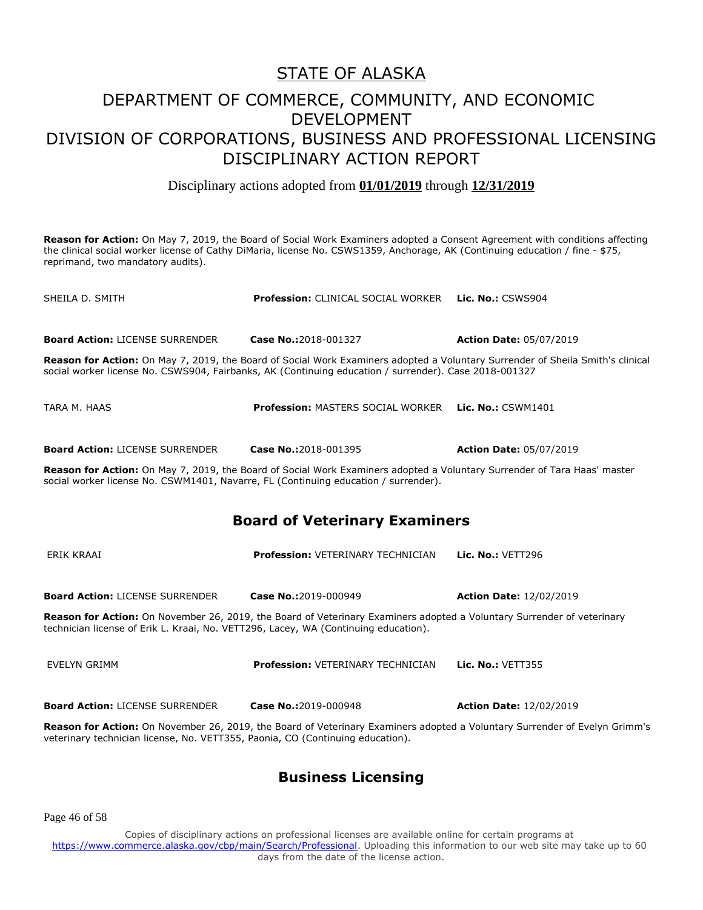**Reason for Action:** On May 7, 2019, the Board of Social Work Examiners adopted a Consent Agreement with conditions affecting the clinical social worker license of Cathy DiMaria, license No. CSWS1359, Anchorage, AK (Continuing education / fine - $75, reprimand, two mandatory audits).

SHEILA D. SMITH | **Profession:** CLINICAL SOCIAL WORKER | **Lic. No.:** CSWS904

**Board Action:** LICENSE SURRENDER | **Case No.:** 2018-001327 | **Action Date:** 05/07/2019

**Reason for Action:** On May 7, 2019, the Board of Social Work Examiners adopted a Voluntary Surrender of Sheila Smith's clinical social worker license No. CSWS904, Fairbanks, AK (Continuing education / surrender). Case 2018-001327

TARA M. HAAS | **Profession:** MASTERS SOCIAL WORKER | **Lic. No.:** CSWM1401

**Board Action:** LICENSE SURRENDER | **Case No.:** 2018-001395 | **Action Date:** 05/07/2019

**Reason for Action:** On May 7, 2019, the Board of Social Work Examiners adopted a Voluntary Surrender of Tara Haas' master social worker license No. CSWM1401, Navarre, FL (Continuing education / surrender).

## Board of Veterinary Examiners

ERIK KRAAI | **Profession:** VETERINARY TECHNICIAN | **Lic. No.:** VETT296

**Board Action:** LICENSE SURRENDER | **Case No.:** 2019-000949 | **Action Date:** 12/02/2019

**Reason for Action:** On November 26, 2019, the Board of Veterinary Examiners adopted a Voluntary Surrender of veterinary technician license of Erik L. Kraai, No. VETT296, Lacey, WA (Continuing education).

EVELYN GRIMM | **Profession:** VETERINARY TECHNICIAN | **Lic. No.:** VETT355

**Board Action:** LICENSE SURRENDER | **Case No.:** 2019-000948 | **Action Date:** 12/02/2019

**Reason for Action:** On November 26, 2019, the Board of Veterinary Examiners adopted a Voluntary Surrender of Evelyn Grimm's veterinary technician license, No. VETT355, Paonia, CO (Continuing education).

## Business Licensing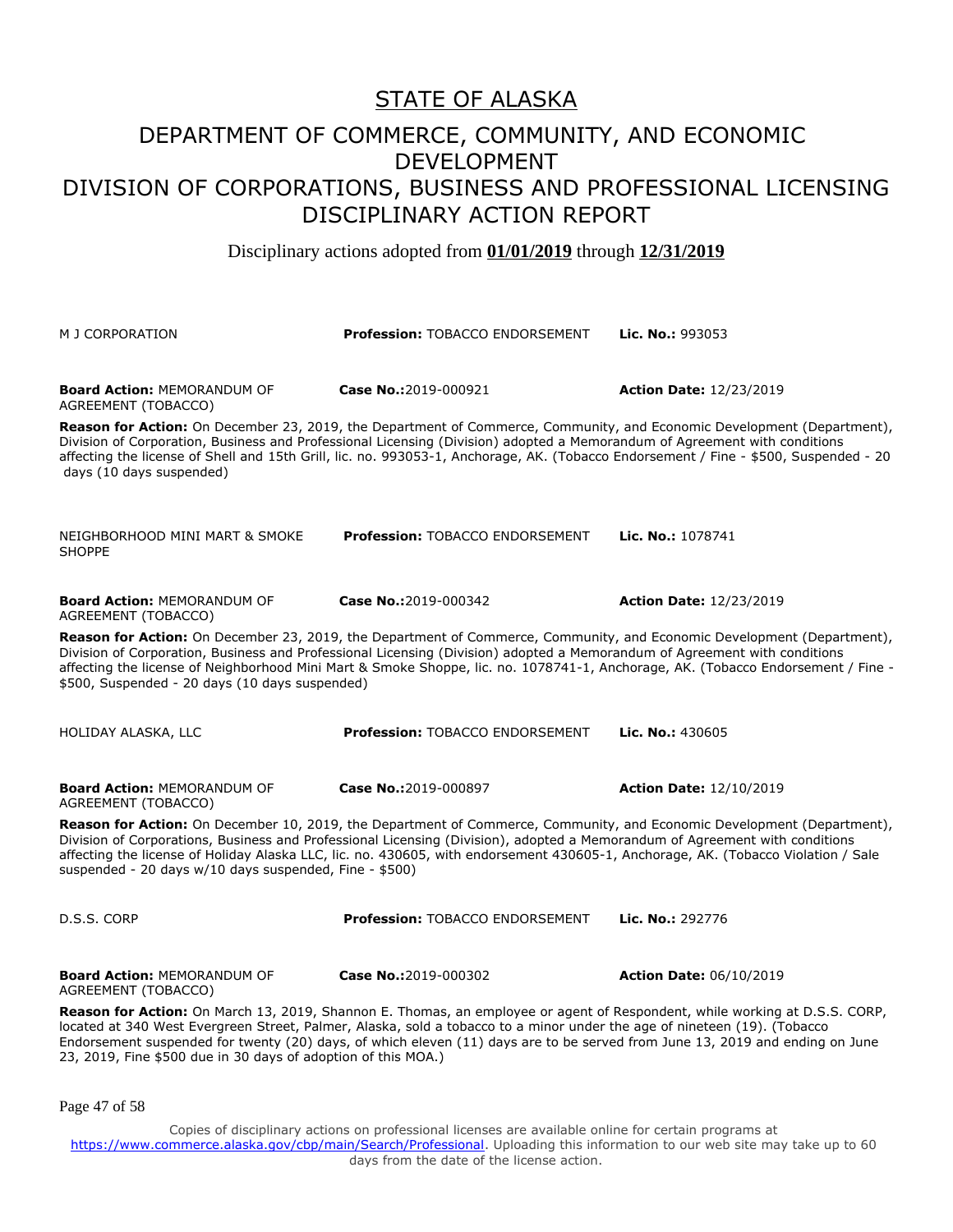# STATE OF ALASKA

## DEPARTMENT OF COMMERCE, COMMUNITY, AND ECONOMIC DEVELOPMENT

## DIVISION OF CORPORATIONS, BUSINESS AND PROFESSIONAL LICENSING

## DISCIPLINARY ACTION REPORT

Disciplinary actions adopted from **01/01/2019** through **12/31/2019**

M J CORPORATION | **Profession:** TOBACCO ENDORSEMENT | **Lic. No.:** 993053

**Board Action:** MEMORANDUM OF AGREEMENT (TOBACCO) | **Case No.:**2019-000921 | **Action Date:** 12/23/2019

**Reason for Action:** On December 23, 2019, the Department of Commerce, Community, and Economic Development (Department), Division of Corporation, Business and Professional Licensing (Division) adopted a Memorandum of Agreement with conditions affecting the license of Shell and 15th Grill, lic. no. 993053-1, Anchorage, AK. (Tobacco Endorsement / Fine - $500, Suspended - 20 days (10 days suspended)

NEIGHBORHOOD MINI MART & SMOKE SHOPPE | **Profession:** TOBACCO ENDORSEMENT | **Lic. No.:** 1078741

**Board Action:** MEMORANDUM OF AGREEMENT (TOBACCO) | **Case No.:**2019-000342 | **Action Date:** 12/23/2019

**Reason for Action:** On December 23, 2019, the Department of Commerce, Community, and Economic Development (Department), Division of Corporation, Business and Professional Licensing (Division) adopted a Memorandum of Agreement with conditions affecting the license of Neighborhood Mini Mart & Smoke Shoppe, lic. no. 1078741-1, Anchorage, AK. (Tobacco Endorsement / Fine - $500, Suspended - 20 days (10 days suspended)

HOLIDAY ALASKA, LLC | **Profession:** TOBACCO ENDORSEMENT | **Lic. No.:** 430605

**Board Action:** MEMORANDUM OF AGREEMENT (TOBACCO) | **Case No.:**2019-000897 | **Action Date:** 12/10/2019

**Reason for Action:** On December 10, 2019, the Department of Commerce, Community, and Economic Development (Department), Division of Corporations, Business and Professional Licensing (Division), adopted a Memorandum of Agreement with conditions affecting the license of Holiday Alaska LLC, lic. no. 430605, with endorsement 430605-1, Anchorage, AK. (Tobacco Violation / Sale suspended - 20 days w/10 days suspended, Fine - $500)

D.S.S. CORP | **Profession:** TOBACCO ENDORSEMENT | **Lic. No.:** 292776

**Board Action:** MEMORANDUM OF AGREEMENT (TOBACCO) | **Case No.:**2019-000302 | **Action Date:** 06/10/2019

**Reason for Action:** On March 13, 2019, Shannon E. Thomas, an employee or agent of Respondent, while working at D.S.S. CORP, located at 340 West Evergreen Street, Palmer, Alaska, sold a tobacco to a minor under the age of nineteen (19). (Tobacco Endorsement suspended for twenty (20) days, of which eleven (11) days are to be served from June 13, 2019 and ending on June 23, 2019, Fine $500 due in 30 days of adoption of this MOA.)

Copies of disciplinary actions on professional licenses are available online for certain programs at https://www.commerce.alaska.gov/cbp/main/Search/Professional. Uploading this information to our web site may take up to 60 days from the date of the license action.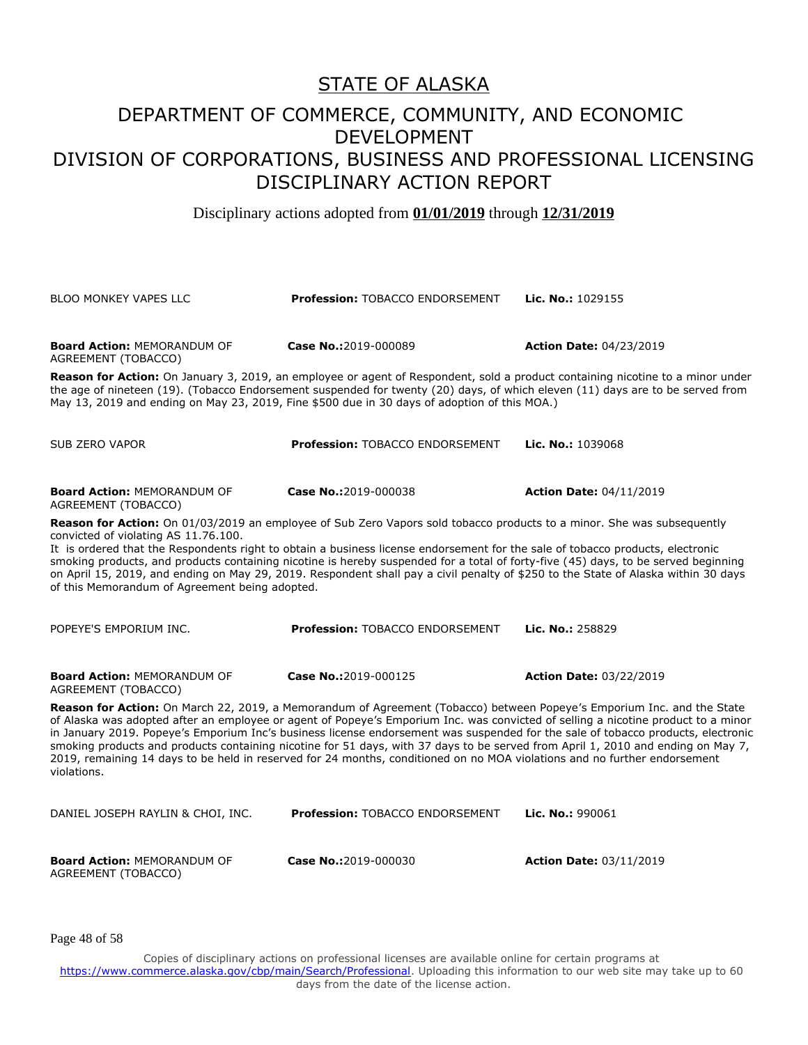# STATE OF ALASKA

## DEPARTMENT OF COMMERCE, COMMUNITY, AND ECONOMIC DEVELOPMENT

## DIVISION OF CORPORATIONS, BUSINESS AND PROFESSIONAL LICENSING

## DISCIPLINARY ACTION REPORT

Disciplinary actions adopted from **01/01/2019** through **12/31/2019**

BLOO MONKEY VAPES LLC | **Profession:** TOBACCO ENDORSEMENT | **Lic. No.:** 1029155

**Board Action:** MEMORANDUM OF AGREEMENT (TOBACCO) | **Case No.:**2019-000089 | **Action Date:** 04/23/2019

**Reason for Action:** On January 3, 2019, an employee or agent of Respondent, sold a product containing nicotine to a minor under the age of nineteen (19). (Tobacco Endorsement suspended for twenty (20) days, of which eleven (11) days are to be served from May 13, 2019 and ending on May 23, 2019, Fine $500 due in 30 days of adoption of this MOA.)

SUB ZERO VAPOR | **Profession:** TOBACCO ENDORSEMENT | **Lic. No.:** 1039068

**Board Action:** MEMORANDUM OF AGREEMENT (TOBACCO) | **Case No.:**2019-000038 | **Action Date:** 04/11/2019

**Reason for Action:** On 01/03/2019 an employee of Sub Zero Vapors sold tobacco products to a minor. She was subsequently convicted of violating AS 11.76.100.
It is ordered that the Respondents right to obtain a business license endorsement for the sale of tobacco products, electronic smoking products, and products containing nicotine is hereby suspended for a total of forty-five (45) days, to be served beginning on April 15, 2019, and ending on May 29, 2019. Respondent shall pay a civil penalty of $250 to the State of Alaska within 30 days of this Memorandum of Agreement being adopted.

POPEYE'S EMPORIUM INC. | **Profession:** TOBACCO ENDORSEMENT | **Lic. No.:** 258829

**Board Action:** MEMORANDUM OF AGREEMENT (TOBACCO) | **Case No.:**2019-000125 | **Action Date:** 03/22/2019

**Reason for Action:** On March 22, 2019, a Memorandum of Agreement (Tobacco) between Popeye's Emporium Inc. and the State of Alaska was adopted after an employee or agent of Popeye's Emporium Inc. was convicted of selling a nicotine product to a minor in January 2019. Popeye's Emporium Inc's business license endorsement was suspended for the sale of tobacco products, electronic smoking products and products containing nicotine for 51 days, with 37 days to be served from April 1, 2010 and ending on May 7, 2019, remaining 14 days to be held in reserved for 24 months, conditioned on no MOA violations and no further endorsement violations.

DANIEL JOSEPH RAYLIN & CHOI, INC. | **Profession:** TOBACCO ENDORSEMENT | **Lic. No.:** 990061

**Board Action:** MEMORANDUM OF AGREEMENT (TOBACCO) | **Case No.:**2019-000030 | **Action Date:** 03/11/2019

Copies of disciplinary actions on professional licenses are available online for certain programs at https://www.commerce.alaska.gov/cbp/main/Search/Professional. Uploading this information to our web site may take up to 60 days from the date of the license action.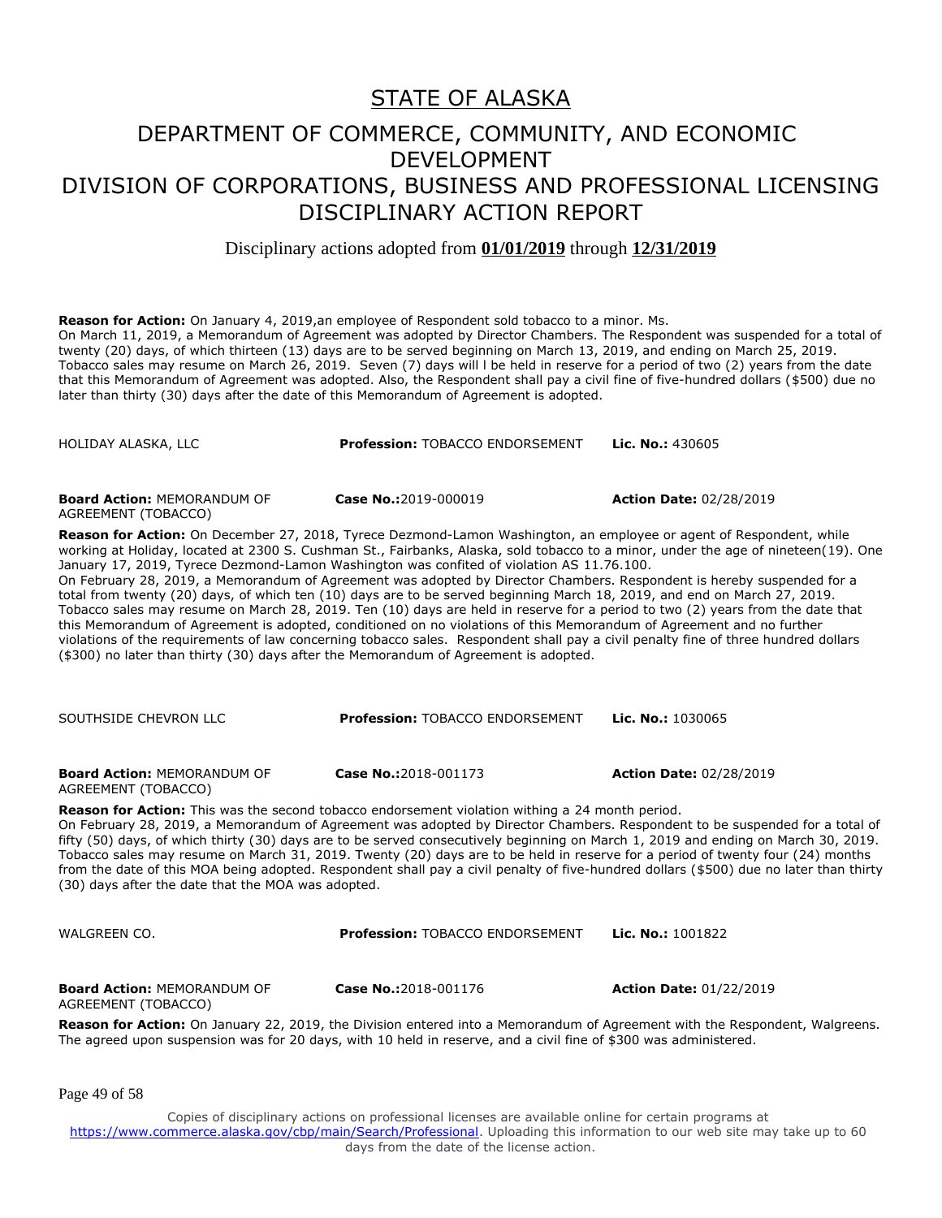**Reason for Action:** On January 4, 2019,an employee of Respondent sold tobacco to a minor. Ms.
On March 11, 2019, a Memorandum of Agreement was adopted by Director Chambers. The Respondent was suspended for a total of twenty (20) days, of which thirteen (13) days are to be served beginning on March 13, 2019, and ending on March 25, 2019. Tobacco sales may resume on March 26, 2019. Seven (7) days will l be held in reserve for a period of two (2) years from the date that this Memorandum of Agreement was adopted. Also, the Respondent shall pay a civil fine of five-hundred dollars ($500) due no later than thirty (30) days after the date of this Memorandum of Agreement is adopted.

HOLIDAY ALASKA, LLC **Profession:** TOBACCO ENDORSEMENT **Lic. No.:** 430605

**Board Action:** MEMORANDUM OF AGREEMENT (TOBACCO) **Case No.:**2019-000019 **Action Date:** 02/28/2019

**Reason for Action:** On December 27, 2018, Tyrece Dezmond-Lamon Washington, an employee or agent of Respondent, while working at Holiday, located at 2300 S. Cushman St., Fairbanks, Alaska, sold tobacco to a minor, under the age of nineteen(19). One January 17, 2019, Tyrece Dezmond-Lamon Washington was confited of violation AS 11.76.100.
On February 28, 2019, a Memorandum of Agreement was adopted by Director Chambers. Respondent is hereby suspended for a total from twenty (20) days, of which ten (10) days are to be served beginning March 18, 2019, and end on March 27, 2019. Tobacco sales may resume on March 28, 2019. Ten (10) days are held in reserve for a period to two (2) years from the date that this Memorandum of Agreement is adopted, conditioned on no violations of this Memorandum of Agreement and no further violations of the requirements of law concerning tobacco sales. Respondent shall pay a civil penalty fine of three hundred dollars ($300) no later than thirty (30) days after the Memorandum of Agreement is adopted.

SOUTHSIDE CHEVRON LLC **Profession:** TOBACCO ENDORSEMENT **Lic. No.:** 1030065

**Board Action:** MEMORANDUM OF AGREEMENT (TOBACCO) **Case No.:**2018-001173 **Action Date:** 02/28/2019

**Reason for Action:** This was the second tobacco endorsement violation withing a 24 month period.
On February 28, 2019, a Memorandum of Agreement was adopted by Director Chambers. Respondent to be suspended for a total of fifty (50) days, of which thirty (30) days are to be served consecutively beginning on March 1, 2019 and ending on March 30, 2019. Tobacco sales may resume on March 31, 2019. Twenty (20) days are to be held in reserve for a period of twenty four (24) months from the date of this MOA being adopted. Respondent shall pay a civil penalty of five-hundred dollars ($500) due no later than thirty (30) days after the date that the MOA was adopted.

WALGREEN CO. **Profession:** TOBACCO ENDORSEMENT **Lic. No.:** 1001822

**Board Action:** MEMORANDUM OF AGREEMENT (TOBACCO) **Case No.:**2018-001176 **Action Date:** 01/22/2019

**Reason for Action:** On January 22, 2019, the Division entered into a Memorandum of Agreement with the Respondent, Walgreens. The agreed upon suspension was for 20 days, with 10 held in reserve, and a civil fine of $300 was administered.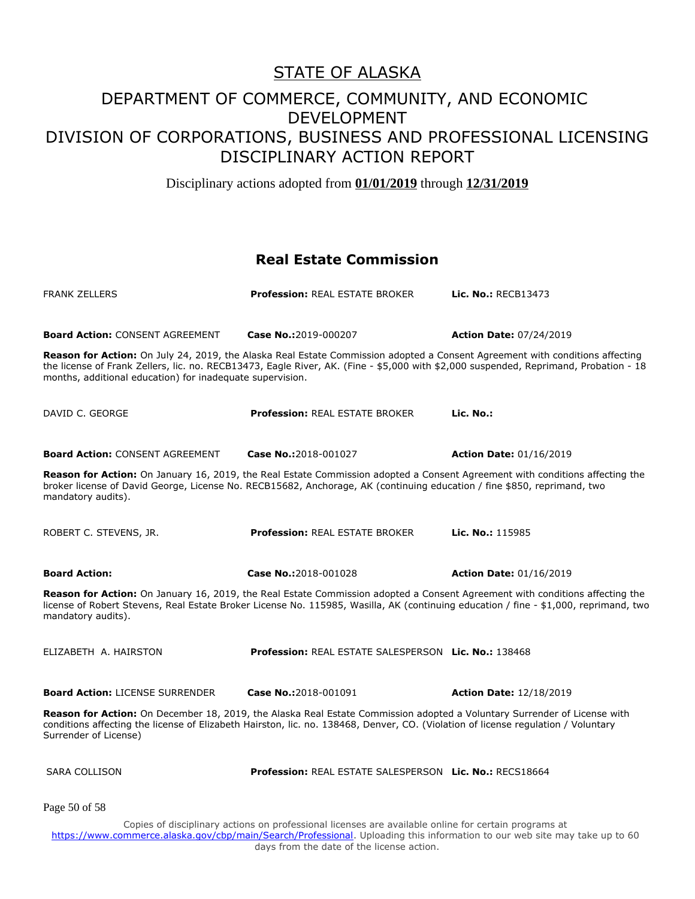# STATE OF ALASKA

## DEPARTMENT OF COMMERCE, COMMUNITY, AND ECONOMIC DEVELOPMENT
## DIVISION OF CORPORATIONS, BUSINESS AND PROFESSIONAL LICENSING
## DISCIPLINARY ACTION REPORT

Disciplinary actions adopted from **01/01/2019** through **12/31/2019**

## Real Estate Commission

FRANK ZELLERS | **Profession:** REAL ESTATE BROKER | **Lic. No.:** RECB13473

**Board Action:** CONSENT AGREEMENT | **Case No.:**2019-000207 | **Action Date:** 07/24/2019

**Reason for Action:** On July 24, 2019, the Alaska Real Estate Commission adopted a Consent Agreement with conditions affecting the license of Frank Zellers, lic. no. RECB13473, Eagle River, AK. (Fine - $5,000 with $2,000 suspended, Reprimand, Probation - 18 months, additional education) for inadequate supervision.

DAVID C. GEORGE | **Profession:** REAL ESTATE BROKER | **Lic. No.:**

**Board Action:** CONSENT AGREEMENT | **Case No.:**2018-001027 | **Action Date:** 01/16/2019

**Reason for Action:** On January 16, 2019, the Real Estate Commission adopted a Consent Agreement with conditions affecting the broker license of David George, License No. RECB15682, Anchorage, AK (continuing education / fine $850, reprimand, two mandatory audits).

ROBERT C. STEVENS, JR. | **Profession:** REAL ESTATE BROKER | **Lic. No.:** 115985

**Board Action:** | **Case No.:**2018-001028 | **Action Date:** 01/16/2019

**Reason for Action:** On January 16, 2019, the Real Estate Commission adopted a Consent Agreement with conditions affecting the license of Robert Stevens, Real Estate Broker License No. 115985, Wasilla, AK (continuing education / fine - $1,000, reprimand, two mandatory audits).

ELIZABETH A. HAIRSTON | **Profession:** REAL ESTATE SALESPERSON | **Lic. No.:** 138468

**Board Action:** LICENSE SURRENDER | **Case No.:**2018-001091 | **Action Date:** 12/18/2019

**Reason for Action:** On December 18, 2019, the Alaska Real Estate Commission adopted a Voluntary Surrender of License with conditions affecting the license of Elizabeth Hairston, lic. no. 138468, Denver, CO. (Violation of license regulation / Voluntary Surrender of License)

SARA COLLISON | **Profession:** REAL ESTATE SALESPERSON | **Lic. No.:** RECS18664

Copies of disciplinary actions on professional licenses are available online for certain programs at https://www.commerce.alaska.gov/cbp/main/Search/Professional. Uploading this information to our web site may take up to 60 days from the date of the license action.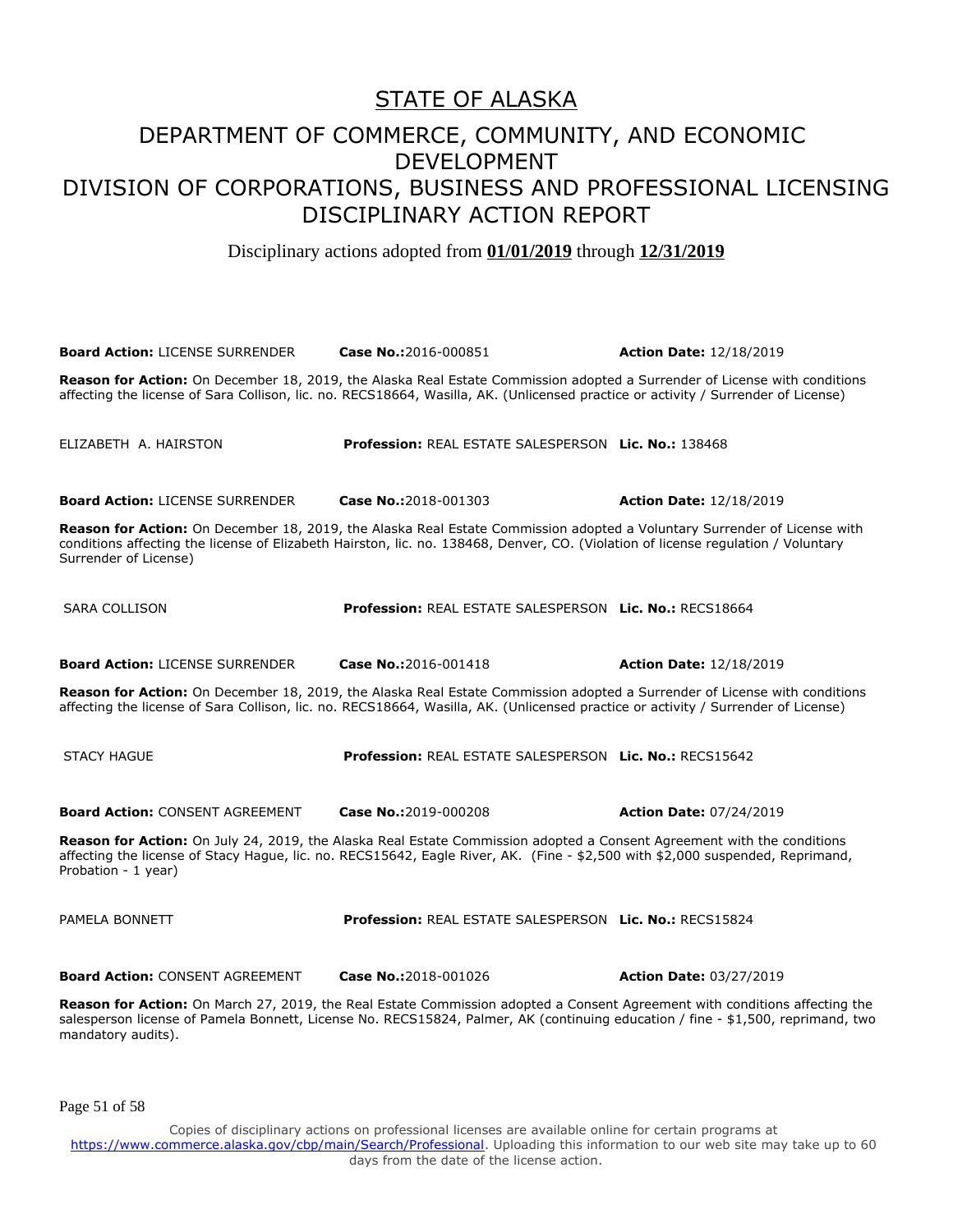# STATE OF ALASKA

## DEPARTMENT OF COMMERCE, COMMUNITY, AND ECONOMIC DEVELOPMENT
## DIVISION OF CORPORATIONS, BUSINESS AND PROFESSIONAL LICENSING
## DISCIPLINARY ACTION REPORT

Disciplinary actions adopted from **01/01/2019** through **12/31/2019**

**Board Action:** LICENSE SURRENDER **Case No.:**2016-000851 **Action Date:** 12/18/2019

**Reason for Action:** On December 18, 2019, the Alaska Real Estate Commission adopted a Surrender of License with conditions affecting the license of Sara Collison, lic. no. RECS18664, Wasilla, AK. (Unlicensed practice or activity / Surrender of License)

ELIZABETH A. HAIRSTON **Profession:** REAL ESTATE SALESPERSON **Lic. No.:** 138468

**Board Action:** LICENSE SURRENDER **Case No.:**2018-001303 **Action Date:** 12/18/2019

**Reason for Action:** On December 18, 2019, the Alaska Real Estate Commission adopted a Voluntary Surrender of License with conditions affecting the license of Elizabeth Hairston, lic. no. 138468, Denver, CO. (Violation of license regulation / Voluntary Surrender of License)

SARA COLLISON **Profession:** REAL ESTATE SALESPERSON **Lic. No.:** RECS18664

**Board Action:** LICENSE SURRENDER **Case No.:**2016-001418 **Action Date:** 12/18/2019

**Reason for Action:** On December 18, 2019, the Alaska Real Estate Commission adopted a Surrender of License with conditions affecting the license of Sara Collison, lic. no. RECS18664, Wasilla, AK. (Unlicensed practice or activity / Surrender of License)

STACY HAGUE **Profession:** REAL ESTATE SALESPERSON **Lic. No.:** RECS15642

**Board Action:** CONSENT AGREEMENT **Case No.:**2019-000208 **Action Date:** 07/24/2019

**Reason for Action:** On July 24, 2019, the Alaska Real Estate Commission adopted a Consent Agreement with the conditions affecting the license of Stacy Hague, lic. no. RECS15642, Eagle River, AK. (Fine - $2,500 with $2,000 suspended, Reprimand, Probation - 1 year)

PAMELA BONNETT **Profession:** REAL ESTATE SALESPERSON **Lic. No.:** RECS15824

**Board Action:** CONSENT AGREEMENT **Case No.:**2018-001026 **Action Date:** 03/27/2019

**Reason for Action:** On March 27, 2019, the Real Estate Commission adopted a Consent Agreement with conditions affecting the salesperson license of Pamela Bonnett, License No. RECS15824, Palmer, AK (continuing education / fine - $1,500, reprimand, two mandatory audits).

Copies of disciplinary actions on professional licenses are available online for certain programs at https://www.commerce.alaska.gov/cbp/main/Search/Professional. Uploading this information to our web site may take up to 60 days from the date of the license action.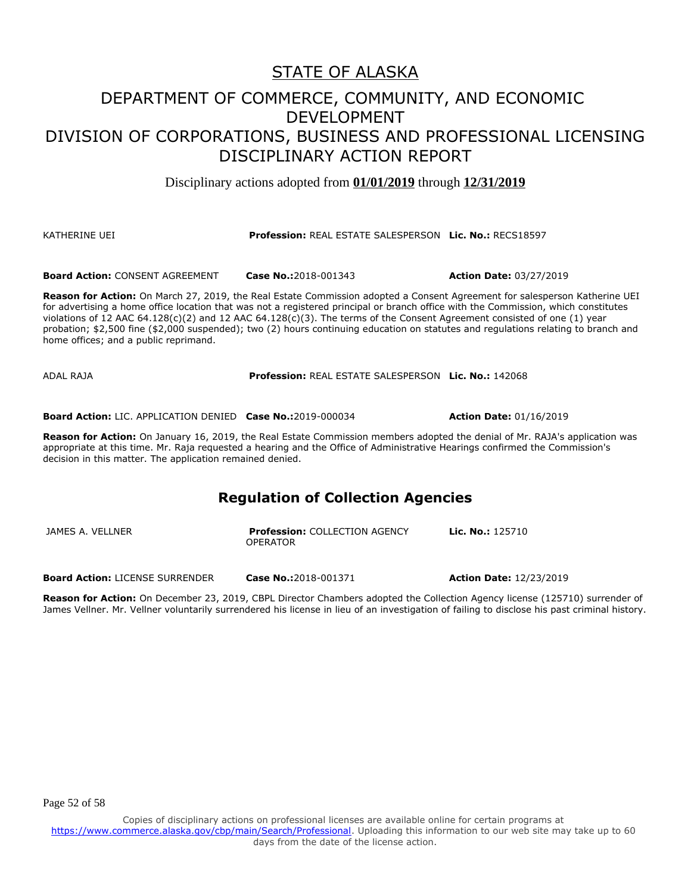# STATE OF ALASKA

## DEPARTMENT OF COMMERCE, COMMUNITY, AND ECONOMIC DEVELOPMENT
## DIVISION OF CORPORATIONS, BUSINESS AND PROFESSIONAL LICENSING
## DISCIPLINARY ACTION REPORT

Disciplinary actions adopted from **01/01/2019** through **12/31/2019**

KATHERINE UEI **Profession:** REAL ESTATE SALESPERSON **Lic. No.:** RECS18597

**Board Action:** CONSENT AGREEMENT **Case No.:** 2018-001343 **Action Date:** 03/27/2019

**Reason for Action:** On March 27, 2019, the Real Estate Commission adopted a Consent Agreement for salesperson Katherine UEI for advertising a home office location that was not a registered principal or branch office with the Commission, which constitutes violations of 12 AAC 64.128(c)(2) and 12 AAC 64.128(c)(3). The terms of the Consent Agreement consisted of one (1) year probation; $2,500 fine ($2,000 suspended); two (2) hours continuing education on statutes and regulations relating to branch and home offices; and a public reprimand.

ADAL RAJA **Profession:** REAL ESTATE SALESPERSON **Lic. No.:** 142068

**Board Action:** LIC. APPLICATION DENIED **Case No.:** 2019-000034 **Action Date:** 01/16/2019

**Reason for Action:** On January 16, 2019, the Real Estate Commission members adopted the denial of Mr. RAJA's application was appropriate at this time. Mr. Raja requested a hearing and the Office of Administrative Hearings confirmed the Commission's decision in this matter. The application remained denied.

## Regulation of Collection Agencies

JAMES A. VELLNER **Profession:** COLLECTION AGENCY OPERATOR **Lic. No.:** 125710

**Board Action:** LICENSE SURRENDER **Case No.:** 2018-001371 **Action Date:** 12/23/2019

**Reason for Action:** On December 23, 2019, CBPL Director Chambers adopted the Collection Agency license (125710) surrender of James Vellner. Mr. Vellner voluntarily surrendered his license in lieu of an investigation of failing to disclose his past criminal history.

Copies of disciplinary actions on professional licenses are available online for certain programs at https://www.commerce.alaska.gov/cbp/main/Search/Professional. Uploading this information to our web site may take up to 60 days from the date of the license action.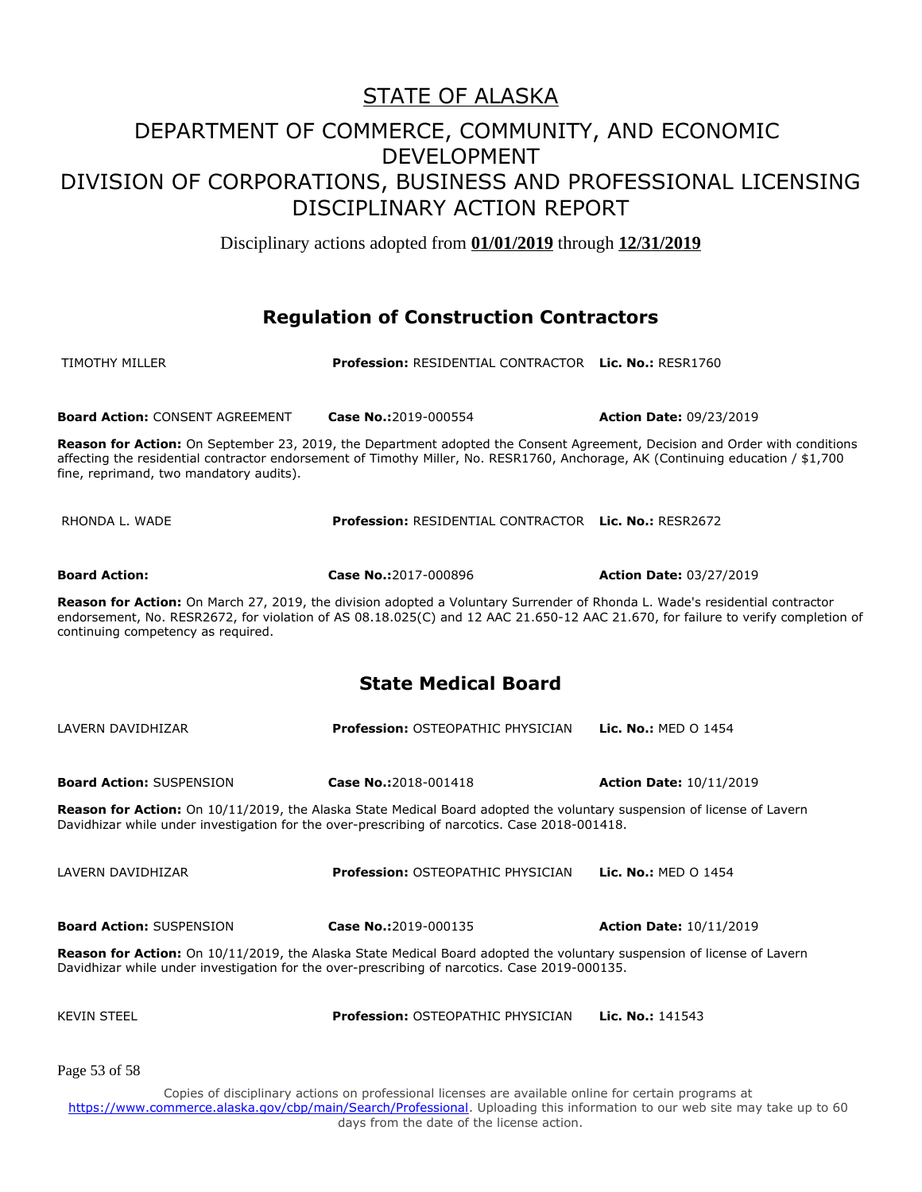# STATE OF ALASKA

## DEPARTMENT OF COMMERCE, COMMUNITY, AND ECONOMIC DEVELOPMENT
## DIVISION OF CORPORATIONS, BUSINESS AND PROFESSIONAL LICENSING
## DISCIPLINARY ACTION REPORT

Disciplinary actions adopted from **01/01/2019** through **12/31/2019**

### Regulation of Construction Contractors

TIMOTHY MILLER **Profession:** RESIDENTIAL CONTRACTOR **Lic. No.:** RESR1760

**Board Action:** CONSENT AGREEMENT **Case No.:**2019-000554 **Action Date:** 09/23/2019

**Reason for Action:** On September 23, 2019, the Department adopted the Consent Agreement, Decision and Order with conditions affecting the residential contractor endorsement of Timothy Miller, No. RESR1760, Anchorage, AK (Continuing education / $1,700 fine, reprimand, two mandatory audits).

RHONDA L. WADE **Profession:** RESIDENTIAL CONTRACTOR **Lic. No.:** RESR2672

**Board Action:** **Case No.:**2017-000896 **Action Date:** 03/27/2019

**Reason for Action:** On March 27, 2019, the division adopted a Voluntary Surrender of Rhonda L. Wade's residential contractor endorsement, No. RESR2672, for violation of AS 08.18.025(C) and 12 AAC 21.650-12 AAC 21.670, for failure to verify completion of continuing competency as required.

### State Medical Board

LAVERN DAVIDHIZAR **Profession:** OSTEOPATHIC PHYSICIAN **Lic. No.:** MED O 1454

**Board Action:** SUSPENSION **Case No.:**2018-001418 **Action Date:** 10/11/2019

**Reason for Action:** On 10/11/2019, the Alaska State Medical Board adopted the voluntary suspension of license of Lavern Davidhizar while under investigation for the over-prescribing of narcotics. Case 2018-001418.

LAVERN DAVIDHIZAR **Profession:** OSTEOPATHIC PHYSICIAN **Lic. No.:** MED O 1454

**Board Action:** SUSPENSION **Case No.:**2019-000135 **Action Date:** 10/11/2019

**Reason for Action:** On 10/11/2019, the Alaska State Medical Board adopted the voluntary suspension of license of Lavern Davidhizar while under investigation for the over-prescribing of narcotics. Case 2019-000135.

KEVIN STEEL **Profession:** OSTEOPATHIC PHYSICIAN **Lic. No.:** 141543

Copies of disciplinary actions on professional licenses are available online for certain programs at https://www.commerce.alaska.gov/cbp/main/Search/Professional. Uploading this information to our web site may take up to 60 days from the date of the license action.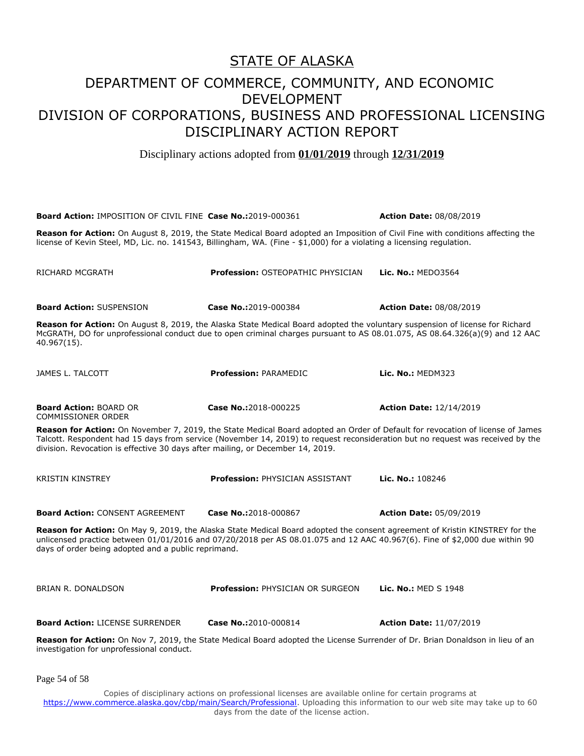# STATE OF ALASKA

## DEPARTMENT OF COMMERCE, COMMUNITY, AND ECONOMIC DEVELOPMENT

## DIVISION OF CORPORATIONS, BUSINESS AND PROFESSIONAL LICENSING

## DISCIPLINARY ACTION REPORT

Disciplinary actions adopted from **01/01/2019** through **12/31/2019**

**Board Action:** IMPOSITION OF CIVIL FINE **Case No.:**2019-000361 **Action Date:** 08/08/2019

**Reason for Action:** On August 8, 2019, the State Medical Board adopted an Imposition of Civil Fine with conditions affecting the license of Kevin Steel, MD, Lic. no. 141543, Billingham, WA. (Fine - $1,000) for a violating a licensing regulation.

RICHARD MCGRATH **Profession:** OSTEOPATHIC PHYSICIAN **Lic. No.:** MEDO3564

**Board Action:** SUSPENSION **Case No.:**2019-000384 **Action Date:** 08/08/2019

**Reason for Action:** On August 8, 2019, the Alaska State Medical Board adopted the voluntary suspension of license for Richard McGRATH, DO for unprofessional conduct due to open criminal charges pursuant to AS 08.01.075, AS 08.64.326(a)(9) and 12 AAC 40.967(15).

JAMES L. TALCOTT **Profession:** PARAMEDIC **Lic. No.:** MEDM323

**Board Action:** BOARD OR COMMISSIONER ORDER **Case No.:**2018-000225 **Action Date:** 12/14/2019

**Reason for Action:** On November 7, 2019, the State Medical Board adopted an Order of Default for revocation of license of James Talcott. Respondent had 15 days from service (November 14, 2019) to request reconsideration but no request was received by the division. Revocation is effective 30 days after mailing, or December 14, 2019.

KRISTIN KINSTREY **Profession:** PHYSICIAN ASSISTANT **Lic. No.:** 108246

**Board Action:** CONSENT AGREEMENT **Case No.:**2018-000867 **Action Date:** 05/09/2019

**Reason for Action:** On May 9, 2019, the Alaska State Medical Board adopted the consent agreement of Kristin KINSTREY for the unlicensed practice between 01/01/2016 and 07/20/2018 per AS 08.01.075 and 12 AAC 40.967(6). Fine of $2,000 due within 90 days of order being adopted and a public reprimand.

BRIAN R. DONALDSON **Profession:** PHYSICIAN OR SURGEON **Lic. No.:** MED S 1948

**Board Action:** LICENSE SURRENDER **Case No.:**2010-000814 **Action Date:** 11/07/2019

**Reason for Action:** On Nov 7, 2019, the State Medical Board adopted the License Surrender of Dr. Brian Donaldson in lieu of an investigation for unprofessional conduct.

Copies of disciplinary actions on professional licenses are available online for certain programs at https://www.commerce.alaska.gov/cbp/main/Search/Professional. Uploading this information to our web site may take up to 60 days from the date of the license action.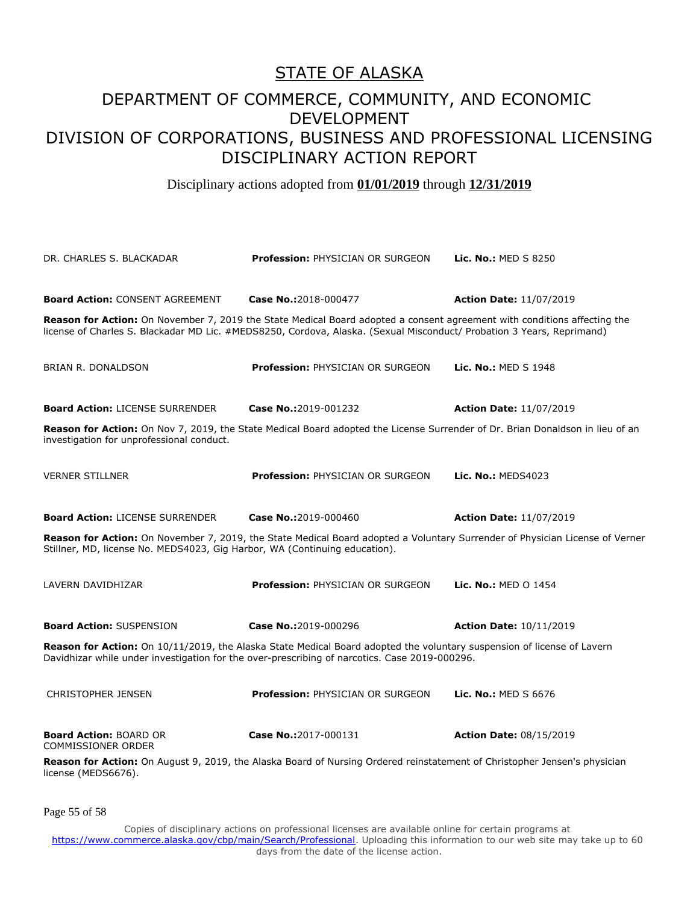# STATE OF ALASKA

## DEPARTMENT OF COMMERCE, COMMUNITY, AND ECONOMIC DEVELOPMENT
## DIVISION OF CORPORATIONS, BUSINESS AND PROFESSIONAL LICENSING
## DISCIPLINARY ACTION REPORT

Disciplinary actions adopted from **01/01/2019** through **12/31/2019**

DR. CHARLES S. BLACKADAR | **Profession:** PHYSICIAN OR SURGEON | **Lic. No.:** MED S 8250

**Board Action:** CONSENT AGREEMENT | **Case No.:**2018-000477 | **Action Date:** 11/07/2019

**Reason for Action:** On November 7, 2019 the State Medical Board adopted a consent agreement with conditions affecting the license of Charles S. Blackadar MD Lic. #MEDS8250, Cordova, Alaska. (Sexual Misconduct/ Probation 3 Years, Reprimand)

BRIAN R. DONALDSON | **Profession:** PHYSICIAN OR SURGEON | **Lic. No.:** MED S 1948

**Board Action:** LICENSE SURRENDER | **Case No.:**2019-001232 | **Action Date:** 11/07/2019

**Reason for Action:** On Nov 7, 2019, the State Medical Board adopted the License Surrender of Dr. Brian Donaldson in lieu of an investigation for unprofessional conduct.

VERNER STILLNER | **Profession:** PHYSICIAN OR SURGEON | **Lic. No.:** MEDS4023

**Board Action:** LICENSE SURRENDER | **Case No.:**2019-000460 | **Action Date:** 11/07/2019

**Reason for Action:** On November 7, 2019, the State Medical Board adopted a Voluntary Surrender of Physician License of Verner Stillner, MD, license No. MEDS4023, Gig Harbor, WA (Continuing education).

LAVERN DAVIDHIZAR | **Profession:** PHYSICIAN OR SURGEON | **Lic. No.:** MED O 1454

**Board Action:** SUSPENSION | **Case No.:**2019-000296 | **Action Date:** 10/11/2019

**Reason for Action:** On 10/11/2019, the Alaska State Medical Board adopted the voluntary suspension of license of Lavern Davidhizar while under investigation for the over-prescribing of narcotics. Case 2019-000296.

CHRISTOPHER JENSEN | **Profession:** PHYSICIAN OR SURGEON | **Lic. No.:** MED S 6676

**Board Action:** BOARD OR COMMISSIONER ORDER | **Case No.:**2017-000131 | **Action Date:** 08/15/2019

**Reason for Action:** On August 9, 2019, the Alaska Board of Nursing Ordered reinstatement of Christopher Jensen's physician license (MEDS6676).

Copies of disciplinary actions on professional licenses are available online for certain programs at https://www.commerce.alaska.gov/cbp/main/Search/Professional. Uploading this information to our web site may take up to 60 days from the date of the license action.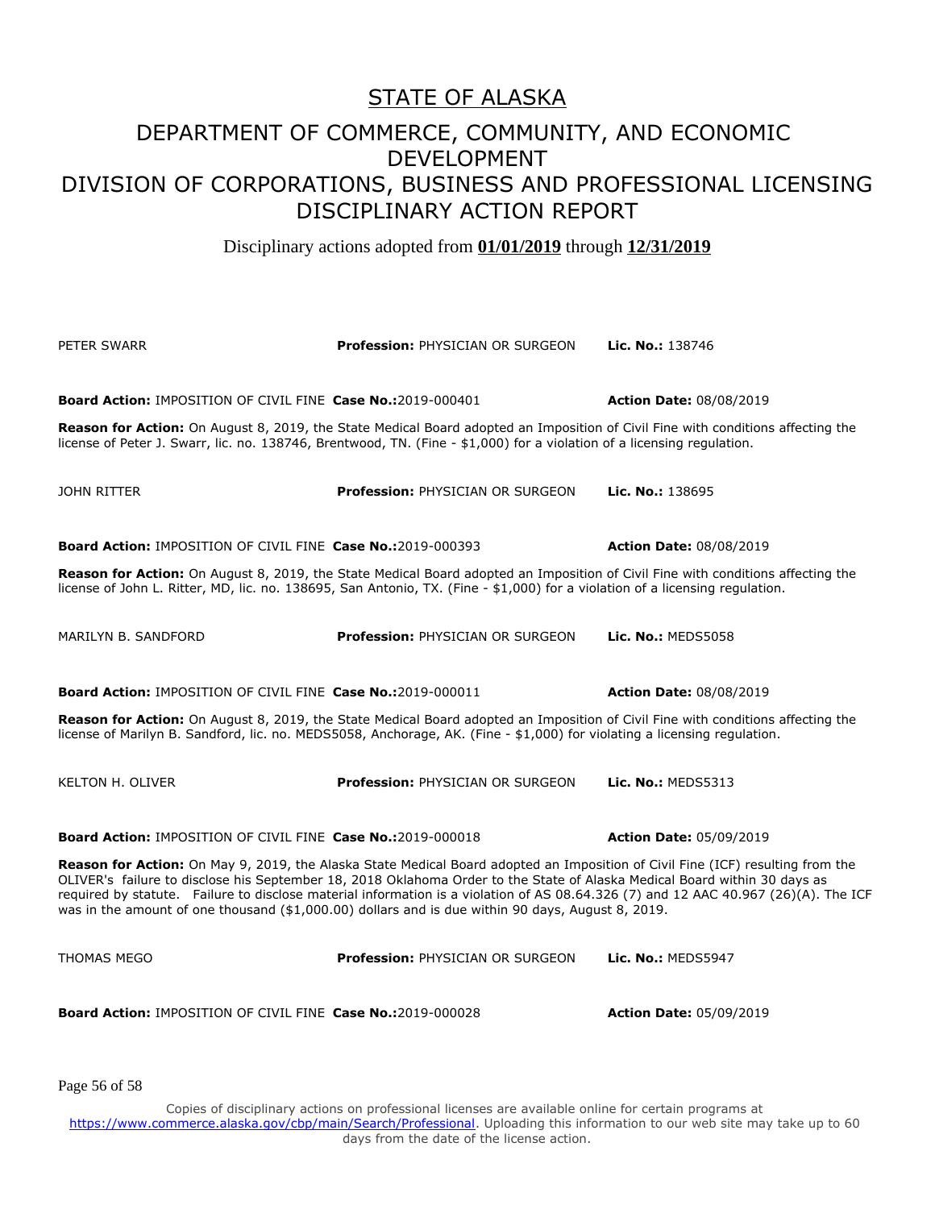# STATE OF ALASKA

## DEPARTMENT OF COMMERCE, COMMUNITY, AND ECONOMIC DEVELOPMENT

## DIVISION OF CORPORATIONS, BUSINESS AND PROFESSIONAL LICENSING

## DISCIPLINARY ACTION REPORT

Disciplinary actions adopted from **01/01/2019** through **12/31/2019**

PETER SWARR **Profession:** PHYSICIAN OR SURGEON **Lic. No.:** 138746

**Board Action:** IMPOSITION OF CIVIL FINE **Case No.:**2019-000401 **Action Date:** 08/08/2019

**Reason for Action:** On August 8, 2019, the State Medical Board adopted an Imposition of Civil Fine with conditions affecting the license of Peter J. Swarr, lic. no. 138746, Brentwood, TN. (Fine - $1,000) for a violation of a licensing regulation.

JOHN RITTER **Profession:** PHYSICIAN OR SURGEON **Lic. No.:** 138695

**Board Action:** IMPOSITION OF CIVIL FINE **Case No.:**2019-000393 **Action Date:** 08/08/2019

**Reason for Action:** On August 8, 2019, the State Medical Board adopted an Imposition of Civil Fine with conditions affecting the license of John L. Ritter, MD, lic. no. 138695, San Antonio, TX. (Fine - $1,000) for a violation of a licensing regulation.

MARILYN B. SANDFORD **Profession:** PHYSICIAN OR SURGEON **Lic. No.:** MEDS5058

**Board Action:** IMPOSITION OF CIVIL FINE **Case No.:**2019-000011 **Action Date:** 08/08/2019

**Reason for Action:** On August 8, 2019, the State Medical Board adopted an Imposition of Civil Fine with conditions affecting the license of Marilyn B. Sandford, lic. no. MEDS5058, Anchorage, AK. (Fine - $1,000) for violating a licensing regulation.

KELTON H. OLIVER **Profession:** PHYSICIAN OR SURGEON **Lic. No.:** MEDS5313

**Board Action:** IMPOSITION OF CIVIL FINE **Case No.:**2019-000018 **Action Date:** 05/09/2019

**Reason for Action:** On May 9, 2019, the Alaska State Medical Board adopted an Imposition of Civil Fine (ICF) resulting from the OLIVER's failure to disclose his September 18, 2018 Oklahoma Order to the State of Alaska Medical Board within 30 days as required by statute. Failure to disclose material information is a violation of AS 08.64.326 (7) and 12 AAC 40.967 (26)(A). The ICF was in the amount of one thousand ($1,000.00) dollars and is due within 90 days, August 8, 2019.

THOMAS MEGO **Profession:** PHYSICIAN OR SURGEON **Lic. No.:** MEDS5947

**Board Action:** IMPOSITION OF CIVIL FINE **Case No.:**2019-000028 **Action Date:** 05/09/2019

Copies of disciplinary actions on professional licenses are available online for certain programs at https://www.commerce.alaska.gov/cbp/main/Search/Professional. Uploading this information to our web site may take up to 60 days from the date of the license action.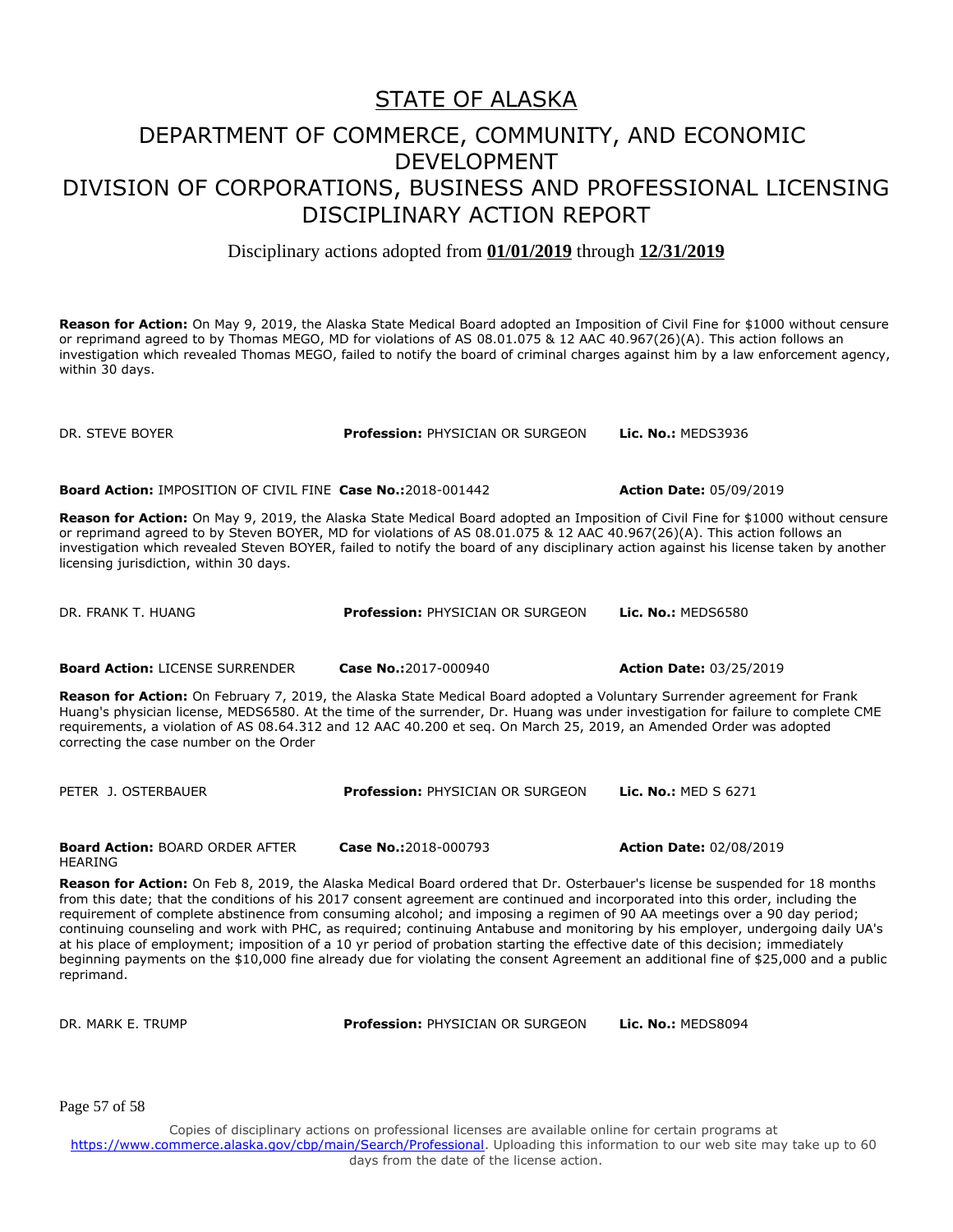# STATE OF ALASKA

# DEPARTMENT OF COMMERCE, COMMUNITY, AND ECONOMIC DEVELOPMENT
# DIVISION OF CORPORATIONS, BUSINESS AND PROFESSIONAL LICENSING
# DISCIPLINARY ACTION REPORT

Disciplinary actions adopted from **01/01/2019** through **12/31/2019**

**Reason for Action:** On May 9, 2019, the Alaska State Medical Board adopted an Imposition of Civil Fine for $1000 without censure or reprimand agreed to by Thomas MEGO, MD for violations of AS 08.01.075 & 12 AAC 40.967(26)(A). This action follows an investigation which revealed Thomas MEGO, failed to notify the board of criminal charges against him by a law enforcement agency, within 30 days.

DR. STEVE BOYER **Profession:** PHYSICIAN OR SURGEON **Lic. No.:** MEDS3936

**Board Action:** IMPOSITION OF CIVIL FINE **Case No.:**2018-001442 **Action Date:** 05/09/2019

**Reason for Action:** On May 9, 2019, the Alaska State Medical Board adopted an Imposition of Civil Fine for $1000 without censure or reprimand agreed to by Steven BOYER, MD for violations of AS 08.01.075 & 12 AAC 40.967(26)(A). This action follows an investigation which revealed Steven BOYER, failed to notify the board of any disciplinary action against his license taken by another licensing jurisdiction, within 30 days.

DR. FRANK T. HUANG **Profession:** PHYSICIAN OR SURGEON **Lic. No.:** MEDS6580

**Board Action:** LICENSE SURRENDER **Case No.:**2017-000940 **Action Date:** 03/25/2019

**Reason for Action:** On February 7, 2019, the Alaska State Medical Board adopted a Voluntary Surrender agreement for Frank Huang's physician license, MEDS6580. At the time of the surrender, Dr. Huang was under investigation for failure to complete CME requirements, a violation of AS 08.64.312 and 12 AAC 40.200 et seq. On March 25, 2019, an Amended Order was adopted correcting the case number on the Order

PETER J. OSTERBAUER **Profession:** PHYSICIAN OR SURGEON **Lic. No.:** MED S 6271

**Board Action:** BOARD ORDER AFTER HEARING **Case No.:**2018-000793 **Action Date:** 02/08/2019

**Reason for Action:** On Feb 8, 2019, the Alaska Medical Board ordered that Dr. Osterbauer's license be suspended for 18 months from this date; that the conditions of his 2017 consent agreement are continued and incorporated into this order, including the requirement of complete abstinence from consuming alcohol; and imposing a regimen of 90 AA meetings over a 90 day period; continuing counseling and work with PHC, as required; continuing Antabuse and monitoring by his employer, undergoing daily UA's at his place of employment; imposition of a 10 yr period of probation starting the effective date of this decision; immediately beginning payments on the $10,000 fine already due for violating the consent Agreement an additional fine of $25,000 and a public reprimand.

DR. MARK E. TRUMP **Profession:** PHYSICIAN OR SURGEON **Lic. No.:** MEDS8094

Copies of disciplinary actions on professional licenses are available online for certain programs at https://www.commerce.alaska.gov/cbp/main/Search/Professional. Uploading this information to our web site may take up to 60 days from the date of the license action.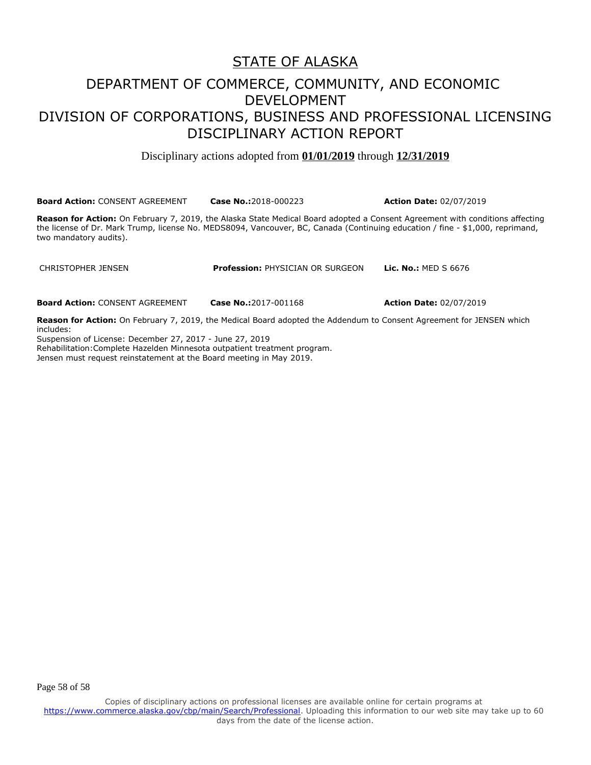# STATE OF ALASKA

## DEPARTMENT OF COMMERCE, COMMUNITY, AND ECONOMIC DEVELOPMENT

## DIVISION OF CORPORATIONS, BUSINESS AND PROFESSIONAL LICENSING

## DISCIPLINARY ACTION REPORT

Disciplinary actions adopted from **01/01/2019** through **12/31/2019**

**Board Action:** CONSENT AGREEMENT **Case No.:**2018-000223 **Action Date:** 02/07/2019

**Reason for Action:** On February 7, 2019, the Alaska State Medical Board adopted a Consent Agreement with conditions affecting the license of Dr. Mark Trump, license No. MEDS8094, Vancouver, BC, Canada (Continuing education / fine - $1,000, reprimand, two mandatory audits).

CHRISTOPHER JENSEN **Profession:** PHYSICIAN OR SURGEON **Lic. No.:** MED S 6676

**Board Action:** CONSENT AGREEMENT **Case No.:**2017-001168 **Action Date:** 02/07/2019

**Reason for Action:** On February 7, 2019, the Medical Board adopted the Addendum to Consent Agreement for JENSEN which includes:
Suspension of License: December 27, 2017 - June 27, 2019
Rehabilitation:Complete Hazelden Minnesota outpatient treatment program.
Jensen must request reinstatement at the Board meeting in May 2019.

Copies of disciplinary actions on professional licenses are available online for certain programs at https://www.commerce.alaska.gov/cbp/main/Search/Professional. Uploading this information to our web site may take up to 60 days from the date of the license action.